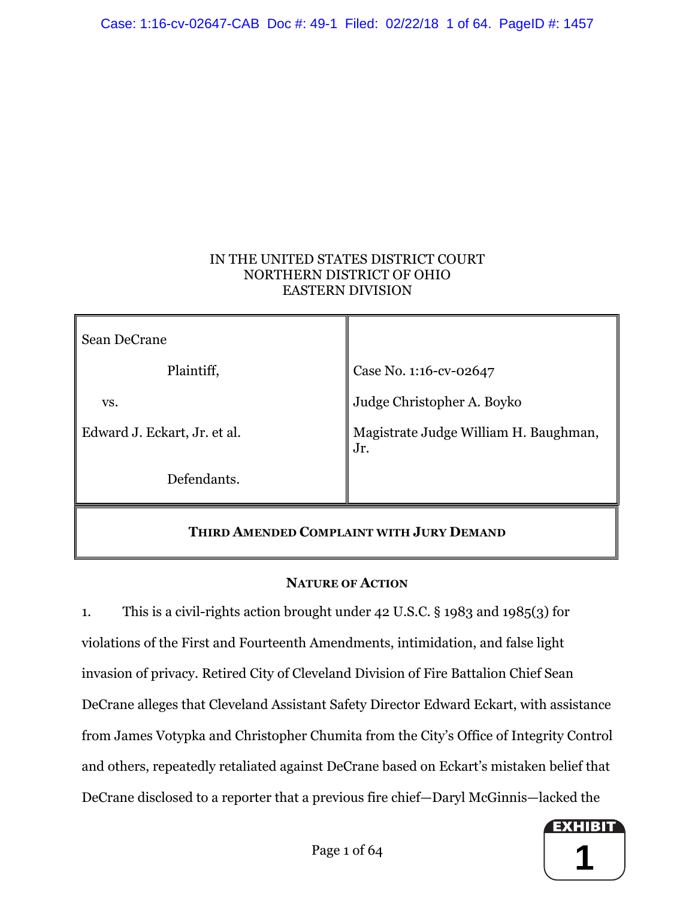IN THE UNITED STATES DISTRICT COURT
NORTHERN DISTRICT OF OHIO
EASTERN DIVISION

| | |
|---|---|
| Sean DeCrane<br><br>Plaintiff,<br><br>vs.<br><br>Edward J. Eckart, Jr. et al.<br><br>Defendants. | Case No. 1:16-cv-02647<br><br>Judge Christopher A. Boyko<br><br>Magistrate Judge William H. Baughman, Jr. |

**THIRD AMENDED COMPLAINT WITH JURY DEMAND**

## NATURE OF ACTION

1. This is a civil-rights action brought under 42 U.S.C. § 1983 and 1985(3) for violations of the First and Fourteenth Amendments, intimidation, and false light invasion of privacy. Retired City of Cleveland Division of Fire Battalion Chief Sean DeCrane alleges that Cleveland Assistant Safety Director Edward Eckart, with assistance from James Votypka and Christopher Chumita from the City's Office of Integrity Control and others, repeatedly retaliated against DeCrane based on Eckart's mistaken belief that DeCrane disclosed to a reporter that a previous fire chief—Daryl McGinnis—lacked the

EXHIBIT 1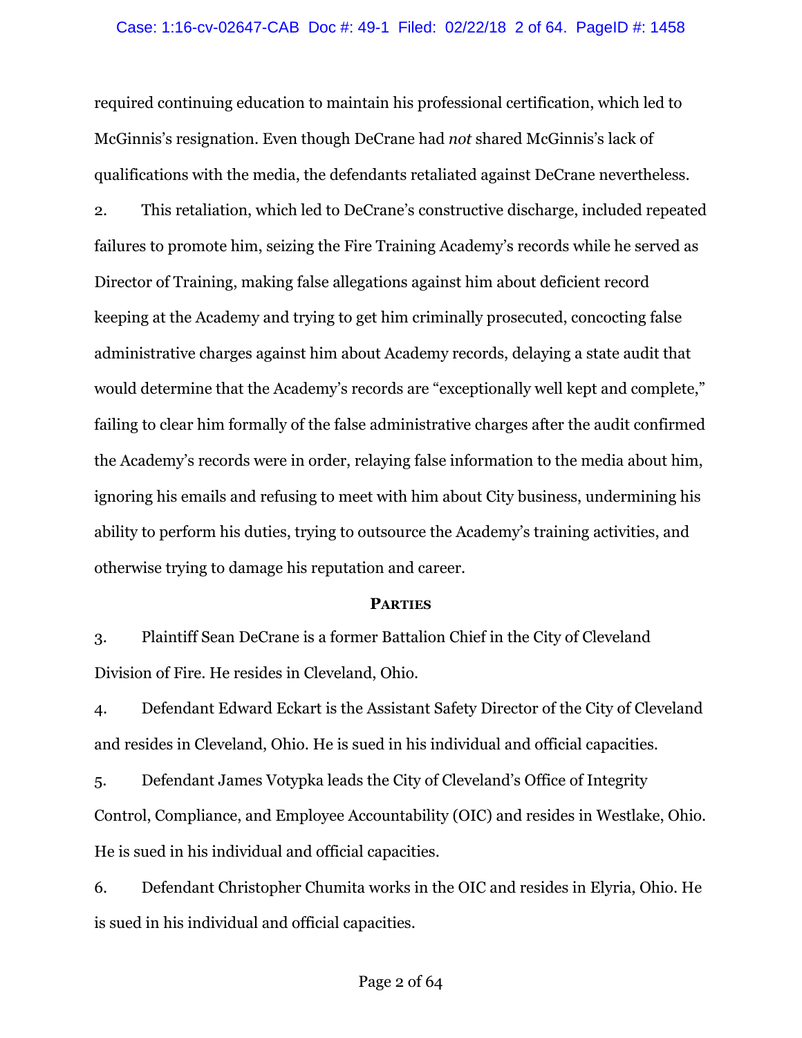required continuing education to maintain his professional certification, which led to McGinnis's resignation. Even though DeCrane had *not* shared McGinnis's lack of qualifications with the media, the defendants retaliated against DeCrane nevertheless.

2. This retaliation, which led to DeCrane's constructive discharge, included repeated failures to promote him, seizing the Fire Training Academy's records while he served as Director of Training, making false allegations against him about deficient record keeping at the Academy and trying to get him criminally prosecuted, concocting false administrative charges against him about Academy records, delaying a state audit that would determine that the Academy's records are "exceptionally well kept and complete," failing to clear him formally of the false administrative charges after the audit confirmed the Academy's records were in order, relaying false information to the media about him, ignoring his emails and refusing to meet with him about City business, undermining his ability to perform his duties, trying to outsource the Academy's training activities, and otherwise trying to damage his reputation and career.

## Parties

3. Plaintiff Sean DeCrane is a former Battalion Chief in the City of Cleveland Division of Fire. He resides in Cleveland, Ohio.

4. Defendant Edward Eckart is the Assistant Safety Director of the City of Cleveland and resides in Cleveland, Ohio. He is sued in his individual and official capacities.

5. Defendant James Votypka leads the City of Cleveland's Office of Integrity Control, Compliance, and Employee Accountability (OIC) and resides in Westlake, Ohio. He is sued in his individual and official capacities.

6. Defendant Christopher Chumita works in the OIC and resides in Elyria, Ohio. He is sued in his individual and official capacities.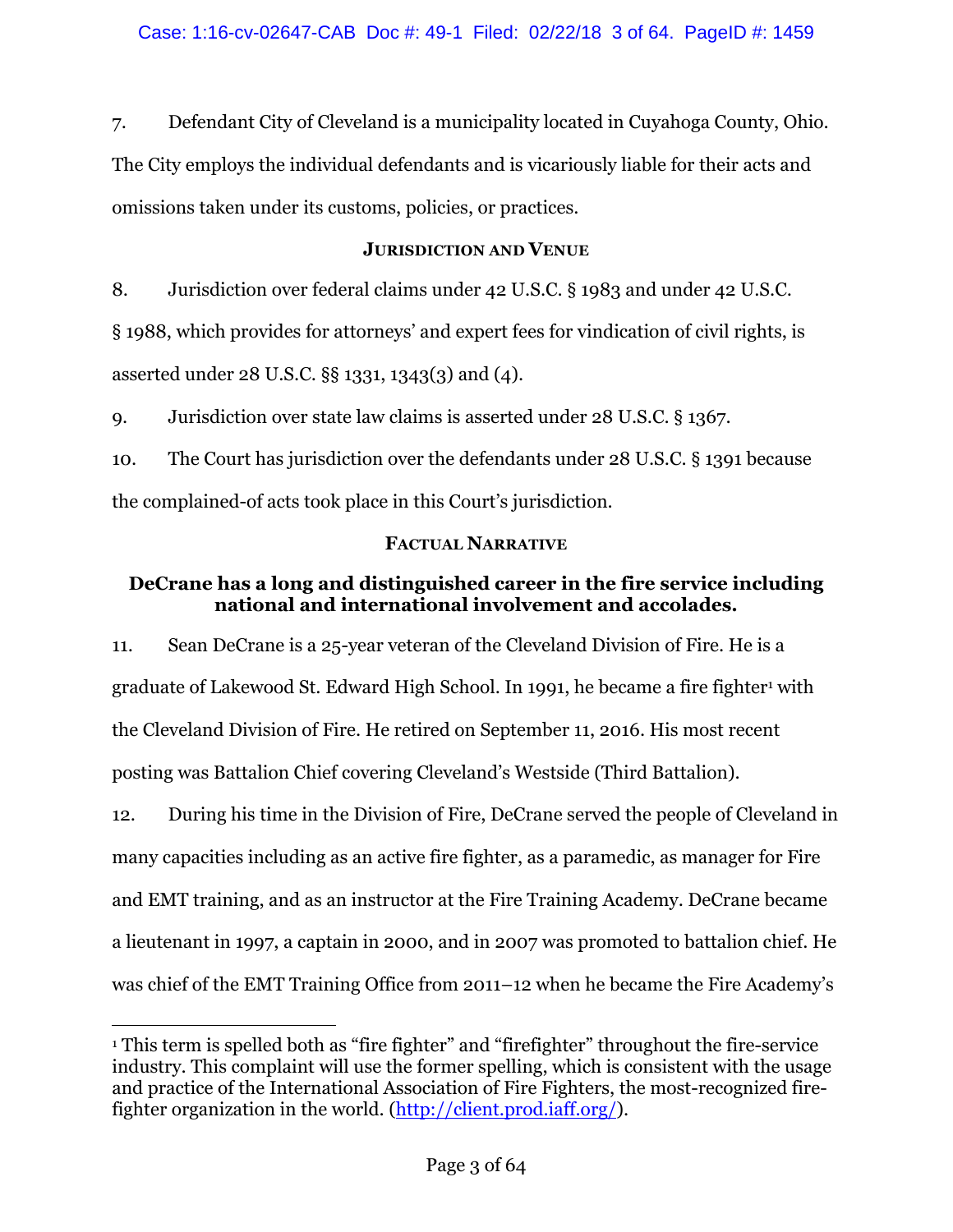7. Defendant City of Cleveland is a municipality located in Cuyahoga County, Ohio. The City employs the individual defendants and is vicariously liable for their acts and omissions taken under its customs, policies, or practices.

## JURISDICTION AND VENUE

8. Jurisdiction over federal claims under 42 U.S.C. § 1983 and under 42 U.S.C. § 1988, which provides for attorneys' and expert fees for vindication of civil rights, is asserted under 28 U.S.C. §§ 1331, 1343(3) and (4).

9. Jurisdiction over state law claims is asserted under 28 U.S.C. § 1367.

10. The Court has jurisdiction over the defendants under 28 U.S.C. § 1391 because the complained-of acts took place in this Court's jurisdiction.

## FACTUAL NARRATIVE

### DeCrane has a long and distinguished career in the fire service including national and international involvement and accolades.

11. Sean DeCrane is a 25-year veteran of the Cleveland Division of Fire. He is a graduate of Lakewood St. Edward High School. In 1991, he became a fire fighter[1] with the Cleveland Division of Fire. He retired on September 11, 2016. His most recent posting was Battalion Chief covering Cleveland's Westside (Third Battalion).

12. During his time in the Division of Fire, DeCrane served the people of Cleveland in many capacities including as an active fire fighter, as a paramedic, as manager for Fire and EMT training, and as an instructor at the Fire Training Academy. DeCrane became a lieutenant in 1997, a captain in 2000, and in 2007 was promoted to battalion chief. He was chief of the EMT Training Office from 2011–12 when he became the Fire Academy's

[1] This term is spelled both as "fire fighter" and "firefighter" throughout the fire-service industry. This complaint will use the former spelling, which is consistent with the usage and practice of the International Association of Fire Fighters, the most-recognized fire-fighter organization in the world. (http://client.prod.iaff.org/).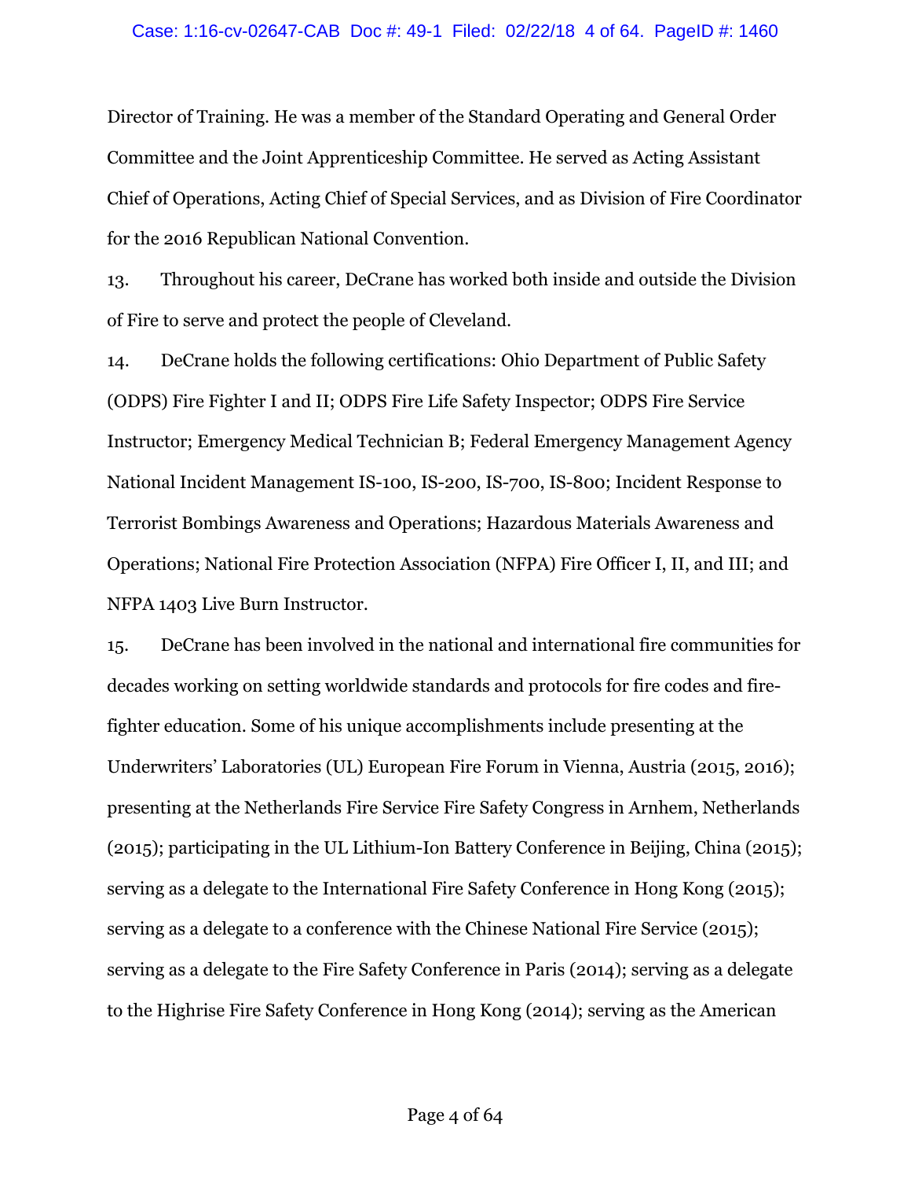Director of Training. He was a member of the Standard Operating and General Order Committee and the Joint Apprenticeship Committee. He served as Acting Assistant Chief of Operations, Acting Chief of Special Services, and as Division of Fire Coordinator for the 2016 Republican National Convention.

13. Throughout his career, DeCrane has worked both inside and outside the Division of Fire to serve and protect the people of Cleveland.

14. DeCrane holds the following certifications: Ohio Department of Public Safety (ODPS) Fire Fighter I and II; ODPS Fire Life Safety Inspector; ODPS Fire Service Instructor; Emergency Medical Technician B; Federal Emergency Management Agency National Incident Management IS-100, IS-200, IS-700, IS-800; Incident Response to Terrorist Bombings Awareness and Operations; Hazardous Materials Awareness and Operations; National Fire Protection Association (NFPA) Fire Officer I, II, and III; and NFPA 1403 Live Burn Instructor.

15. DeCrane has been involved in the national and international fire communities for decades working on setting worldwide standards and protocols for fire codes and fire-fighter education. Some of his unique accomplishments include presenting at the Underwriters' Laboratories (UL) European Fire Forum in Vienna, Austria (2015, 2016); presenting at the Netherlands Fire Service Fire Safety Congress in Arnhem, Netherlands (2015); participating in the UL Lithium-Ion Battery Conference in Beijing, China (2015); serving as a delegate to the International Fire Safety Conference in Hong Kong (2015); serving as a delegate to a conference with the Chinese National Fire Service (2015); serving as a delegate to the Fire Safety Conference in Paris (2014); serving as a delegate to the Highrise Fire Safety Conference in Hong Kong (2014); serving as the American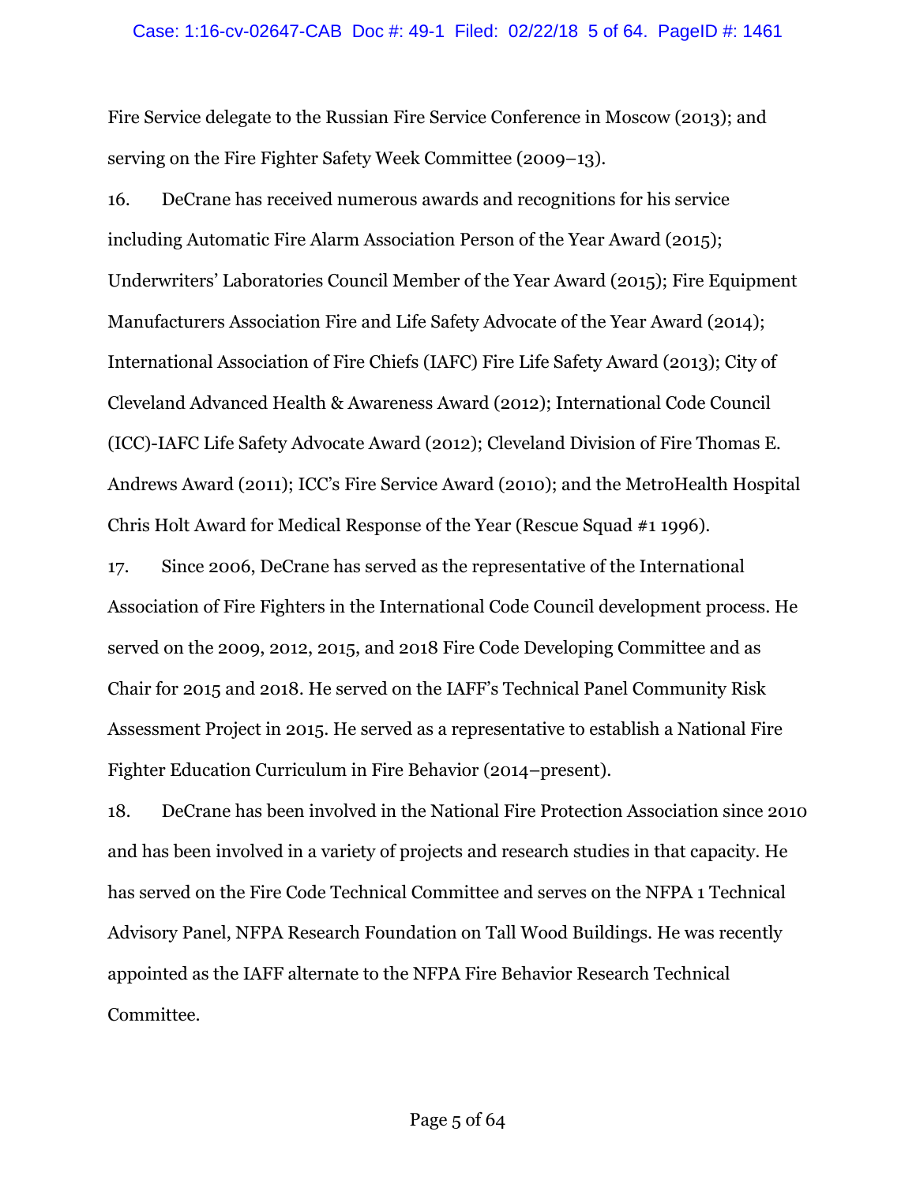Fire Service delegate to the Russian Fire Service Conference in Moscow (2013); and serving on the Fire Fighter Safety Week Committee (2009–13).

16. DeCrane has received numerous awards and recognitions for his service including Automatic Fire Alarm Association Person of the Year Award (2015); Underwriters' Laboratories Council Member of the Year Award (2015); Fire Equipment Manufacturers Association Fire and Life Safety Advocate of the Year Award (2014); International Association of Fire Chiefs (IAFC) Fire Life Safety Award (2013); City of Cleveland Advanced Health & Awareness Award (2012); International Code Council (ICC)-IAFC Life Safety Advocate Award (2012); Cleveland Division of Fire Thomas E. Andrews Award (2011); ICC's Fire Service Award (2010); and the MetroHealth Hospital Chris Holt Award for Medical Response of the Year (Rescue Squad #1 1996).

17. Since 2006, DeCrane has served as the representative of the International Association of Fire Fighters in the International Code Council development process. He served on the 2009, 2012, 2015, and 2018 Fire Code Developing Committee and as Chair for 2015 and 2018. He served on the IAFF's Technical Panel Community Risk Assessment Project in 2015. He served as a representative to establish a National Fire Fighter Education Curriculum in Fire Behavior (2014–present).

18. DeCrane has been involved in the National Fire Protection Association since 2010 and has been involved in a variety of projects and research studies in that capacity. He has served on the Fire Code Technical Committee and serves on the NFPA 1 Technical Advisory Panel, NFPA Research Foundation on Tall Wood Buildings. He was recently appointed as the IAFF alternate to the NFPA Fire Behavior Research Technical Committee.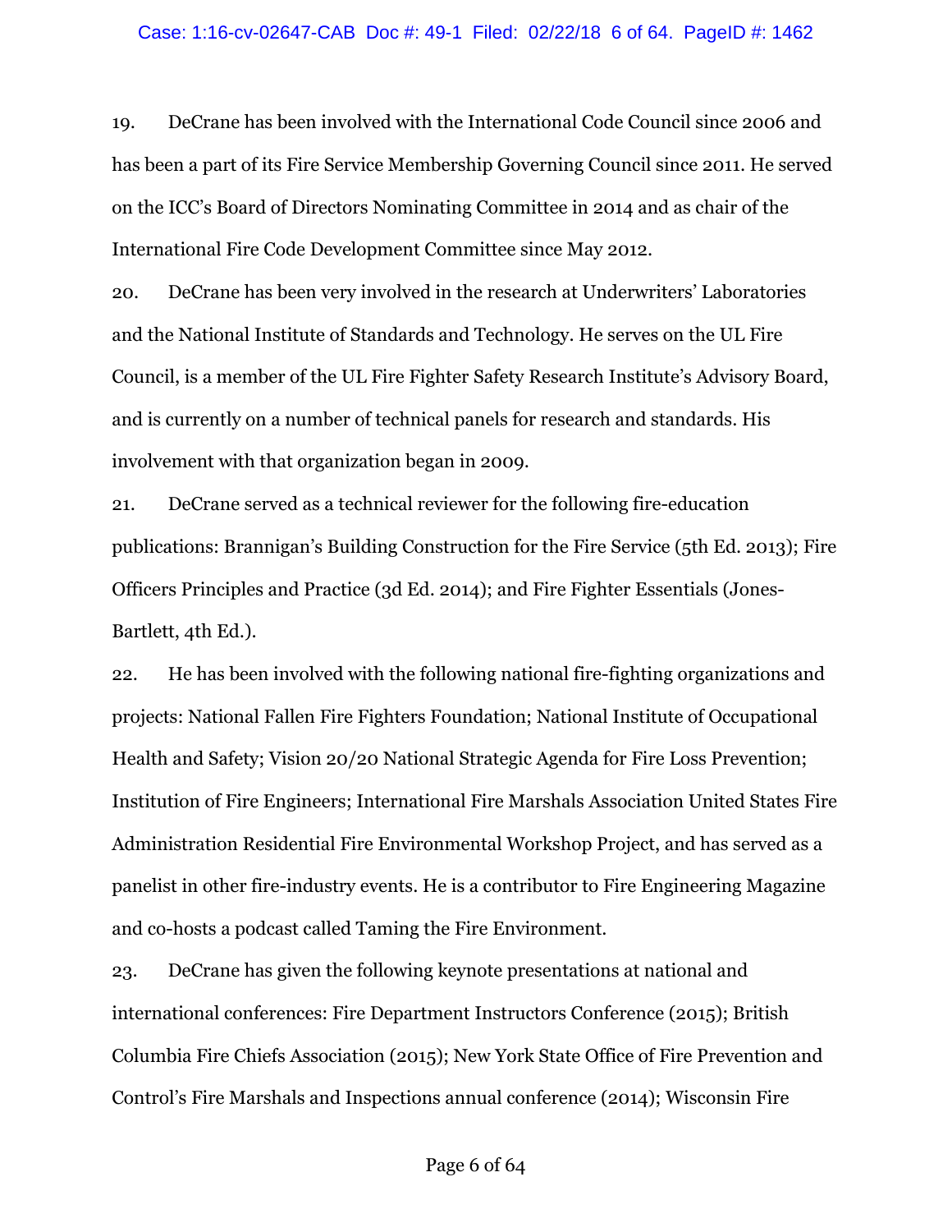19. DeCrane has been involved with the International Code Council since 2006 and has been a part of its Fire Service Membership Governing Council since 2011. He served on the ICC's Board of Directors Nominating Committee in 2014 and as chair of the International Fire Code Development Committee since May 2012.

20. DeCrane has been very involved in the research at Underwriters' Laboratories and the National Institute of Standards and Technology. He serves on the UL Fire Council, is a member of the UL Fire Fighter Safety Research Institute's Advisory Board, and is currently on a number of technical panels for research and standards. His involvement with that organization began in 2009.

21. DeCrane served as a technical reviewer for the following fire-education publications: Brannigan's Building Construction for the Fire Service (5th Ed. 2013); Fire Officers Principles and Practice (3d Ed. 2014); and Fire Fighter Essentials (Jones-Bartlett, 4th Ed.).

22. He has been involved with the following national fire-fighting organizations and projects: National Fallen Fire Fighters Foundation; National Institute of Occupational Health and Safety; Vision 20/20 National Strategic Agenda for Fire Loss Prevention; Institution of Fire Engineers; International Fire Marshals Association United States Fire Administration Residential Fire Environmental Workshop Project, and has served as a panelist in other fire-industry events. He is a contributor to Fire Engineering Magazine and co-hosts a podcast called Taming the Fire Environment.

23. DeCrane has given the following keynote presentations at national and international conferences: Fire Department Instructors Conference (2015); British Columbia Fire Chiefs Association (2015); New York State Office of Fire Prevention and Control's Fire Marshals and Inspections annual conference (2014); Wisconsin Fire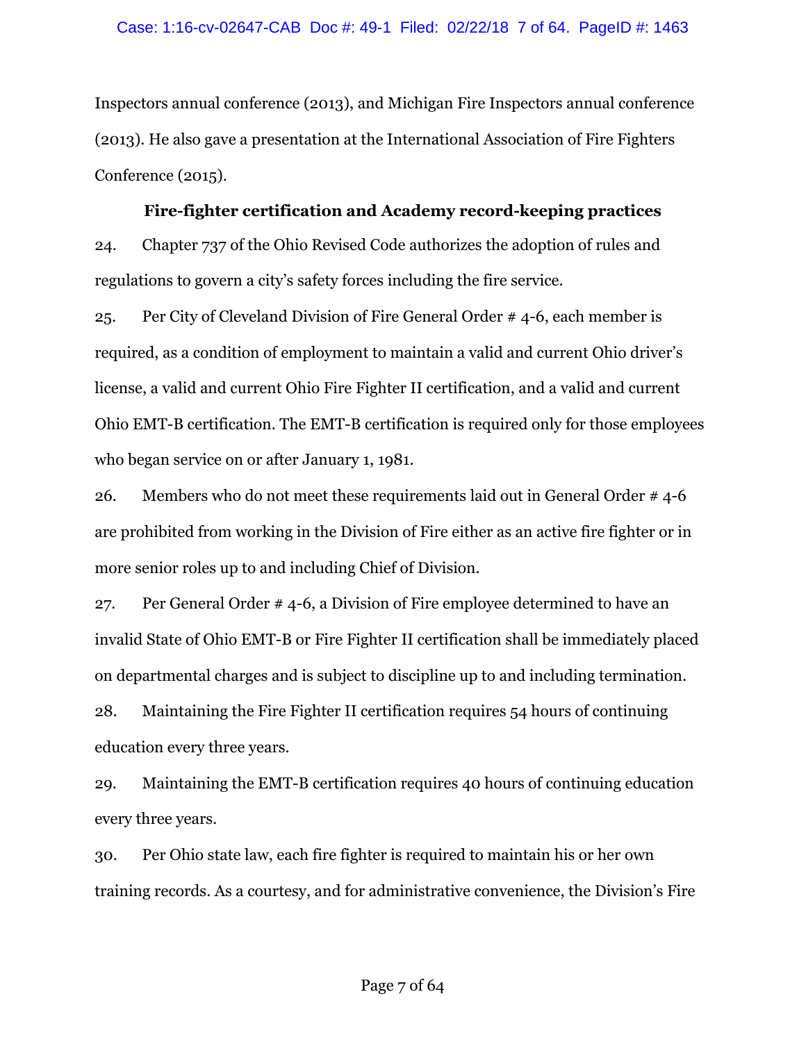Inspectors annual conference (2013), and Michigan Fire Inspectors annual conference (2013). He also gave a presentation at the International Association of Fire Fighters Conference (2015).

**Fire-fighter certification and Academy record-keeping practices**

24. Chapter 737 of the Ohio Revised Code authorizes the adoption of rules and regulations to govern a city's safety forces including the fire service.

25. Per City of Cleveland Division of Fire General Order # 4-6, each member is required, as a condition of employment to maintain a valid and current Ohio driver's license, a valid and current Ohio Fire Fighter II certification, and a valid and current Ohio EMT-B certification. The EMT-B certification is required only for those employees who began service on or after January 1, 1981.

26. Members who do not meet these requirements laid out in General Order # 4-6 are prohibited from working in the Division of Fire either as an active fire fighter or in more senior roles up to and including Chief of Division.

27. Per General Order # 4-6, a Division of Fire employee determined to have an invalid State of Ohio EMT-B or Fire Fighter II certification shall be immediately placed on departmental charges and is subject to discipline up to and including termination.

28. Maintaining the Fire Fighter II certification requires 54 hours of continuing education every three years.

29. Maintaining the EMT-B certification requires 40 hours of continuing education every three years.

30. Per Ohio state law, each fire fighter is required to maintain his or her own training records. As a courtesy, and for administrative convenience, the Division's Fire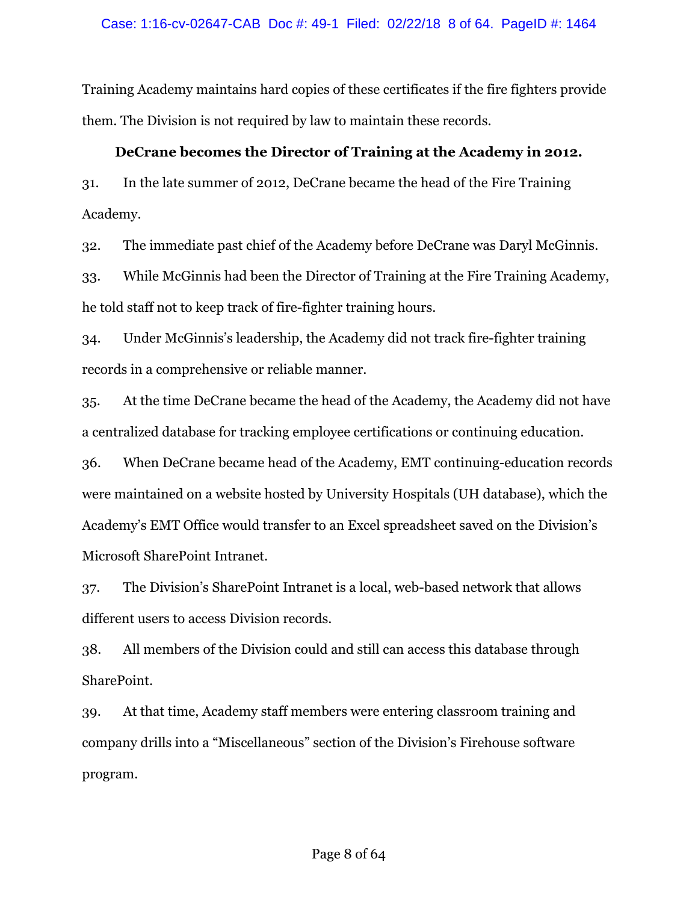Training Academy maintains hard copies of these certificates if the fire fighters provide them. The Division is not required by law to maintain these records.

**DeCrane becomes the Director of Training at the Academy in 2012.**

31. In the late summer of 2012, DeCrane became the head of the Fire Training Academy.

32. The immediate past chief of the Academy before DeCrane was Daryl McGinnis.

33. While McGinnis had been the Director of Training at the Fire Training Academy, he told staff not to keep track of fire-fighter training hours.

34. Under McGinnis's leadership, the Academy did not track fire-fighter training records in a comprehensive or reliable manner.

35. At the time DeCrane became the head of the Academy, the Academy did not have a centralized database for tracking employee certifications or continuing education.

36. When DeCrane became head of the Academy, EMT continuing-education records were maintained on a website hosted by University Hospitals (UH database), which the Academy's EMT Office would transfer to an Excel spreadsheet saved on the Division's Microsoft SharePoint Intranet.

37. The Division's SharePoint Intranet is a local, web-based network that allows different users to access Division records.

38. All members of the Division could and still can access this database through SharePoint.

39. At that time, Academy staff members were entering classroom training and company drills into a "Miscellaneous" section of the Division's Firehouse software program.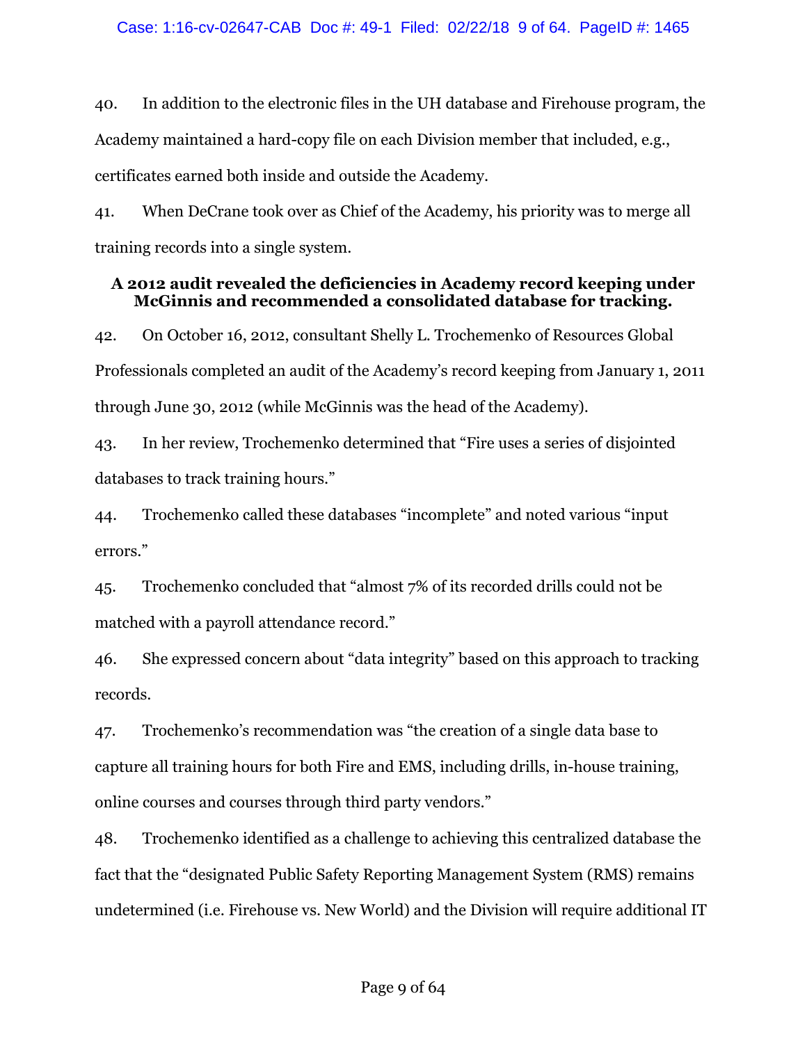40. In addition to the electronic files in the UH database and Firehouse program, the Academy maintained a hard-copy file on each Division member that included, e.g., certificates earned both inside and outside the Academy.

41. When DeCrane took over as Chief of the Academy, his priority was to merge all training records into a single system.

**A 2012 audit revealed the deficiencies in Academy record keeping under McGinnis and recommended a consolidated database for tracking.**

42. On October 16, 2012, consultant Shelly L. Trochemenko of Resources Global Professionals completed an audit of the Academy's record keeping from January 1, 2011 through June 30, 2012 (while McGinnis was the head of the Academy).

43. In her review, Trochemenko determined that "Fire uses a series of disjointed databases to track training hours."

44. Trochemenko called these databases "incomplete" and noted various "input errors."

45. Trochemenko concluded that "almost 7% of its recorded drills could not be matched with a payroll attendance record."

46. She expressed concern about "data integrity" based on this approach to tracking records.

47. Trochemenko's recommendation was "the creation of a single data base to capture all training hours for both Fire and EMS, including drills, in-house training, online courses and courses through third party vendors."

48. Trochemenko identified as a challenge to achieving this centralized database the fact that the "designated Public Safety Reporting Management System (RMS) remains undetermined (i.e. Firehouse vs. New World) and the Division will require additional IT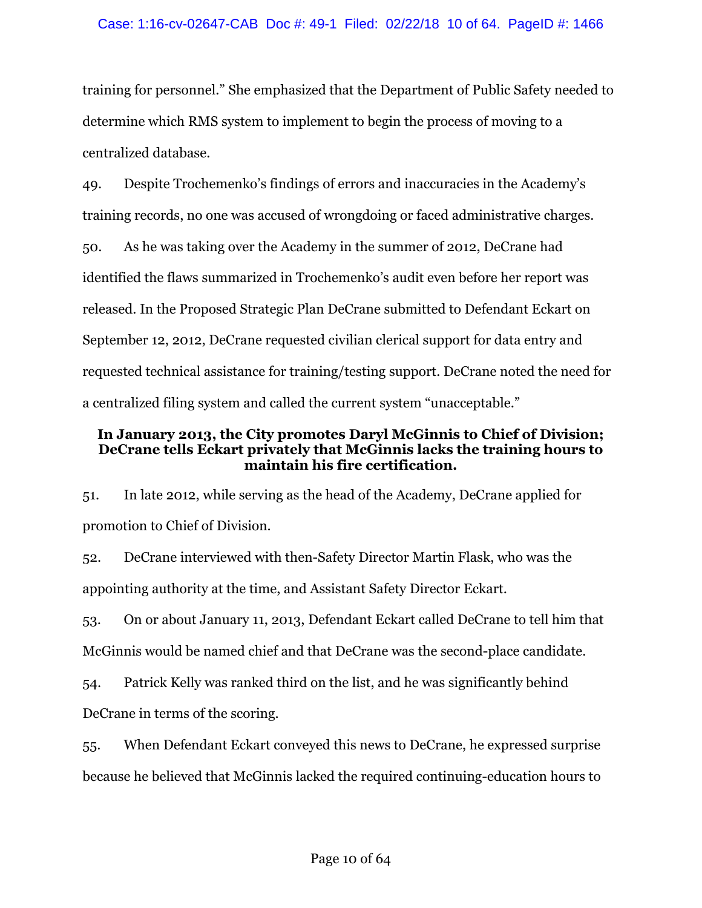training for personnel." She emphasized that the Department of Public Safety needed to determine which RMS system to implement to begin the process of moving to a centralized database.

49. Despite Trochemenko's findings of errors and inaccuracies in the Academy's training records, no one was accused of wrongdoing or faced administrative charges.

50. As he was taking over the Academy in the summer of 2012, DeCrane had identified the flaws summarized in Trochemenko's audit even before her report was released. In the Proposed Strategic Plan DeCrane submitted to Defendant Eckart on September 12, 2012, DeCrane requested civilian clerical support for data entry and requested technical assistance for training/testing support. DeCrane noted the need for a centralized filing system and called the current system "unacceptable."

### In January 2013, the City promotes Daryl McGinnis to Chief of Division; DeCrane tells Eckart privately that McGinnis lacks the training hours to maintain his fire certification.

51. In late 2012, while serving as the head of the Academy, DeCrane applied for promotion to Chief of Division.

52. DeCrane interviewed with then-Safety Director Martin Flask, who was the appointing authority at the time, and Assistant Safety Director Eckart.

53. On or about January 11, 2013, Defendant Eckart called DeCrane to tell him that McGinnis would be named chief and that DeCrane was the second-place candidate.

54. Patrick Kelly was ranked third on the list, and he was significantly behind DeCrane in terms of the scoring.

55. When Defendant Eckart conveyed this news to DeCrane, he expressed surprise because he believed that McGinnis lacked the required continuing-education hours to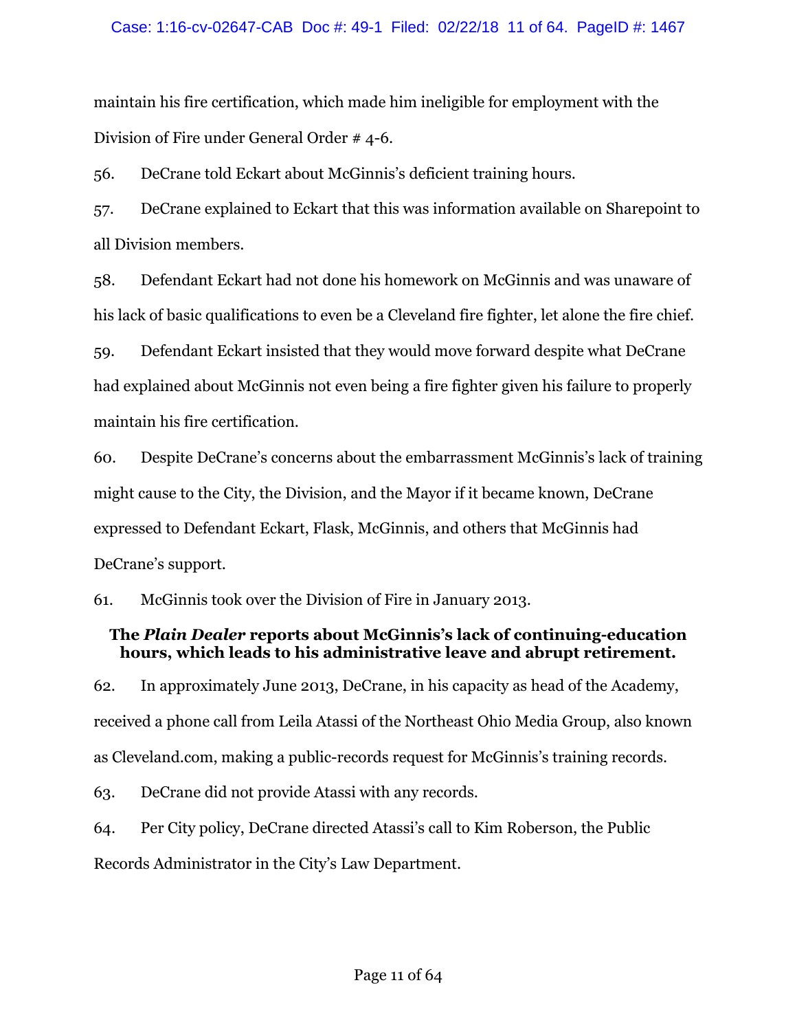maintain his fire certification, which made him ineligible for employment with the Division of Fire under General Order # 4-6.

56. DeCrane told Eckart about McGinnis's deficient training hours.

57. DeCrane explained to Eckart that this was information available on Sharepoint to all Division members.

58. Defendant Eckart had not done his homework on McGinnis and was unaware of his lack of basic qualifications to even be a Cleveland fire fighter, let alone the fire chief.

59. Defendant Eckart insisted that they would move forward despite what DeCrane had explained about McGinnis not even being a fire fighter given his failure to properly maintain his fire certification.

60. Despite DeCrane's concerns about the embarrassment McGinnis's lack of training might cause to the City, the Division, and the Mayor if it became known, DeCrane expressed to Defendant Eckart, Flask, McGinnis, and others that McGinnis had DeCrane's support.

61. McGinnis took over the Division of Fire in January 2013.

**The *Plain Dealer* reports about McGinnis's lack of continuing-education hours, which leads to his administrative leave and abrupt retirement.**

62. In approximately June 2013, DeCrane, in his capacity as head of the Academy, received a phone call from Leila Atassi of the Northeast Ohio Media Group, also known as Cleveland.com, making a public-records request for McGinnis's training records.

63. DeCrane did not provide Atassi with any records.

64. Per City policy, DeCrane directed Atassi's call to Kim Roberson, the Public Records Administrator in the City's Law Department.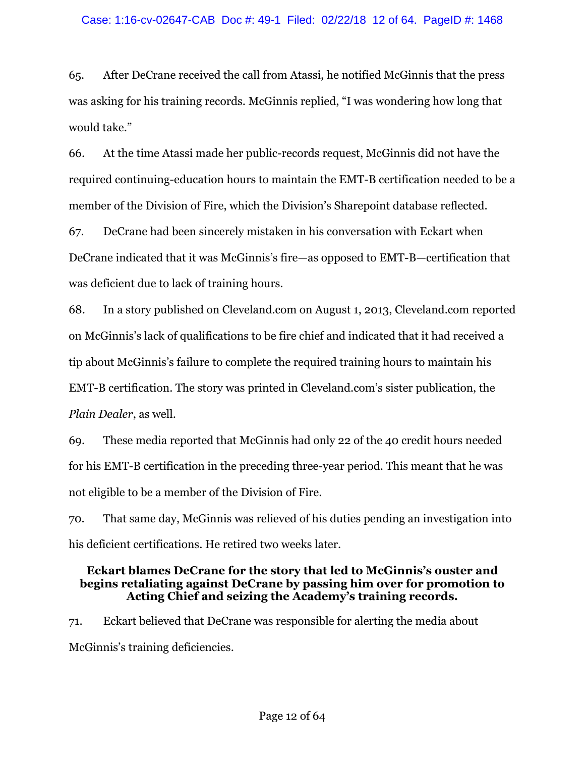65. After DeCrane received the call from Atassi, he notified McGinnis that the press was asking for his training records. McGinnis replied, "I was wondering how long that would take."

66. At the time Atassi made her public-records request, McGinnis did not have the required continuing-education hours to maintain the EMT-B certification needed to be a member of the Division of Fire, which the Division's Sharepoint database reflected.

67. DeCrane had been sincerely mistaken in his conversation with Eckart when DeCrane indicated that it was McGinnis's fire—as opposed to EMT-B—certification that was deficient due to lack of training hours.

68. In a story published on Cleveland.com on August 1, 2013, Cleveland.com reported on McGinnis's lack of qualifications to be fire chief and indicated that it had received a tip about McGinnis's failure to complete the required training hours to maintain his EMT-B certification. The story was printed in Cleveland.com's sister publication, the *Plain Dealer*, as well.

69. These media reported that McGinnis had only 22 of the 40 credit hours needed for his EMT-B certification in the preceding three-year period. This meant that he was not eligible to be a member of the Division of Fire.

70. That same day, McGinnis was relieved of his duties pending an investigation into his deficient certifications. He retired two weeks later.

**Eckart blames DeCrane for the story that led to McGinnis's ouster and begins retaliating against DeCrane by passing him over for promotion to Acting Chief and seizing the Academy's training records.**

71. Eckart believed that DeCrane was responsible for alerting the media about McGinnis's training deficiencies.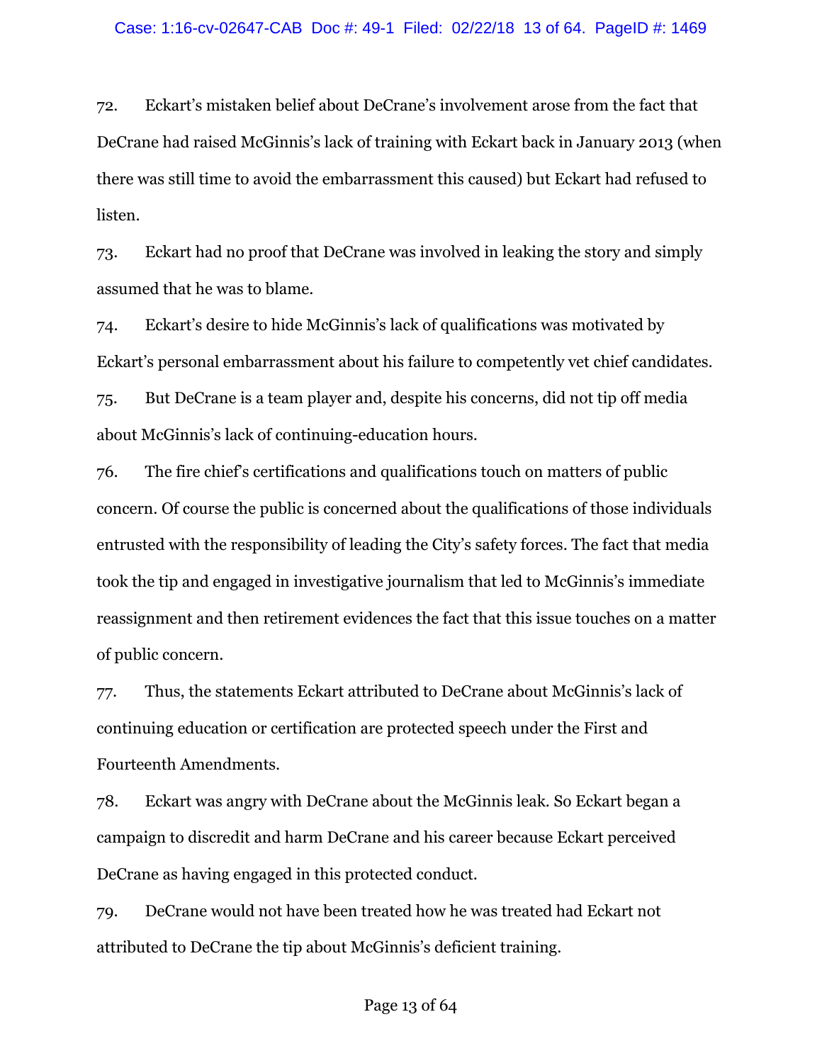72. Eckart's mistaken belief about DeCrane's involvement arose from the fact that DeCrane had raised McGinnis's lack of training with Eckart back in January 2013 (when there was still time to avoid the embarrassment this caused) but Eckart had refused to listen.

73. Eckart had no proof that DeCrane was involved in leaking the story and simply assumed that he was to blame.

74. Eckart's desire to hide McGinnis's lack of qualifications was motivated by Eckart's personal embarrassment about his failure to competently vet chief candidates.

75. But DeCrane is a team player and, despite his concerns, did not tip off media about McGinnis's lack of continuing-education hours.

76. The fire chief's certifications and qualifications touch on matters of public concern. Of course the public is concerned about the qualifications of those individuals entrusted with the responsibility of leading the City's safety forces. The fact that media took the tip and engaged in investigative journalism that led to McGinnis's immediate reassignment and then retirement evidences the fact that this issue touches on a matter of public concern.

77. Thus, the statements Eckart attributed to DeCrane about McGinnis's lack of continuing education or certification are protected speech under the First and Fourteenth Amendments.

78. Eckart was angry with DeCrane about the McGinnis leak. So Eckart began a campaign to discredit and harm DeCrane and his career because Eckart perceived DeCrane as having engaged in this protected conduct.

79. DeCrane would not have been treated how he was treated had Eckart not attributed to DeCrane the tip about McGinnis's deficient training.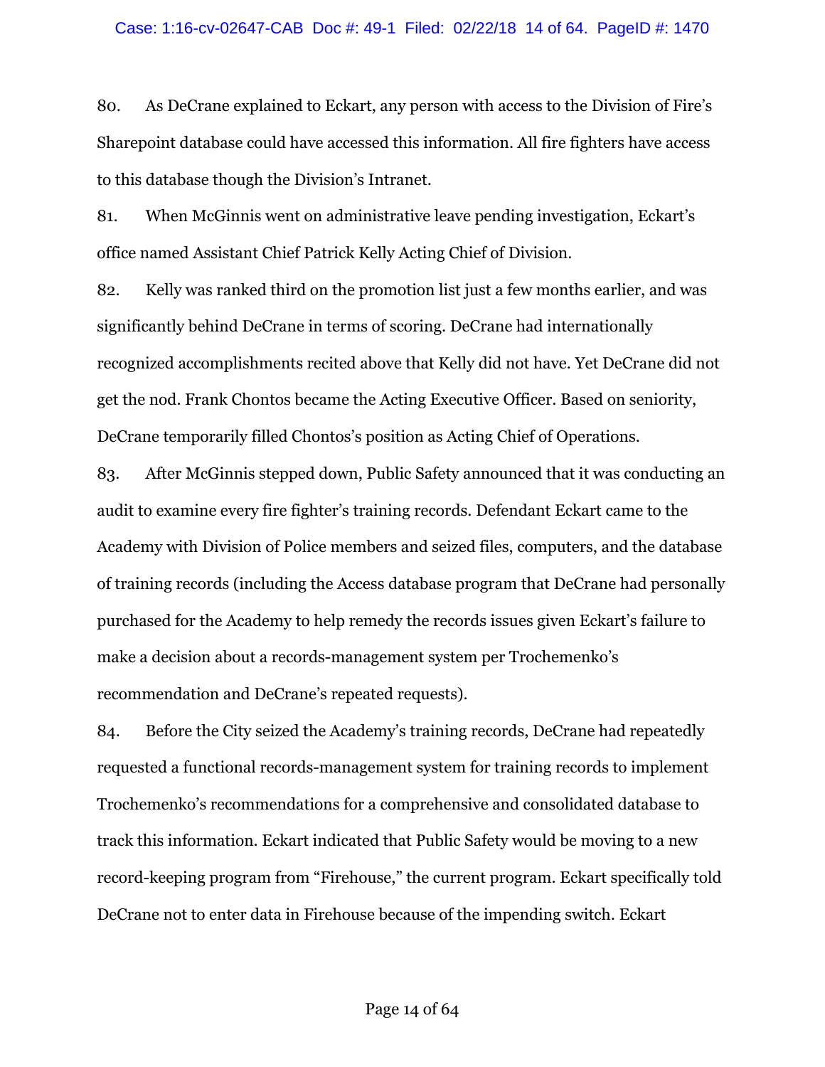80. As DeCrane explained to Eckart, any person with access to the Division of Fire's Sharepoint database could have accessed this information. All fire fighters have access to this database though the Division's Intranet.

81. When McGinnis went on administrative leave pending investigation, Eckart's office named Assistant Chief Patrick Kelly Acting Chief of Division.

82. Kelly was ranked third on the promotion list just a few months earlier, and was significantly behind DeCrane in terms of scoring. DeCrane had internationally recognized accomplishments recited above that Kelly did not have. Yet DeCrane did not get the nod. Frank Chontos became the Acting Executive Officer. Based on seniority, DeCrane temporarily filled Chontos's position as Acting Chief of Operations.

83. After McGinnis stepped down, Public Safety announced that it was conducting an audit to examine every fire fighter's training records. Defendant Eckart came to the Academy with Division of Police members and seized files, computers, and the database of training records (including the Access database program that DeCrane had personally purchased for the Academy to help remedy the records issues given Eckart's failure to make a decision about a records-management system per Trochemenko's recommendation and DeCrane's repeated requests).

84. Before the City seized the Academy's training records, DeCrane had repeatedly requested a functional records-management system for training records to implement Trochemenko's recommendations for a comprehensive and consolidated database to track this information. Eckart indicated that Public Safety would be moving to a new record-keeping program from "Firehouse," the current program. Eckart specifically told DeCrane not to enter data in Firehouse because of the impending switch. Eckart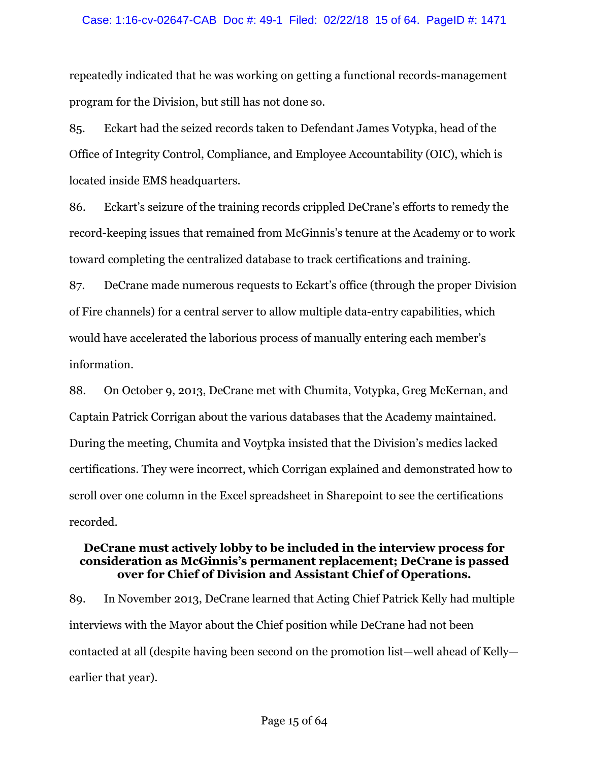repeatedly indicated that he was working on getting a functional records-management program for the Division, but still has not done so.

85. Eckart had the seized records taken to Defendant James Votypka, head of the Office of Integrity Control, Compliance, and Employee Accountability (OIC), which is located inside EMS headquarters.

86. Eckart's seizure of the training records crippled DeCrane's efforts to remedy the record-keeping issues that remained from McGinnis's tenure at the Academy or to work toward completing the centralized database to track certifications and training.

87. DeCrane made numerous requests to Eckart's office (through the proper Division of Fire channels) for a central server to allow multiple data-entry capabilities, which would have accelerated the laborious process of manually entering each member's information.

88. On October 9, 2013, DeCrane met with Chumita, Votypka, Greg McKernan, and Captain Patrick Corrigan about the various databases that the Academy maintained. During the meeting, Chumita and Voytpka insisted that the Division's medics lacked certifications. They were incorrect, which Corrigan explained and demonstrated how to scroll over one column in the Excel spreadsheet in Sharepoint to see the certifications recorded.

**DeCrane must actively lobby to be included in the interview process for consideration as McGinnis's permanent replacement; DeCrane is passed over for Chief of Division and Assistant Chief of Operations.**

89. In November 2013, DeCrane learned that Acting Chief Patrick Kelly had multiple interviews with the Mayor about the Chief position while DeCrane had not been contacted at all (despite having been second on the promotion list—well ahead of Kelly—earlier that year).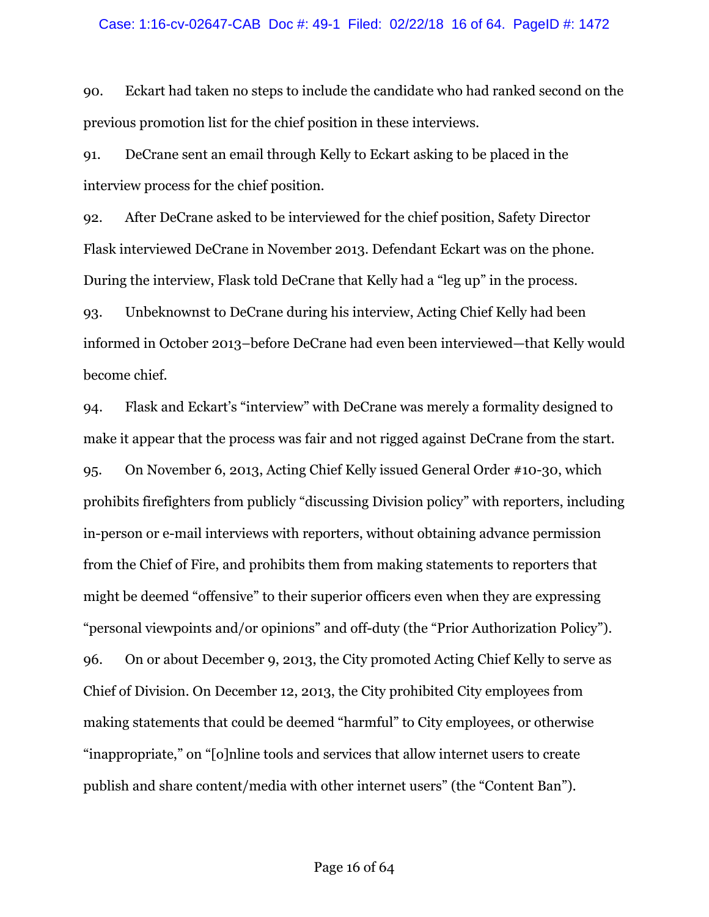90. Eckart had taken no steps to include the candidate who had ranked second on the previous promotion list for the chief position in these interviews.

91. DeCrane sent an email through Kelly to Eckart asking to be placed in the interview process for the chief position.

92. After DeCrane asked to be interviewed for the chief position, Safety Director Flask interviewed DeCrane in November 2013. Defendant Eckart was on the phone. During the interview, Flask told DeCrane that Kelly had a "leg up" in the process.

93. Unbeknownst to DeCrane during his interview, Acting Chief Kelly had been informed in October 2013–before DeCrane had even been interviewed—that Kelly would become chief.

94. Flask and Eckart's "interview" with DeCrane was merely a formality designed to make it appear that the process was fair and not rigged against DeCrane from the start.

95. On November 6, 2013, Acting Chief Kelly issued General Order #10-30, which prohibits firefighters from publicly "discussing Division policy" with reporters, including in-person or e-mail interviews with reporters, without obtaining advance permission from the Chief of Fire, and prohibits them from making statements to reporters that might be deemed "offensive" to their superior officers even when they are expressing "personal viewpoints and/or opinions" and off-duty (the "Prior Authorization Policy").

96. On or about December 9, 2013, the City promoted Acting Chief Kelly to serve as Chief of Division. On December 12, 2013, the City prohibited City employees from making statements that could be deemed "harmful" to City employees, or otherwise "inappropriate," on "[o]nline tools and services that allow internet users to create publish and share content/media with other internet users" (the "Content Ban").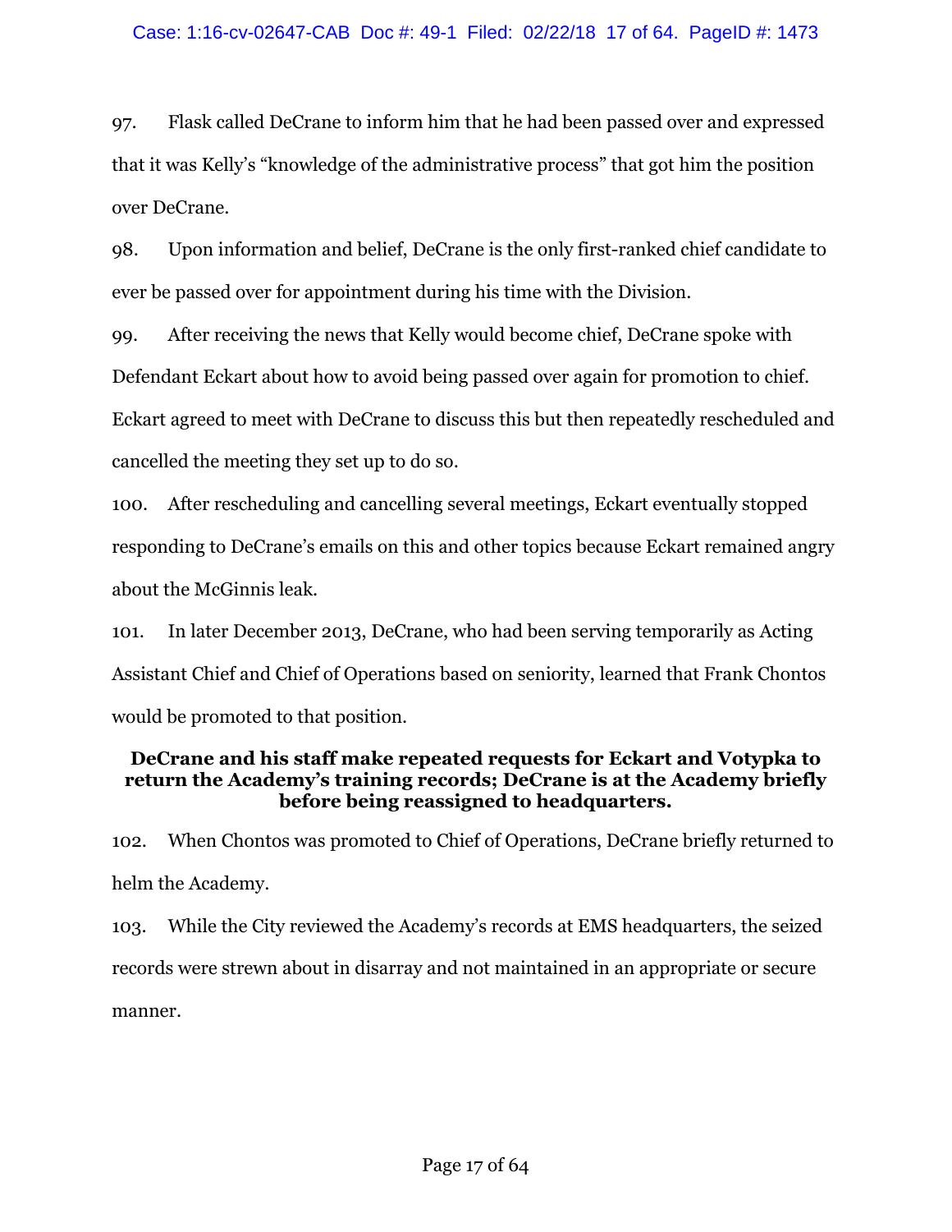97. Flask called DeCrane to inform him that he had been passed over and expressed that it was Kelly's "knowledge of the administrative process" that got him the position over DeCrane.

98. Upon information and belief, DeCrane is the only first-ranked chief candidate to ever be passed over for appointment during his time with the Division.

99. After receiving the news that Kelly would become chief, DeCrane spoke with Defendant Eckart about how to avoid being passed over again for promotion to chief. Eckart agreed to meet with DeCrane to discuss this but then repeatedly rescheduled and cancelled the meeting they set up to do so.

100. After rescheduling and cancelling several meetings, Eckart eventually stopped responding to DeCrane's emails on this and other topics because Eckart remained angry about the McGinnis leak.

101. In later December 2013, DeCrane, who had been serving temporarily as Acting Assistant Chief and Chief of Operations based on seniority, learned that Frank Chontos would be promoted to that position.

**DeCrane and his staff make repeated requests for Eckart and Votypka to return the Academy's training records; DeCrane is at the Academy briefly before being reassigned to headquarters.**

102. When Chontos was promoted to Chief of Operations, DeCrane briefly returned to helm the Academy.

103. While the City reviewed the Academy's records at EMS headquarters, the seized records were strewn about in disarray and not maintained in an appropriate or secure manner.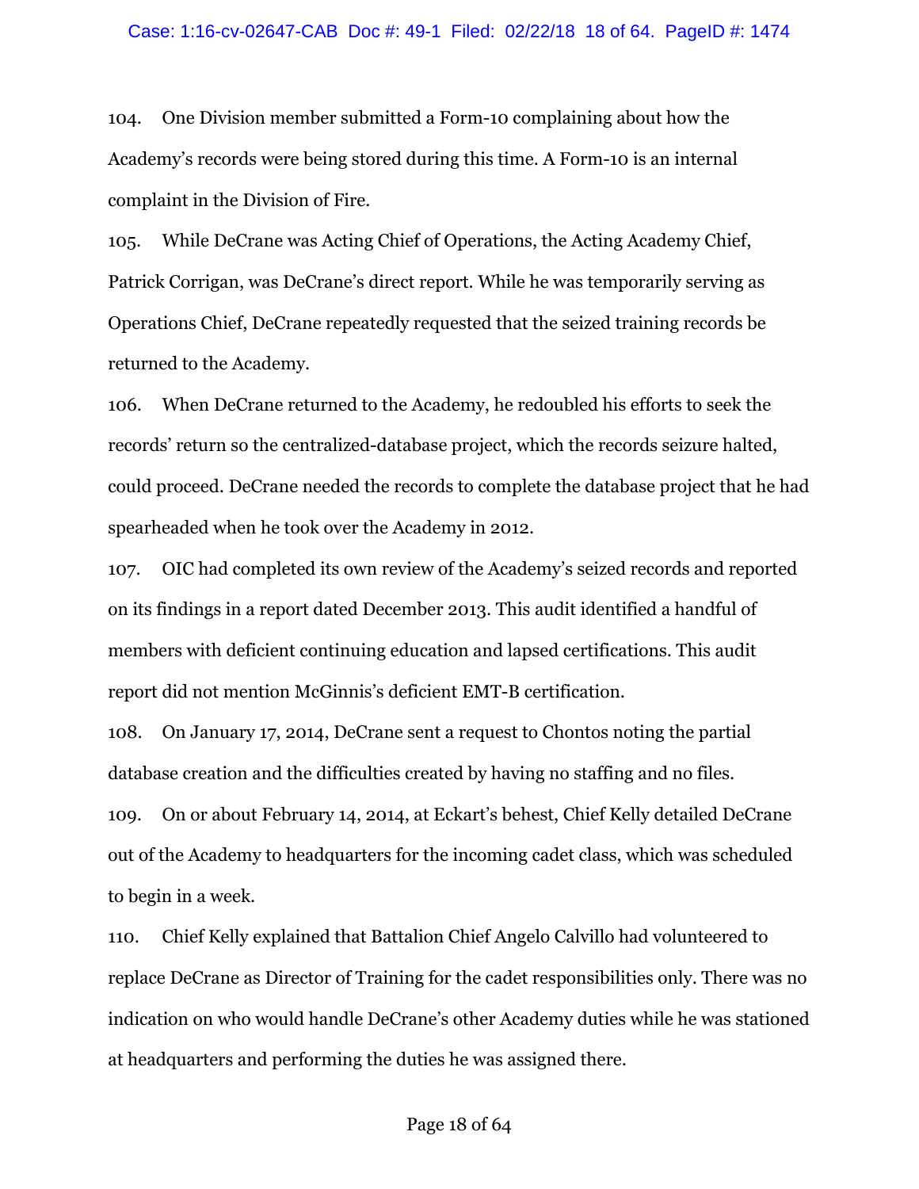104. One Division member submitted a Form-10 complaining about how the Academy's records were being stored during this time. A Form-10 is an internal complaint in the Division of Fire.

105. While DeCrane was Acting Chief of Operations, the Acting Academy Chief, Patrick Corrigan, was DeCrane's direct report. While he was temporarily serving as Operations Chief, DeCrane repeatedly requested that the seized training records be returned to the Academy.

106. When DeCrane returned to the Academy, he redoubled his efforts to seek the records' return so the centralized-database project, which the records seizure halted, could proceed. DeCrane needed the records to complete the database project that he had spearheaded when he took over the Academy in 2012.

107. OIC had completed its own review of the Academy's seized records and reported on its findings in a report dated December 2013. This audit identified a handful of members with deficient continuing education and lapsed certifications. This audit report did not mention McGinnis's deficient EMT-B certification.

108. On January 17, 2014, DeCrane sent a request to Chontos noting the partial database creation and the difficulties created by having no staffing and no files.

109. On or about February 14, 2014, at Eckart's behest, Chief Kelly detailed DeCrane out of the Academy to headquarters for the incoming cadet class, which was scheduled to begin in a week.

110. Chief Kelly explained that Battalion Chief Angelo Calvillo had volunteered to replace DeCrane as Director of Training for the cadet responsibilities only. There was no indication on who would handle DeCrane's other Academy duties while he was stationed at headquarters and performing the duties he was assigned there.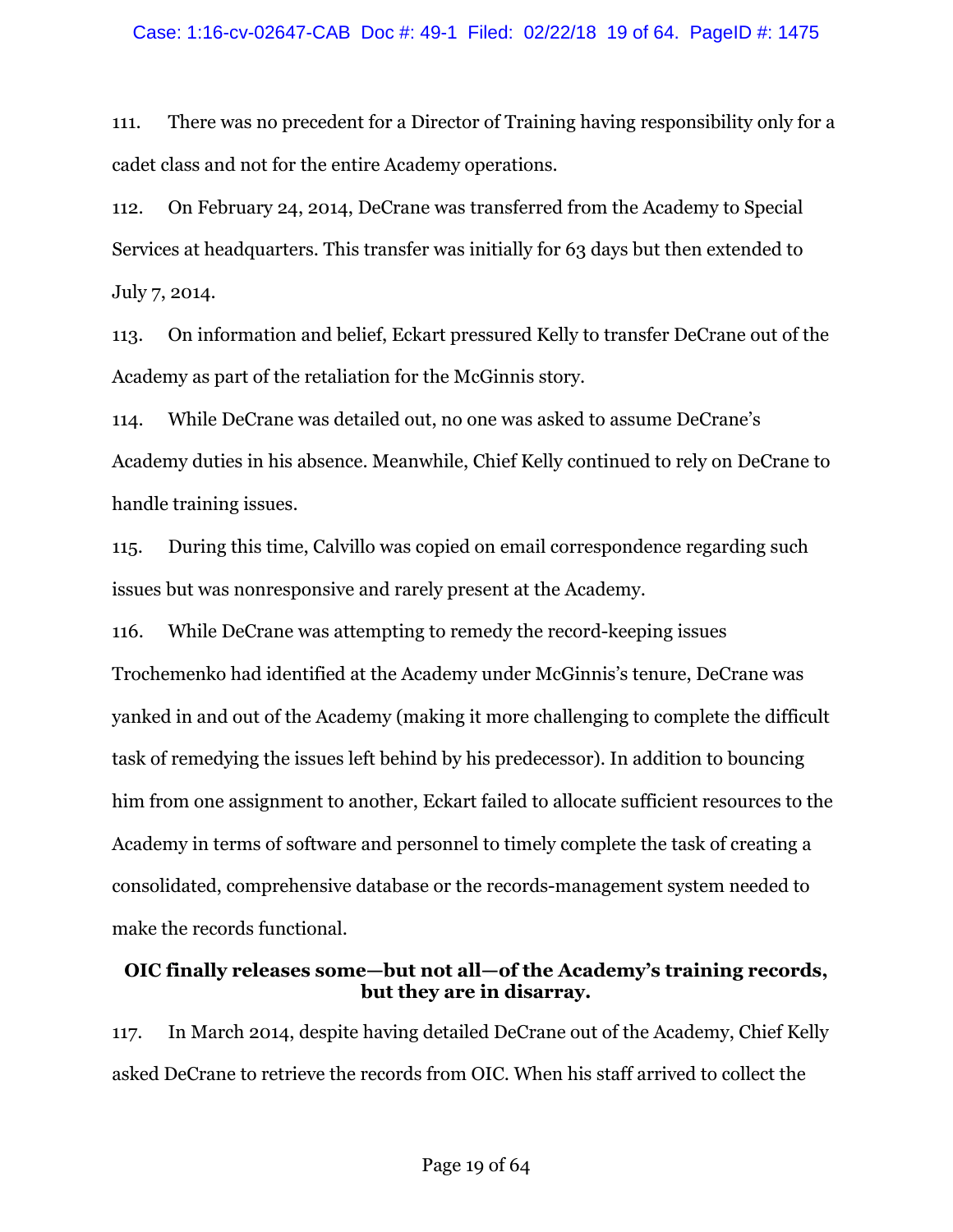111. There was no precedent for a Director of Training having responsibility only for a cadet class and not for the entire Academy operations.

112. On February 24, 2014, DeCrane was transferred from the Academy to Special Services at headquarters. This transfer was initially for 63 days but then extended to July 7, 2014.

113. On information and belief, Eckart pressured Kelly to transfer DeCrane out of the Academy as part of the retaliation for the McGinnis story.

114. While DeCrane was detailed out, no one was asked to assume DeCrane's Academy duties in his absence. Meanwhile, Chief Kelly continued to rely on DeCrane to handle training issues.

115. During this time, Calvillo was copied on email correspondence regarding such issues but was nonresponsive and rarely present at the Academy.

116. While DeCrane was attempting to remedy the record-keeping issues Trochemenko had identified at the Academy under McGinnis's tenure, DeCrane was yanked in and out of the Academy (making it more challenging to complete the difficult task of remedying the issues left behind by his predecessor). In addition to bouncing him from one assignment to another, Eckart failed to allocate sufficient resources to the Academy in terms of software and personnel to timely complete the task of creating a consolidated, comprehensive database or the records-management system needed to make the records functional.

**OIC finally releases some—but not all—of the Academy's training records, but they are in disarray.**

117. In March 2014, despite having detailed DeCrane out of the Academy, Chief Kelly asked DeCrane to retrieve the records from OIC. When his staff arrived to collect the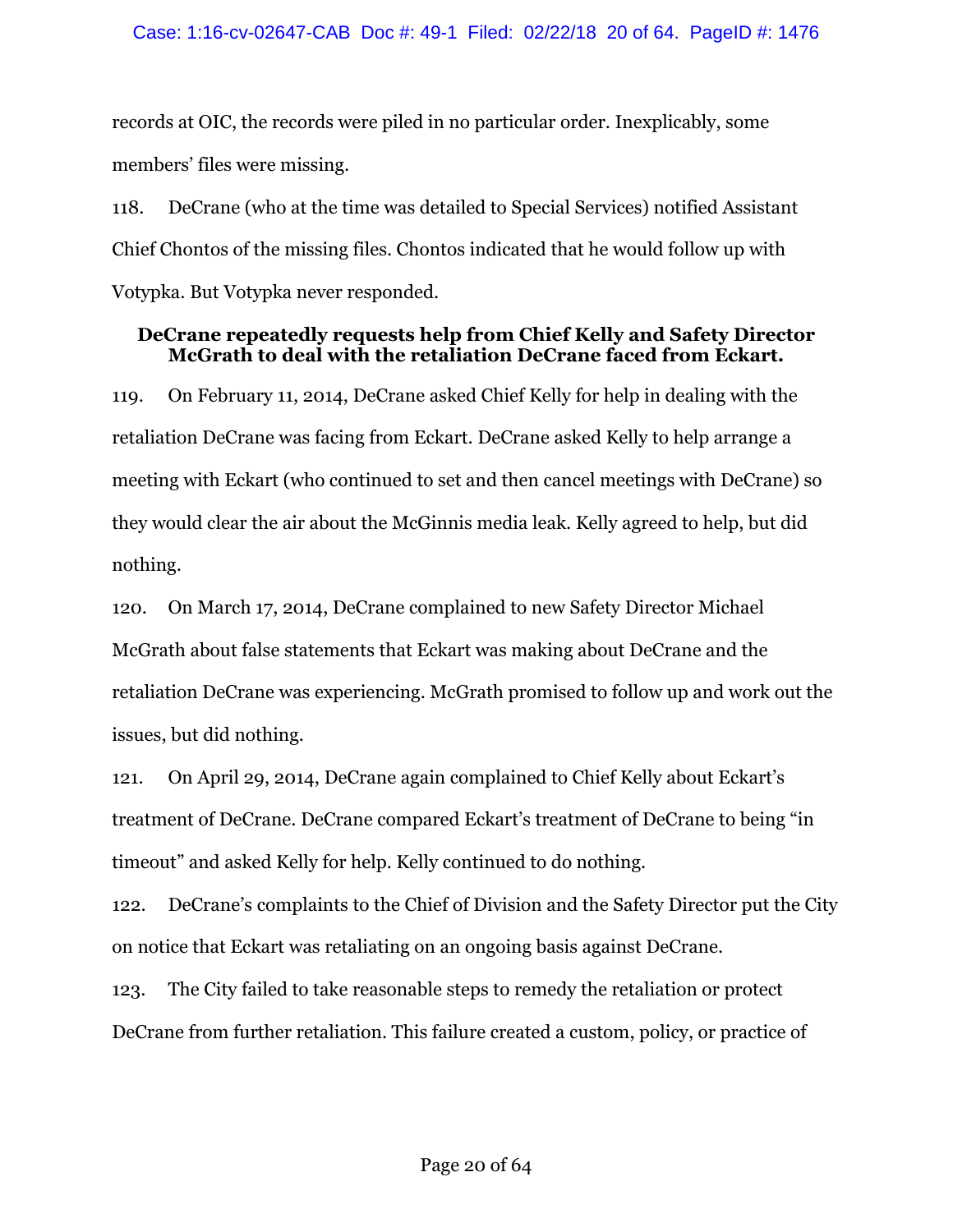records at OIC, the records were piled in no particular order. Inexplicably, some members' files were missing.

118. DeCrane (who at the time was detailed to Special Services) notified Assistant Chief Chontos of the missing files. Chontos indicated that he would follow up with Votypka. But Votypka never responded.

### DeCrane repeatedly requests help from Chief Kelly and Safety Director McGrath to deal with the retaliation DeCrane faced from Eckart.

119. On February 11, 2014, DeCrane asked Chief Kelly for help in dealing with the retaliation DeCrane was facing from Eckart. DeCrane asked Kelly to help arrange a meeting with Eckart (who continued to set and then cancel meetings with DeCrane) so they would clear the air about the McGinnis media leak. Kelly agreed to help, but did nothing.

120. On March 17, 2014, DeCrane complained to new Safety Director Michael McGrath about false statements that Eckart was making about DeCrane and the retaliation DeCrane was experiencing. McGrath promised to follow up and work out the issues, but did nothing.

121. On April 29, 2014, DeCrane again complained to Chief Kelly about Eckart's treatment of DeCrane. DeCrane compared Eckart's treatment of DeCrane to being "in timeout" and asked Kelly for help. Kelly continued to do nothing.

122. DeCrane's complaints to the Chief of Division and the Safety Director put the City on notice that Eckart was retaliating on an ongoing basis against DeCrane.

123. The City failed to take reasonable steps to remedy the retaliation or protect DeCrane from further retaliation. This failure created a custom, policy, or practice of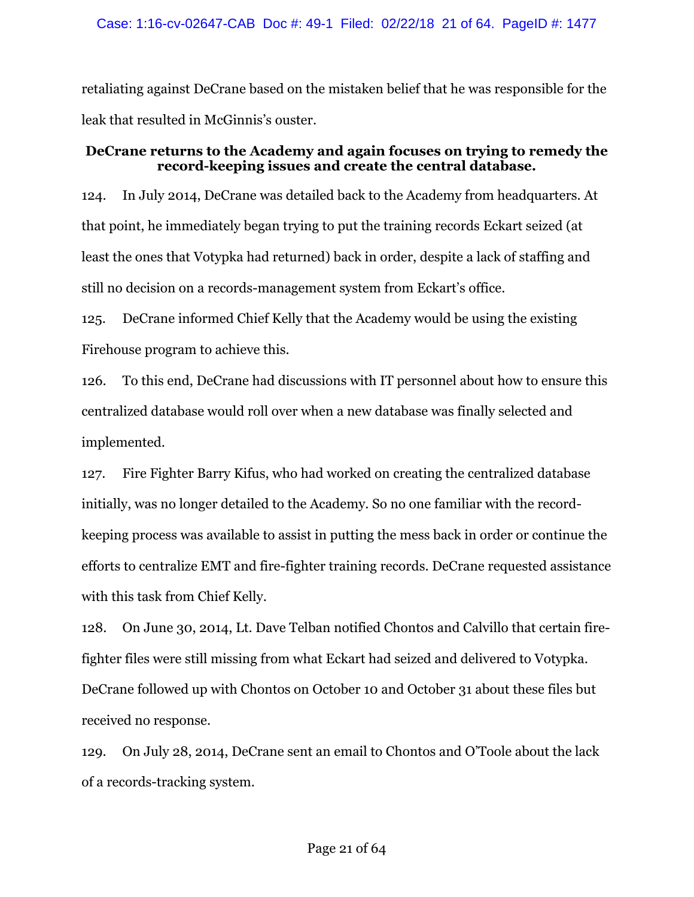retaliating against DeCrane based on the mistaken belief that he was responsible for the leak that resulted in McGinnis's ouster.

**DeCrane returns to the Academy and again focuses on trying to remedy the record-keeping issues and create the central database.**

124. In July 2014, DeCrane was detailed back to the Academy from headquarters. At that point, he immediately began trying to put the training records Eckart seized (at least the ones that Votypka had returned) back in order, despite a lack of staffing and still no decision on a records-management system from Eckart's office.

125. DeCrane informed Chief Kelly that the Academy would be using the existing Firehouse program to achieve this.

126. To this end, DeCrane had discussions with IT personnel about how to ensure this centralized database would roll over when a new database was finally selected and implemented.

127. Fire Fighter Barry Kifus, who had worked on creating the centralized database initially, was no longer detailed to the Academy. So no one familiar with the record-keeping process was available to assist in putting the mess back in order or continue the efforts to centralize EMT and fire-fighter training records. DeCrane requested assistance with this task from Chief Kelly.

128. On June 30, 2014, Lt. Dave Telban notified Chontos and Calvillo that certain fire-fighter files were still missing from what Eckart had seized and delivered to Votypka. DeCrane followed up with Chontos on October 10 and October 31 about these files but received no response.

129. On July 28, 2014, DeCrane sent an email to Chontos and O'Toole about the lack of a records-tracking system.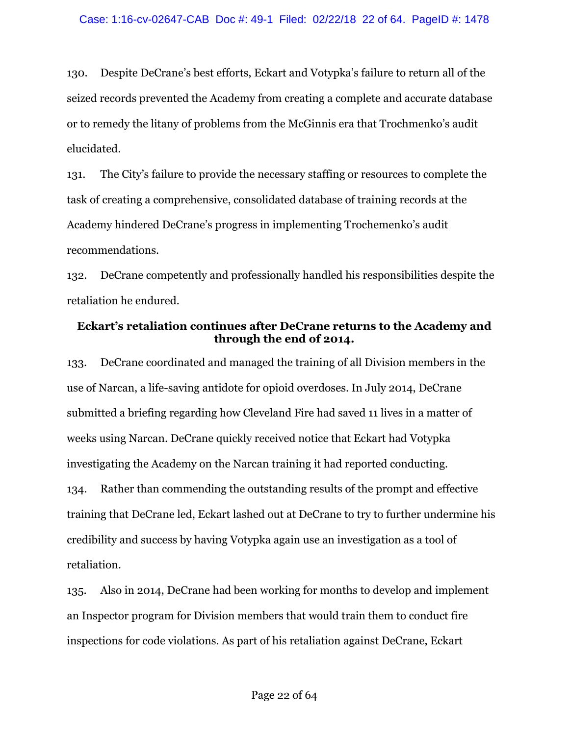130. Despite DeCrane's best efforts, Eckart and Votypka's failure to return all of the seized records prevented the Academy from creating a complete and accurate database or to remedy the litany of problems from the McGinnis era that Trochmenko's audit elucidated.

131. The City's failure to provide the necessary staffing or resources to complete the task of creating a comprehensive, consolidated database of training records at the Academy hindered DeCrane's progress in implementing Trochemenko's audit recommendations.

132. DeCrane competently and professionally handled his responsibilities despite the retaliation he endured.

**Eckart's retaliation continues after DeCrane returns to the Academy and through the end of 2014.**

133. DeCrane coordinated and managed the training of all Division members in the use of Narcan, a life-saving antidote for opioid overdoses. In July 2014, DeCrane submitted a briefing regarding how Cleveland Fire had saved 11 lives in a matter of weeks using Narcan. DeCrane quickly received notice that Eckart had Votypka investigating the Academy on the Narcan training it had reported conducting.

134. Rather than commending the outstanding results of the prompt and effective training that DeCrane led, Eckart lashed out at DeCrane to try to further undermine his credibility and success by having Votypka again use an investigation as a tool of retaliation.

135. Also in 2014, DeCrane had been working for months to develop and implement an Inspector program for Division members that would train them to conduct fire inspections for code violations. As part of his retaliation against DeCrane, Eckart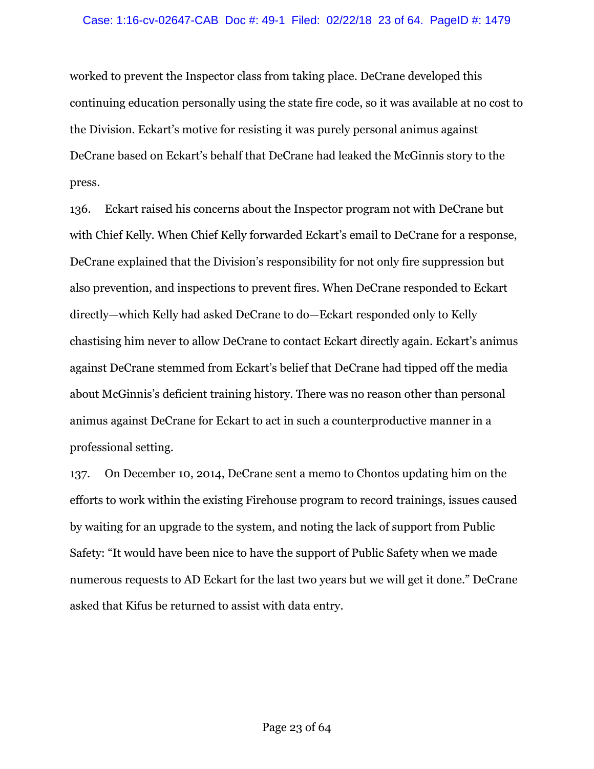worked to prevent the Inspector class from taking place. DeCrane developed this continuing education personally using the state fire code, so it was available at no cost to the Division. Eckart's motive for resisting it was purely personal animus against DeCrane based on Eckart's behalf that DeCrane had leaked the McGinnis story to the press.

136. Eckart raised his concerns about the Inspector program not with DeCrane but with Chief Kelly. When Chief Kelly forwarded Eckart's email to DeCrane for a response, DeCrane explained that the Division's responsibility for not only fire suppression but also prevention, and inspections to prevent fires. When DeCrane responded to Eckart directly—which Kelly had asked DeCrane to do—Eckart responded only to Kelly chastising him never to allow DeCrane to contact Eckart directly again. Eckart's animus against DeCrane stemmed from Eckart's belief that DeCrane had tipped off the media about McGinnis's deficient training history. There was no reason other than personal animus against DeCrane for Eckart to act in such a counterproductive manner in a professional setting.

137. On December 10, 2014, DeCrane sent a memo to Chontos updating him on the efforts to work within the existing Firehouse program to record trainings, issues caused by waiting for an upgrade to the system, and noting the lack of support from Public Safety: "It would have been nice to have the support of Public Safety when we made numerous requests to AD Eckart for the last two years but we will get it done." DeCrane asked that Kifus be returned to assist with data entry.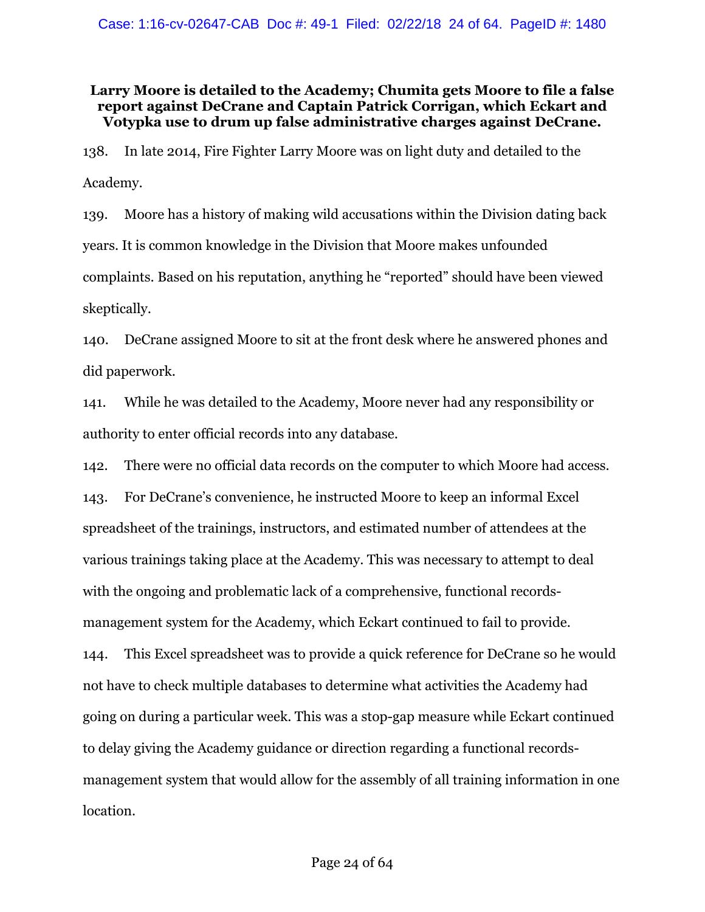**Larry Moore is detailed to the Academy; Chumita gets Moore to file a false report against DeCrane and Captain Patrick Corrigan, which Eckart and Votypka use to drum up false administrative charges against DeCrane.**

138. In late 2014, Fire Fighter Larry Moore was on light duty and detailed to the Academy.

139. Moore has a history of making wild accusations within the Division dating back years. It is common knowledge in the Division that Moore makes unfounded complaints. Based on his reputation, anything he "reported" should have been viewed skeptically.

140. DeCrane assigned Moore to sit at the front desk where he answered phones and did paperwork.

141. While he was detailed to the Academy, Moore never had any responsibility or authority to enter official records into any database.

142. There were no official data records on the computer to which Moore had access.

143. For DeCrane's convenience, he instructed Moore to keep an informal Excel spreadsheet of the trainings, instructors, and estimated number of attendees at the various trainings taking place at the Academy. This was necessary to attempt to deal with the ongoing and problematic lack of a comprehensive, functional records-management system for the Academy, which Eckart continued to fail to provide.

144. This Excel spreadsheet was to provide a quick reference for DeCrane so he would not have to check multiple databases to determine what activities the Academy had going on during a particular week. This was a stop-gap measure while Eckart continued to delay giving the Academy guidance or direction regarding a functional records-management system that would allow for the assembly of all training information in one location.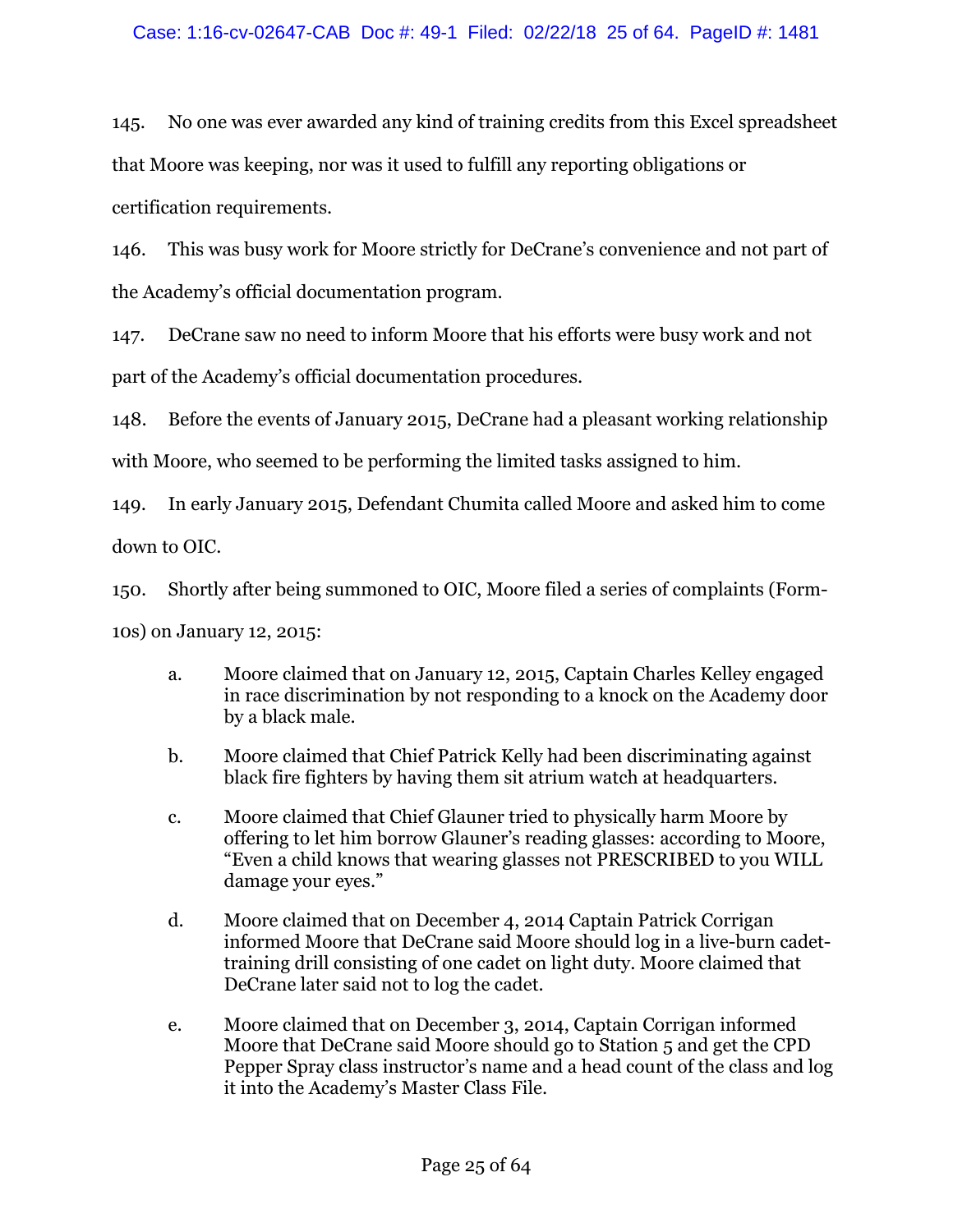145. No one was ever awarded any kind of training credits from this Excel spreadsheet that Moore was keeping, nor was it used to fulfill any reporting obligations or certification requirements.

146. This was busy work for Moore strictly for DeCrane's convenience and not part of the Academy's official documentation program.

147. DeCrane saw no need to inform Moore that his efforts were busy work and not part of the Academy's official documentation procedures.

148. Before the events of January 2015, DeCrane had a pleasant working relationship with Moore, who seemed to be performing the limited tasks assigned to him.

149. In early January 2015, Defendant Chumita called Moore and asked him to come down to OIC.

150. Shortly after being summoned to OIC, Moore filed a series of complaints (Form-10s) on January 12, 2015:

a. Moore claimed that on January 12, 2015, Captain Charles Kelley engaged in race discrimination by not responding to a knock on the Academy door by a black male.

b. Moore claimed that Chief Patrick Kelly had been discriminating against black fire fighters by having them sit atrium watch at headquarters.

c. Moore claimed that Chief Glauner tried to physically harm Moore by offering to let him borrow Glauner's reading glasses: according to Moore, "Even a child knows that wearing glasses not PRESCRIBED to you WILL damage your eyes."

d. Moore claimed that on December 4, 2014 Captain Patrick Corrigan informed Moore that DeCrane said Moore should log in a live-burn cadet-training drill consisting of one cadet on light duty. Moore claimed that DeCrane later said not to log the cadet.

e. Moore claimed that on December 3, 2014, Captain Corrigan informed Moore that DeCrane said Moore should go to Station 5 and get the CPD Pepper Spray class instructor's name and a head count of the class and log it into the Academy's Master Class File.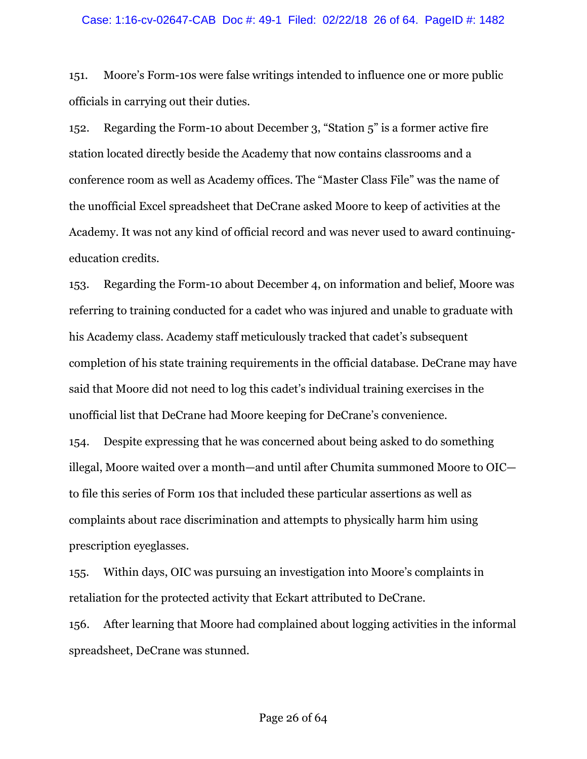151. Moore's Form-10s were false writings intended to influence one or more public officials in carrying out their duties.

152. Regarding the Form-10 about December 3, "Station 5" is a former active fire station located directly beside the Academy that now contains classrooms and a conference room as well as Academy offices. The "Master Class File" was the name of the unofficial Excel spreadsheet that DeCrane asked Moore to keep of activities at the Academy. It was not any kind of official record and was never used to award continuing-education credits.

153. Regarding the Form-10 about December 4, on information and belief, Moore was referring to training conducted for a cadet who was injured and unable to graduate with his Academy class. Academy staff meticulously tracked that cadet's subsequent completion of his state training requirements in the official database. DeCrane may have said that Moore did not need to log this cadet's individual training exercises in the unofficial list that DeCrane had Moore keeping for DeCrane's convenience.

154. Despite expressing that he was concerned about being asked to do something illegal, Moore waited over a month—and until after Chumita summoned Moore to OIC—to file this series of Form 10s that included these particular assertions as well as complaints about race discrimination and attempts to physically harm him using prescription eyeglasses.

155. Within days, OIC was pursuing an investigation into Moore's complaints in retaliation for the protected activity that Eckart attributed to DeCrane.

156. After learning that Moore had complained about logging activities in the informal spreadsheet, DeCrane was stunned.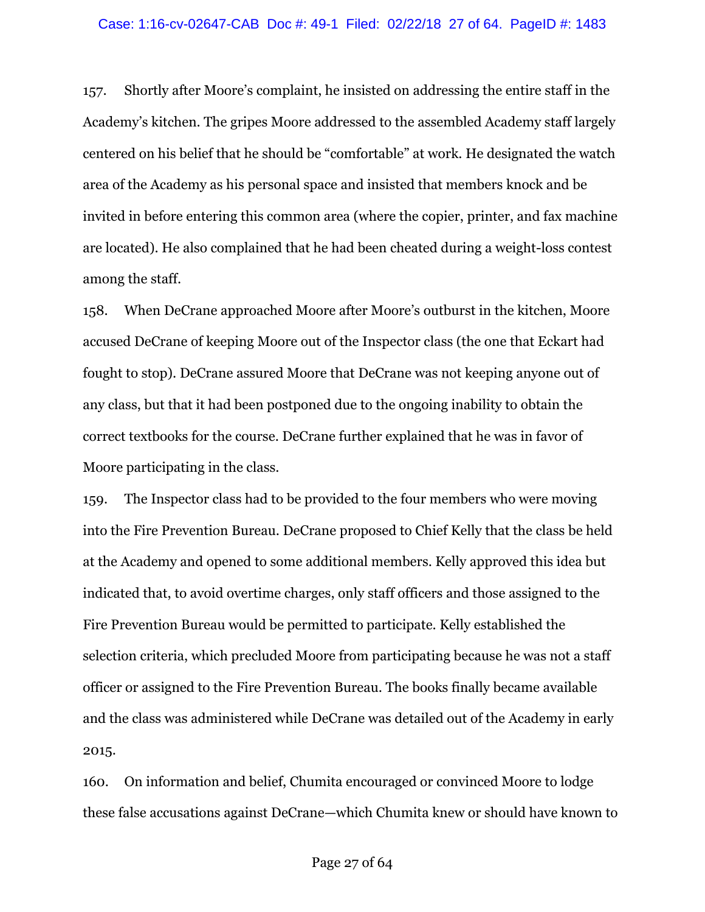157. Shortly after Moore's complaint, he insisted on addressing the entire staff in the Academy's kitchen. The gripes Moore addressed to the assembled Academy staff largely centered on his belief that he should be "comfortable" at work. He designated the watch area of the Academy as his personal space and insisted that members knock and be invited in before entering this common area (where the copier, printer, and fax machine are located). He also complained that he had been cheated during a weight-loss contest among the staff.

158. When DeCrane approached Moore after Moore's outburst in the kitchen, Moore accused DeCrane of keeping Moore out of the Inspector class (the one that Eckart had fought to stop). DeCrane assured Moore that DeCrane was not keeping anyone out of any class, but that it had been postponed due to the ongoing inability to obtain the correct textbooks for the course. DeCrane further explained that he was in favor of Moore participating in the class.

159. The Inspector class had to be provided to the four members who were moving into the Fire Prevention Bureau. DeCrane proposed to Chief Kelly that the class be held at the Academy and opened to some additional members. Kelly approved this idea but indicated that, to avoid overtime charges, only staff officers and those assigned to the Fire Prevention Bureau would be permitted to participate. Kelly established the selection criteria, which precluded Moore from participating because he was not a staff officer or assigned to the Fire Prevention Bureau. The books finally became available and the class was administered while DeCrane was detailed out of the Academy in early 2015.

160. On information and belief, Chumita encouraged or convinced Moore to lodge these false accusations against DeCrane—which Chumita knew or should have known to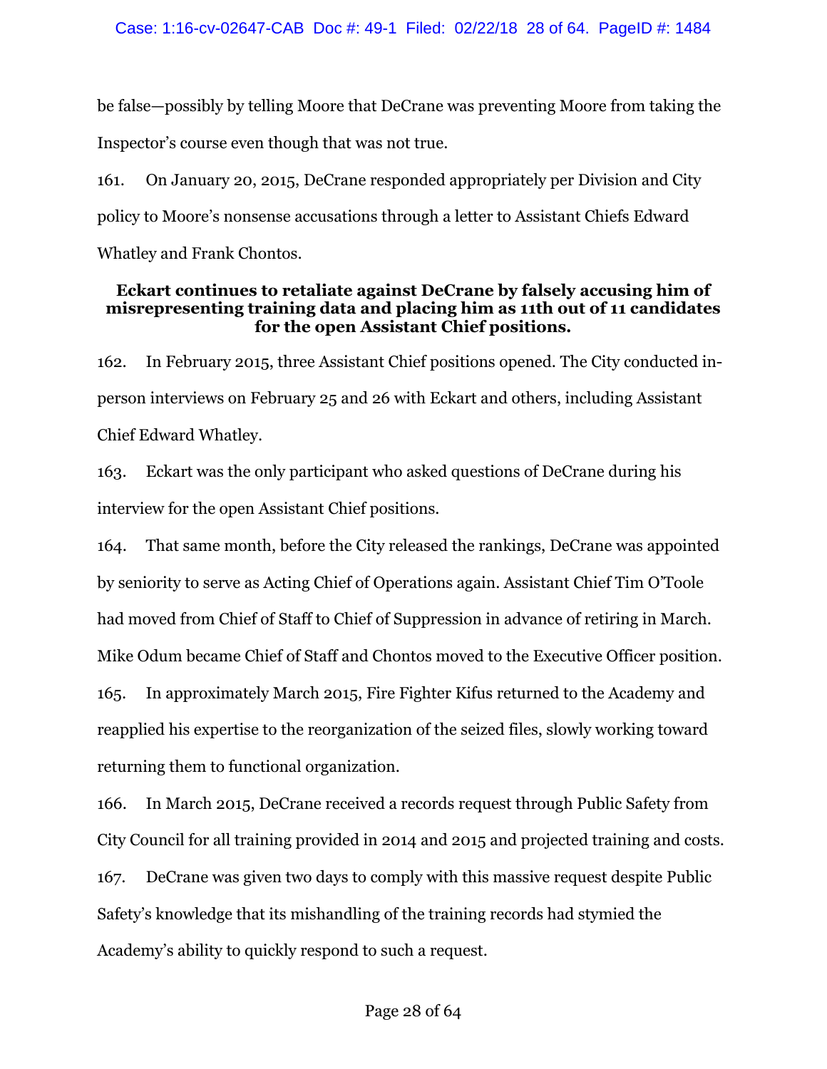be false—possibly by telling Moore that DeCrane was preventing Moore from taking the Inspector's course even though that was not true.

161. On January 20, 2015, DeCrane responded appropriately per Division and City policy to Moore's nonsense accusations through a letter to Assistant Chiefs Edward Whatley and Frank Chontos.

**Eckart continues to retaliate against DeCrane by falsely accusing him of misrepresenting training data and placing him as 11th out of 11 candidates for the open Assistant Chief positions.**

162. In February 2015, three Assistant Chief positions opened. The City conducted in-person interviews on February 25 and 26 with Eckart and others, including Assistant Chief Edward Whatley.

163. Eckart was the only participant who asked questions of DeCrane during his interview for the open Assistant Chief positions.

164. That same month, before the City released the rankings, DeCrane was appointed by seniority to serve as Acting Chief of Operations again. Assistant Chief Tim O'Toole had moved from Chief of Staff to Chief of Suppression in advance of retiring in March. Mike Odum became Chief of Staff and Chontos moved to the Executive Officer position.

165. In approximately March 2015, Fire Fighter Kifus returned to the Academy and reapplied his expertise to the reorganization of the seized files, slowly working toward returning them to functional organization.

166. In March 2015, DeCrane received a records request through Public Safety from City Council for all training provided in 2014 and 2015 and projected training and costs.

167. DeCrane was given two days to comply with this massive request despite Public Safety's knowledge that its mishandling of the training records had stymied the Academy's ability to quickly respond to such a request.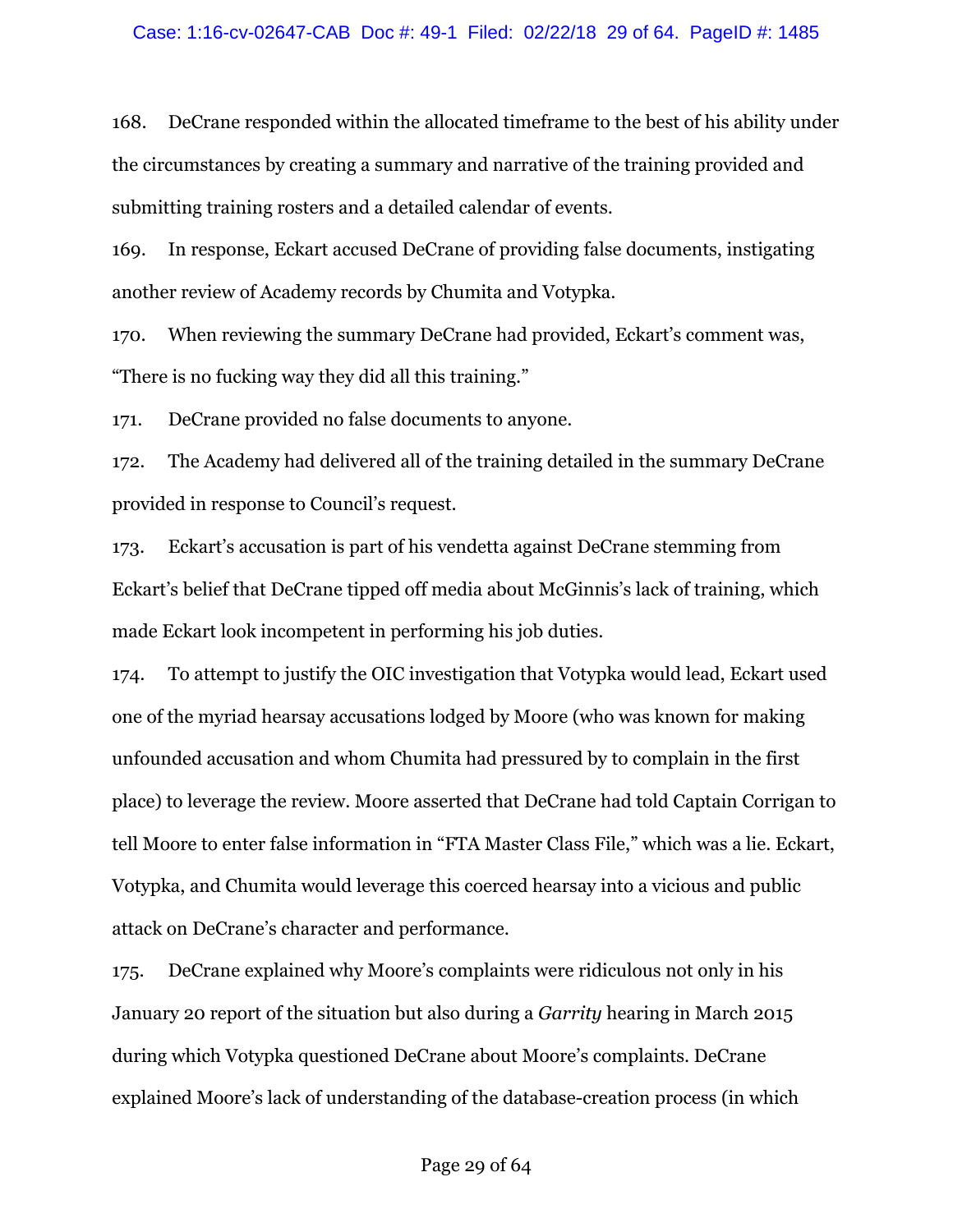168. DeCrane responded within the allocated timeframe to the best of his ability under the circumstances by creating a summary and narrative of the training provided and submitting training rosters and a detailed calendar of events.

169. In response, Eckart accused DeCrane of providing false documents, instigating another review of Academy records by Chumita and Votypka.

170. When reviewing the summary DeCrane had provided, Eckart's comment was, "There is no fucking way they did all this training."

171. DeCrane provided no false documents to anyone.

172. The Academy had delivered all of the training detailed in the summary DeCrane provided in response to Council's request.

173. Eckart's accusation is part of his vendetta against DeCrane stemming from Eckart's belief that DeCrane tipped off media about McGinnis's lack of training, which made Eckart look incompetent in performing his job duties.

174. To attempt to justify the OIC investigation that Votypka would lead, Eckart used one of the myriad hearsay accusations lodged by Moore (who was known for making unfounded accusation and whom Chumita had pressured by to complain in the first place) to leverage the review. Moore asserted that DeCrane had told Captain Corrigan to tell Moore to enter false information in "FTA Master Class File," which was a lie. Eckart, Votypka, and Chumita would leverage this coerced hearsay into a vicious and public attack on DeCrane's character and performance.

175. DeCrane explained why Moore's complaints were ridiculous not only in his January 20 report of the situation but also during a *Garrity* hearing in March 2015 during which Votypka questioned DeCrane about Moore's complaints. DeCrane explained Moore's lack of understanding of the database-creation process (in which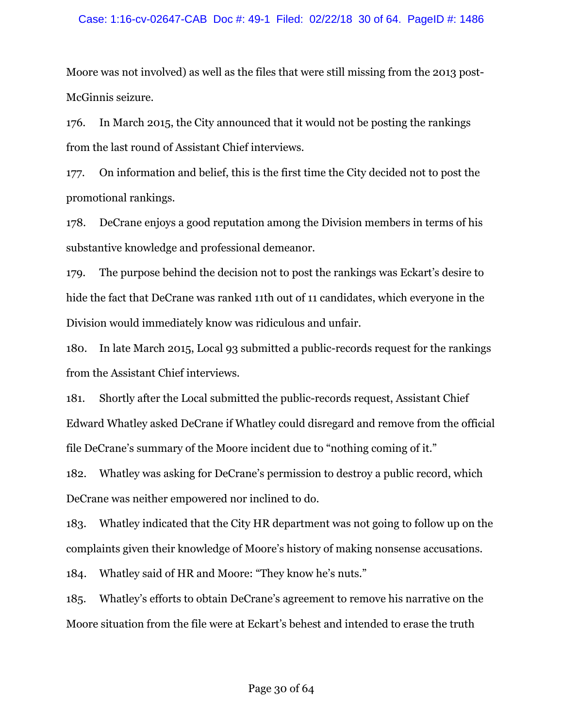Moore was not involved) as well as the files that were still missing from the 2013 post-McGinnis seizure.

176. In March 2015, the City announced that it would not be posting the rankings from the last round of Assistant Chief interviews.

177. On information and belief, this is the first time the City decided not to post the promotional rankings.

178. DeCrane enjoys a good reputation among the Division members in terms of his substantive knowledge and professional demeanor.

179. The purpose behind the decision not to post the rankings was Eckart's desire to hide the fact that DeCrane was ranked 11th out of 11 candidates, which everyone in the Division would immediately know was ridiculous and unfair.

180. In late March 2015, Local 93 submitted a public-records request for the rankings from the Assistant Chief interviews.

181. Shortly after the Local submitted the public-records request, Assistant Chief Edward Whatley asked DeCrane if Whatley could disregard and remove from the official file DeCrane's summary of the Moore incident due to "nothing coming of it."

182. Whatley was asking for DeCrane's permission to destroy a public record, which DeCrane was neither empowered nor inclined to do.

183. Whatley indicated that the City HR department was not going to follow up on the complaints given their knowledge of Moore's history of making nonsense accusations.

184. Whatley said of HR and Moore: "They know he's nuts."

185. Whatley's efforts to obtain DeCrane's agreement to remove his narrative on the Moore situation from the file were at Eckart's behest and intended to erase the truth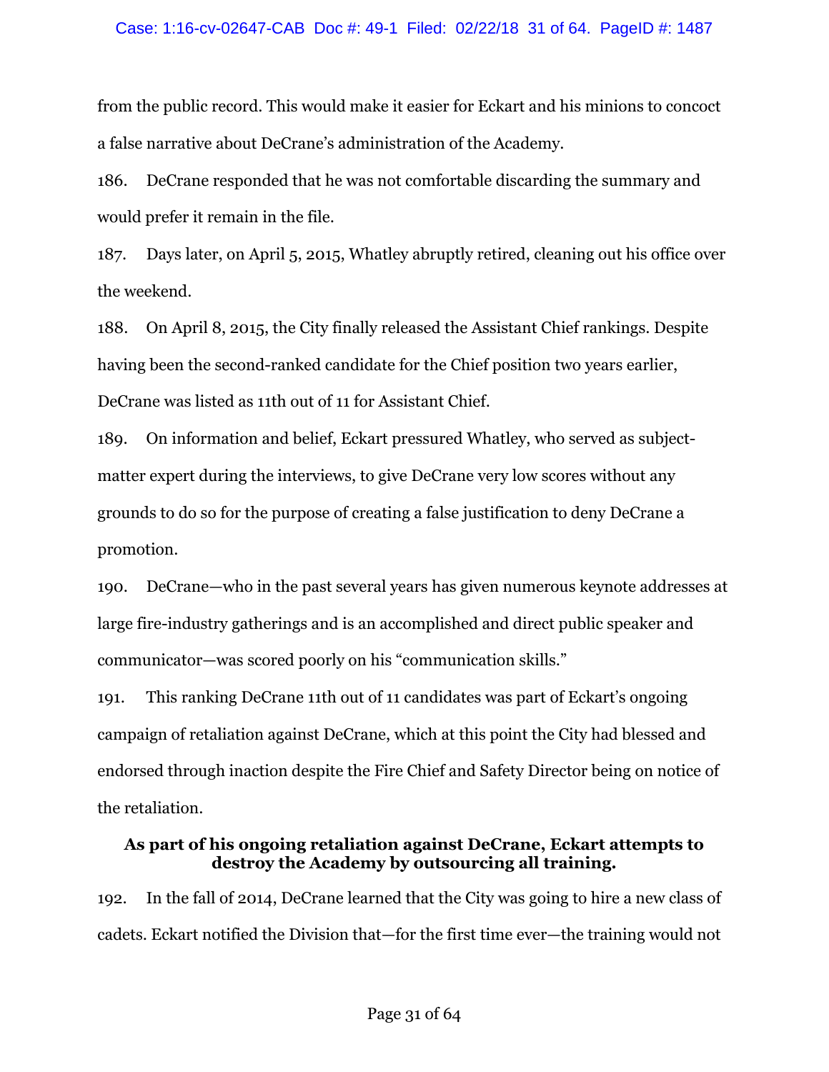from the public record. This would make it easier for Eckart and his minions to concoct a false narrative about DeCrane's administration of the Academy.

186. DeCrane responded that he was not comfortable discarding the summary and would prefer it remain in the file.

187. Days later, on April 5, 2015, Whatley abruptly retired, cleaning out his office over the weekend.

188. On April 8, 2015, the City finally released the Assistant Chief rankings. Despite having been the second-ranked candidate for the Chief position two years earlier, DeCrane was listed as 11th out of 11 for Assistant Chief.

189. On information and belief, Eckart pressured Whatley, who served as subject-matter expert during the interviews, to give DeCrane very low scores without any grounds to do so for the purpose of creating a false justification to deny DeCrane a promotion.

190. DeCrane—who in the past several years has given numerous keynote addresses at large fire-industry gatherings and is an accomplished and direct public speaker and communicator—was scored poorly on his "communication skills."

191. This ranking DeCrane 11th out of 11 candidates was part of Eckart's ongoing campaign of retaliation against DeCrane, which at this point the City had blessed and endorsed through inaction despite the Fire Chief and Safety Director being on notice of the retaliation.

**As part of his ongoing retaliation against DeCrane, Eckart attempts to destroy the Academy by outsourcing all training.**

192. In the fall of 2014, DeCrane learned that the City was going to hire a new class of cadets. Eckart notified the Division that—for the first time ever—the training would not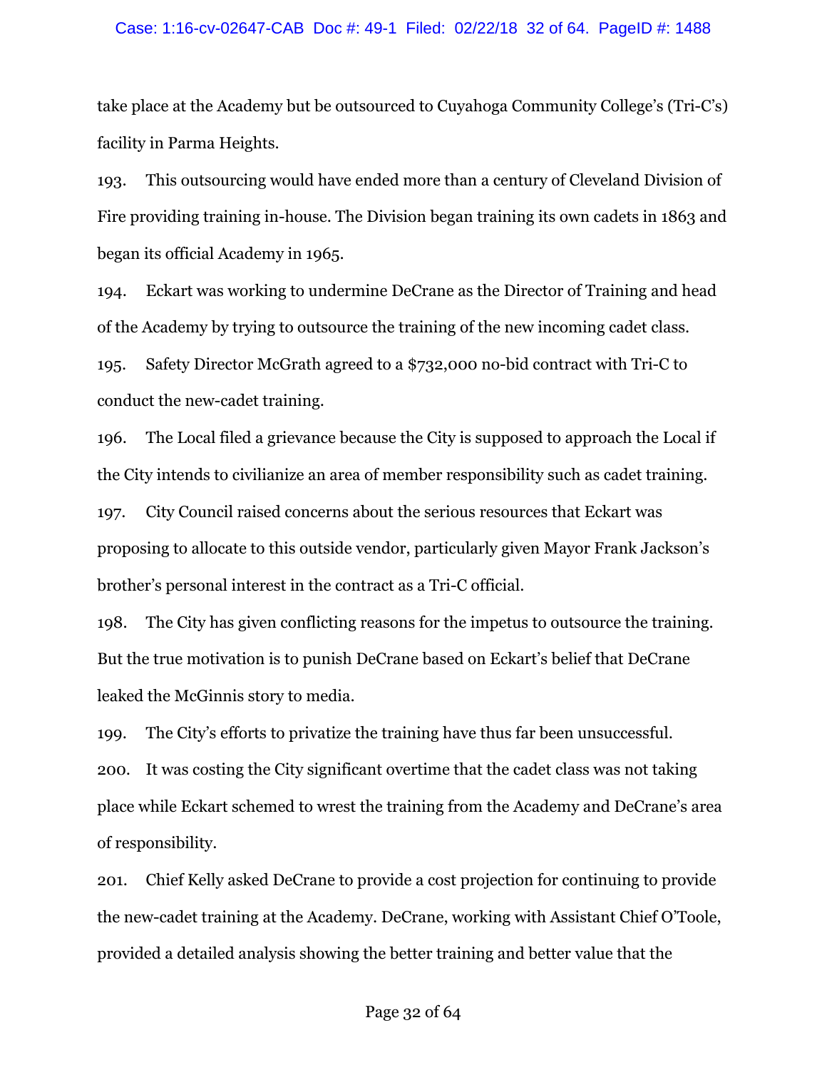take place at the Academy but be outsourced to Cuyahoga Community College's (Tri-C's) facility in Parma Heights.

193. This outsourcing would have ended more than a century of Cleveland Division of Fire providing training in-house. The Division began training its own cadets in 1863 and began its official Academy in 1965.

194. Eckart was working to undermine DeCrane as the Director of Training and head of the Academy by trying to outsource the training of the new incoming cadet class.

195. Safety Director McGrath agreed to a $732,000 no-bid contract with Tri-C to conduct the new-cadet training.

196. The Local filed a grievance because the City is supposed to approach the Local if the City intends to civilianize an area of member responsibility such as cadet training.

197. City Council raised concerns about the serious resources that Eckart was proposing to allocate to this outside vendor, particularly given Mayor Frank Jackson's brother's personal interest in the contract as a Tri-C official.

198. The City has given conflicting reasons for the impetus to outsource the training. But the true motivation is to punish DeCrane based on Eckart's belief that DeCrane leaked the McGinnis story to media.

199. The City's efforts to privatize the training have thus far been unsuccessful.

200. It was costing the City significant overtime that the cadet class was not taking place while Eckart schemed to wrest the training from the Academy and DeCrane's area of responsibility.

201. Chief Kelly asked DeCrane to provide a cost projection for continuing to provide the new-cadet training at the Academy. DeCrane, working with Assistant Chief O'Toole, provided a detailed analysis showing the better training and better value that the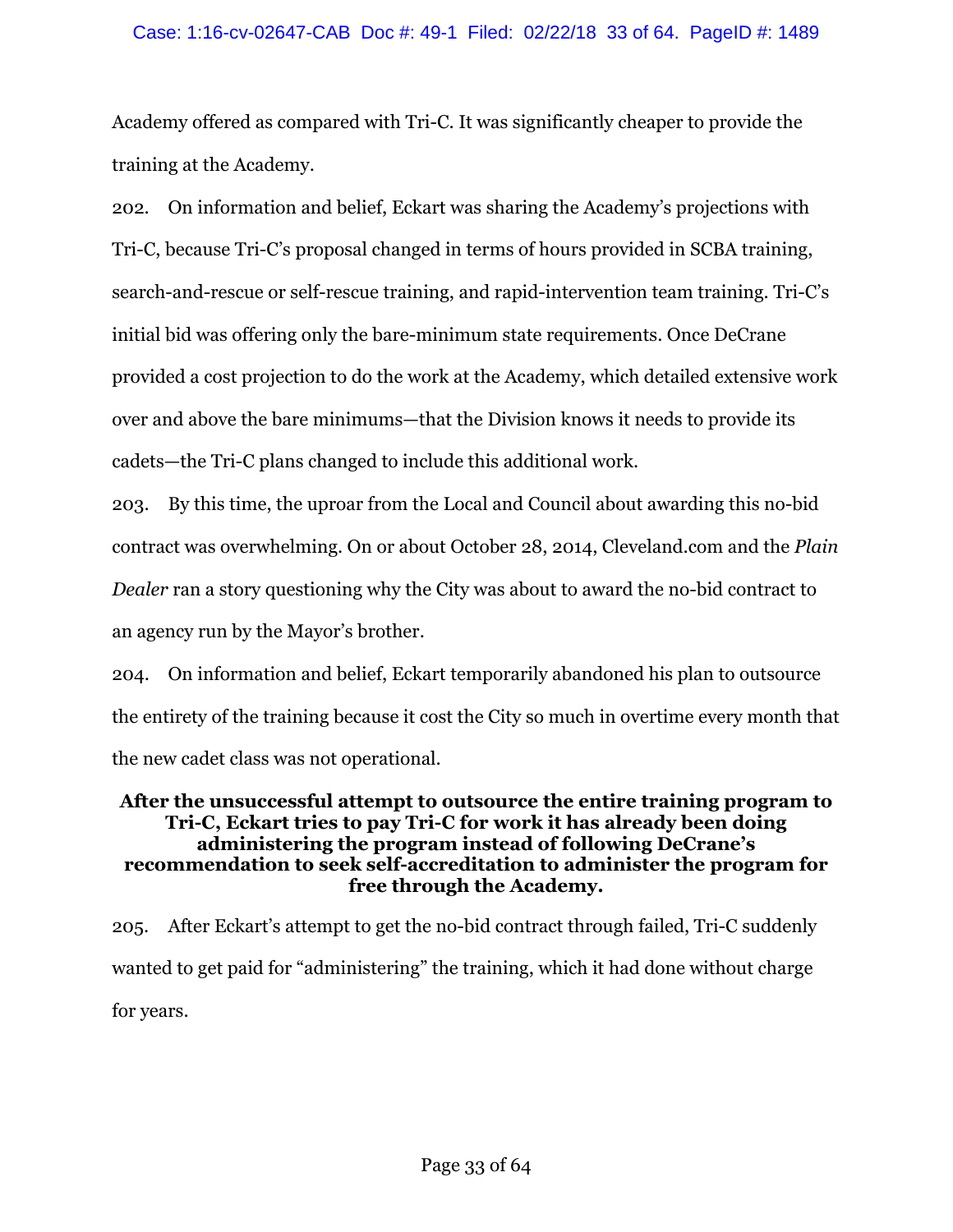Academy offered as compared with Tri-C. It was significantly cheaper to provide the training at the Academy.

202. On information and belief, Eckart was sharing the Academy's projections with Tri-C, because Tri-C's proposal changed in terms of hours provided in SCBA training, search-and-rescue or self-rescue training, and rapid-intervention team training. Tri-C's initial bid was offering only the bare-minimum state requirements. Once DeCrane provided a cost projection to do the work at the Academy, which detailed extensive work over and above the bare minimums—that the Division knows it needs to provide its cadets—the Tri-C plans changed to include this additional work.

203. By this time, the uproar from the Local and Council about awarding this no-bid contract was overwhelming. On or about October 28, 2014, Cleveland.com and the *Plain Dealer* ran a story questioning why the City was about to award the no-bid contract to an agency run by the Mayor's brother.

204. On information and belief, Eckart temporarily abandoned his plan to outsource the entirety of the training because it cost the City so much in overtime every month that the new cadet class was not operational.

**After the unsuccessful attempt to outsource the entire training program to Tri-C, Eckart tries to pay Tri-C for work it has already been doing administering the program instead of following DeCrane's recommendation to seek self-accreditation to administer the program for free through the Academy.**

205. After Eckart's attempt to get the no-bid contract through failed, Tri-C suddenly wanted to get paid for "administering" the training, which it had done without charge for years.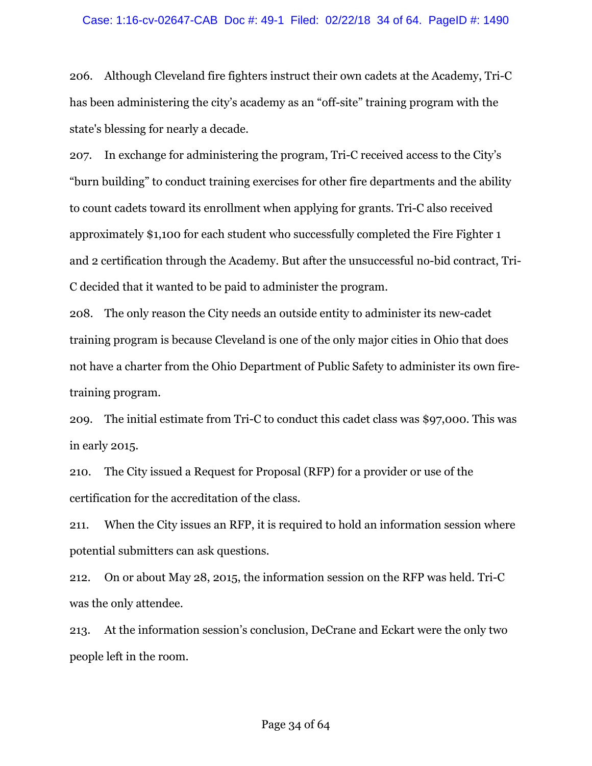206. Although Cleveland fire fighters instruct their own cadets at the Academy, Tri-C has been administering the city's academy as an "off-site" training program with the state's blessing for nearly a decade.

207. In exchange for administering the program, Tri-C received access to the City's "burn building" to conduct training exercises for other fire departments and the ability to count cadets toward its enrollment when applying for grants. Tri-C also received approximately $1,100 for each student who successfully completed the Fire Fighter 1 and 2 certification through the Academy. But after the unsuccessful no-bid contract, Tri-C decided that it wanted to be paid to administer the program.

208. The only reason the City needs an outside entity to administer its new-cadet training program is because Cleveland is one of the only major cities in Ohio that does not have a charter from the Ohio Department of Public Safety to administer its own fire-training program.

209. The initial estimate from Tri-C to conduct this cadet class was $97,000. This was in early 2015.

210. The City issued a Request for Proposal (RFP) for a provider or use of the certification for the accreditation of the class.

211. When the City issues an RFP, it is required to hold an information session where potential submitters can ask questions.

212. On or about May 28, 2015, the information session on the RFP was held. Tri-C was the only attendee.

213. At the information session's conclusion, DeCrane and Eckart were the only two people left in the room.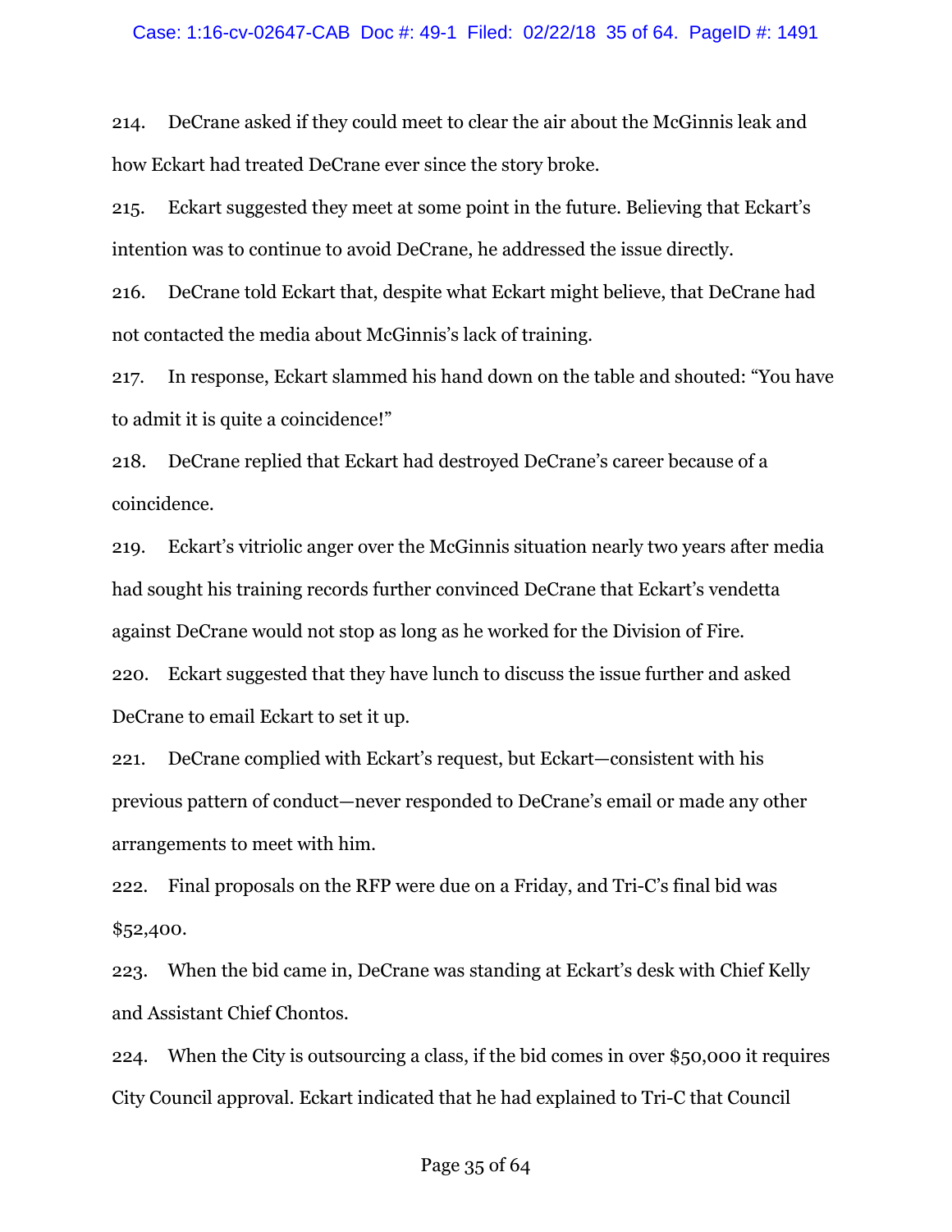214. DeCrane asked if they could meet to clear the air about the McGinnis leak and how Eckart had treated DeCrane ever since the story broke.

215. Eckart suggested they meet at some point in the future. Believing that Eckart's intention was to continue to avoid DeCrane, he addressed the issue directly.

216. DeCrane told Eckart that, despite what Eckart might believe, that DeCrane had not contacted the media about McGinnis's lack of training.

217. In response, Eckart slammed his hand down on the table and shouted: "You have to admit it is quite a coincidence!"

218. DeCrane replied that Eckart had destroyed DeCrane's career because of a coincidence.

219. Eckart's vitriolic anger over the McGinnis situation nearly two years after media had sought his training records further convinced DeCrane that Eckart's vendetta against DeCrane would not stop as long as he worked for the Division of Fire.

220. Eckart suggested that they have lunch to discuss the issue further and asked DeCrane to email Eckart to set it up.

221. DeCrane complied with Eckart's request, but Eckart—consistent with his previous pattern of conduct—never responded to DeCrane's email or made any other arrangements to meet with him.

222. Final proposals on the RFP were due on a Friday, and Tri-C's final bid was $52,400.

223. When the bid came in, DeCrane was standing at Eckart's desk with Chief Kelly and Assistant Chief Chontos.

224. When the City is outsourcing a class, if the bid comes in over $50,000 it requires City Council approval. Eckart indicated that he had explained to Tri-C that Council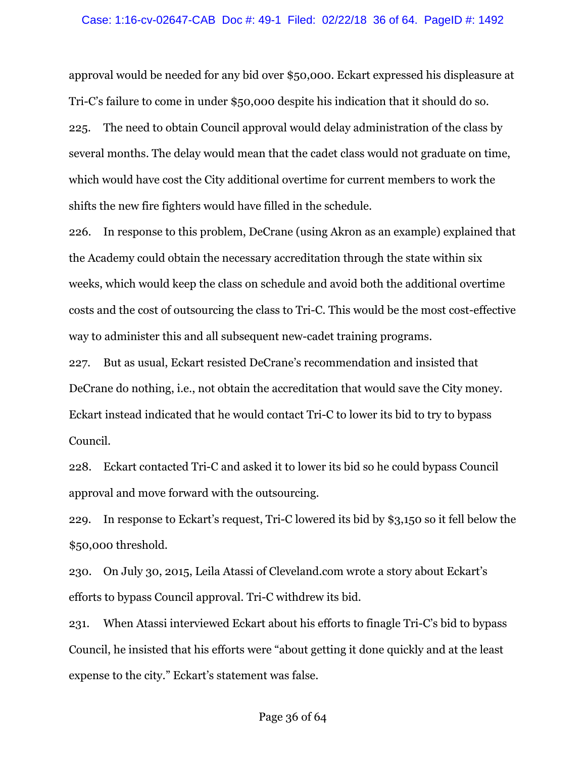approval would be needed for any bid over $50,000. Eckart expressed his displeasure at Tri-C's failure to come in under $50,000 despite his indication that it should do so.

225. The need to obtain Council approval would delay administration of the class by several months. The delay would mean that the cadet class would not graduate on time, which would have cost the City additional overtime for current members to work the shifts the new fire fighters would have filled in the schedule.

226. In response to this problem, DeCrane (using Akron as an example) explained that the Academy could obtain the necessary accreditation through the state within six weeks, which would keep the class on schedule and avoid both the additional overtime costs and the cost of outsourcing the class to Tri-C. This would be the most cost-effective way to administer this and all subsequent new-cadet training programs.

227. But as usual, Eckart resisted DeCrane's recommendation and insisted that DeCrane do nothing, i.e., not obtain the accreditation that would save the City money. Eckart instead indicated that he would contact Tri-C to lower its bid to try to bypass Council.

228. Eckart contacted Tri-C and asked it to lower its bid so he could bypass Council approval and move forward with the outsourcing.

229. In response to Eckart's request, Tri-C lowered its bid by $3,150 so it fell below the $50,000 threshold.

230. On July 30, 2015, Leila Atassi of Cleveland.com wrote a story about Eckart's efforts to bypass Council approval. Tri-C withdrew its bid.

231. When Atassi interviewed Eckart about his efforts to finagle Tri-C's bid to bypass Council, he insisted that his efforts were "about getting it done quickly and at the least expense to the city." Eckart's statement was false.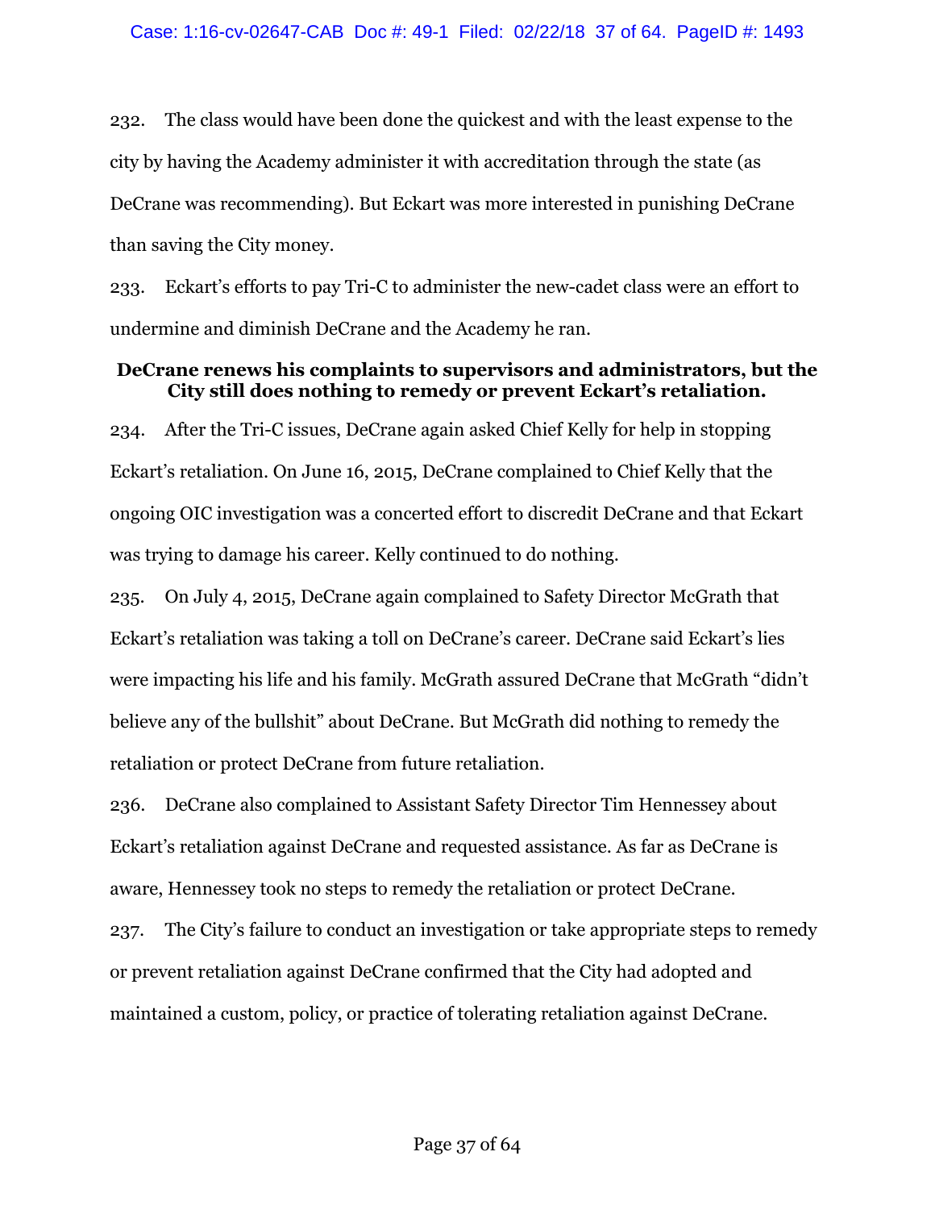232. The class would have been done the quickest and with the least expense to the city by having the Academy administer it with accreditation through the state (as DeCrane was recommending). But Eckart was more interested in punishing DeCrane than saving the City money.

233. Eckart's efforts to pay Tri-C to administer the new-cadet class were an effort to undermine and diminish DeCrane and the Academy he ran.

### DeCrane renews his complaints to supervisors and administrators, but the City still does nothing to remedy or prevent Eckart's retaliation.

234. After the Tri-C issues, DeCrane again asked Chief Kelly for help in stopping Eckart's retaliation. On June 16, 2015, DeCrane complained to Chief Kelly that the ongoing OIC investigation was a concerted effort to discredit DeCrane and that Eckart was trying to damage his career. Kelly continued to do nothing.

235. On July 4, 2015, DeCrane again complained to Safety Director McGrath that Eckart's retaliation was taking a toll on DeCrane's career. DeCrane said Eckart's lies were impacting his life and his family. McGrath assured DeCrane that McGrath "didn't believe any of the bullshit" about DeCrane. But McGrath did nothing to remedy the retaliation or protect DeCrane from future retaliation.

236. DeCrane also complained to Assistant Safety Director Tim Hennessey about Eckart's retaliation against DeCrane and requested assistance. As far as DeCrane is aware, Hennessey took no steps to remedy the retaliation or protect DeCrane.

237. The City's failure to conduct an investigation or take appropriate steps to remedy or prevent retaliation against DeCrane confirmed that the City had adopted and maintained a custom, policy, or practice of tolerating retaliation against DeCrane.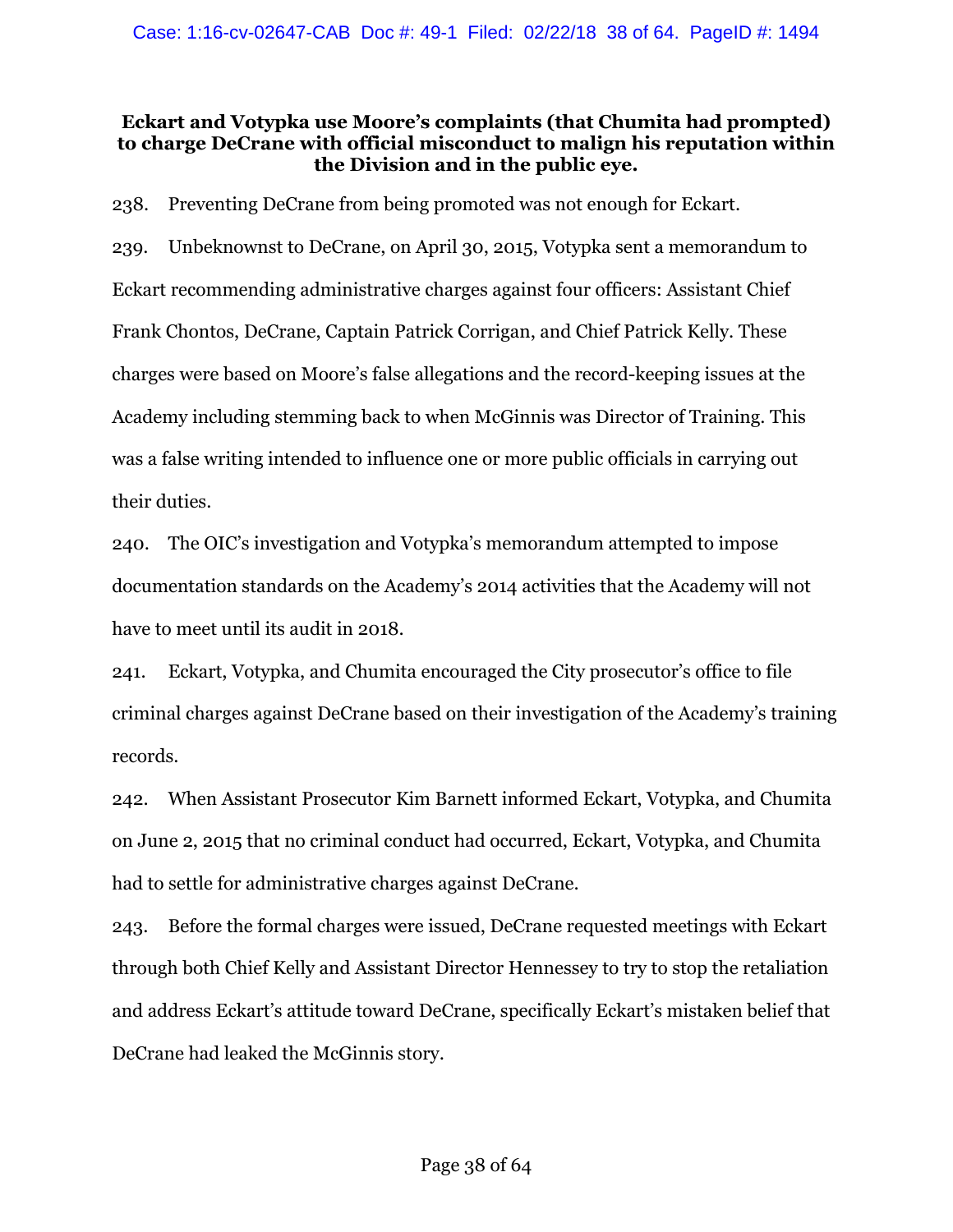**Eckart and Votypka use Moore's complaints (that Chumita had prompted) to charge DeCrane with official misconduct to malign his reputation within the Division and in the public eye.**

238. Preventing DeCrane from being promoted was not enough for Eckart.

239. Unbeknownst to DeCrane, on April 30, 2015, Votypka sent a memorandum to Eckart recommending administrative charges against four officers: Assistant Chief Frank Chontos, DeCrane, Captain Patrick Corrigan, and Chief Patrick Kelly. These charges were based on Moore's false allegations and the record-keeping issues at the Academy including stemming back to when McGinnis was Director of Training. This was a false writing intended to influence one or more public officials in carrying out their duties.

240. The OIC's investigation and Votypka's memorandum attempted to impose documentation standards on the Academy's 2014 activities that the Academy will not have to meet until its audit in 2018.

241. Eckart, Votypka, and Chumita encouraged the City prosecutor's office to file criminal charges against DeCrane based on their investigation of the Academy's training records.

242. When Assistant Prosecutor Kim Barnett informed Eckart, Votypka, and Chumita on June 2, 2015 that no criminal conduct had occurred, Eckart, Votypka, and Chumita had to settle for administrative charges against DeCrane.

243. Before the formal charges were issued, DeCrane requested meetings with Eckart through both Chief Kelly and Assistant Director Hennessey to try to stop the retaliation and address Eckart's attitude toward DeCrane, specifically Eckart's mistaken belief that DeCrane had leaked the McGinnis story.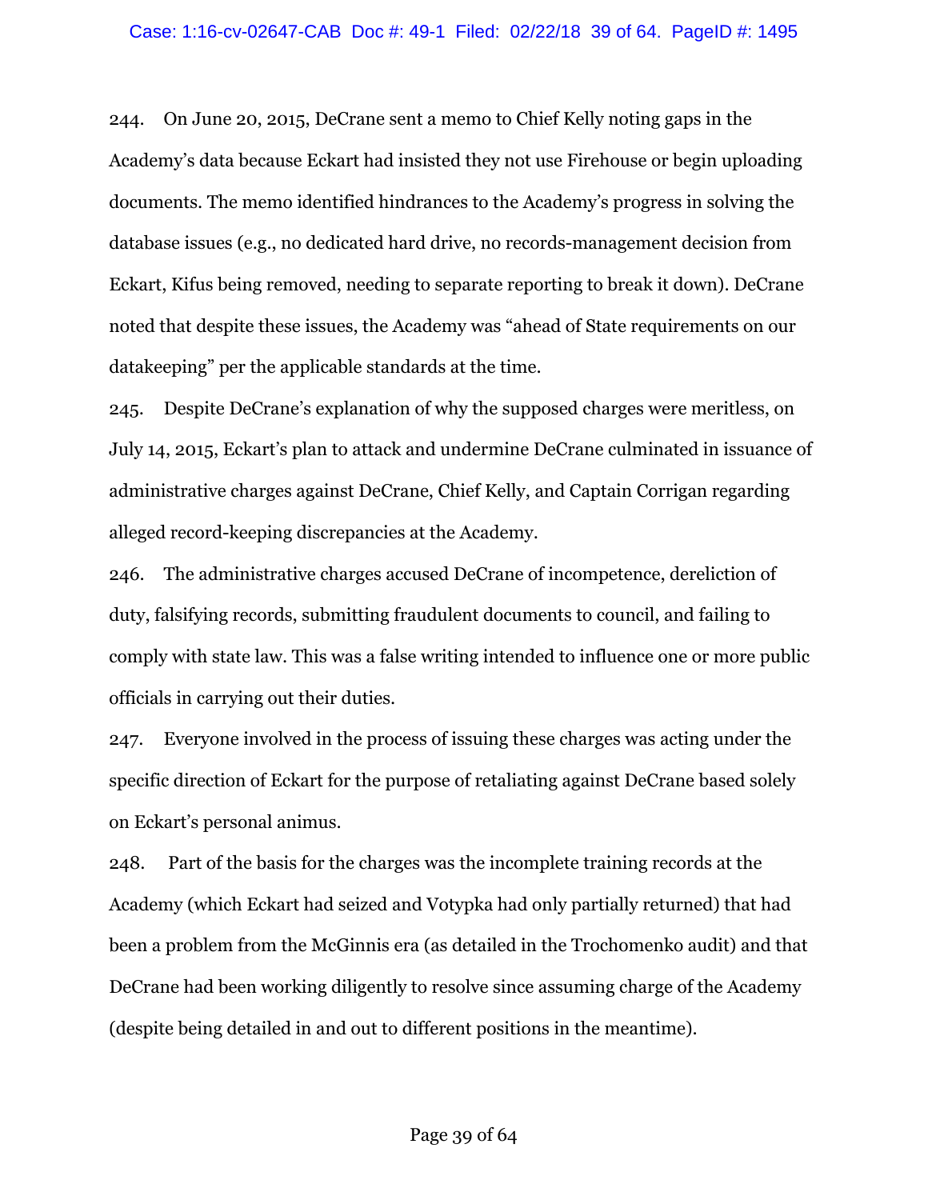244. On June 20, 2015, DeCrane sent a memo to Chief Kelly noting gaps in the Academy's data because Eckart had insisted they not use Firehouse or begin uploading documents. The memo identified hindrances to the Academy's progress in solving the database issues (e.g., no dedicated hard drive, no records-management decision from Eckart, Kifus being removed, needing to separate reporting to break it down). DeCrane noted that despite these issues, the Academy was "ahead of State requirements on our datakeeping" per the applicable standards at the time.

245. Despite DeCrane's explanation of why the supposed charges were meritless, on July 14, 2015, Eckart's plan to attack and undermine DeCrane culminated in issuance of administrative charges against DeCrane, Chief Kelly, and Captain Corrigan regarding alleged record-keeping discrepancies at the Academy.

246. The administrative charges accused DeCrane of incompetence, dereliction of duty, falsifying records, submitting fraudulent documents to council, and failing to comply with state law. This was a false writing intended to influence one or more public officials in carrying out their duties.

247. Everyone involved in the process of issuing these charges was acting under the specific direction of Eckart for the purpose of retaliating against DeCrane based solely on Eckart's personal animus.

248. Part of the basis for the charges was the incomplete training records at the Academy (which Eckart had seized and Votypka had only partially returned) that had been a problem from the McGinnis era (as detailed in the Trochomenko audit) and that DeCrane had been working diligently to resolve since assuming charge of the Academy (despite being detailed in and out to different positions in the meantime).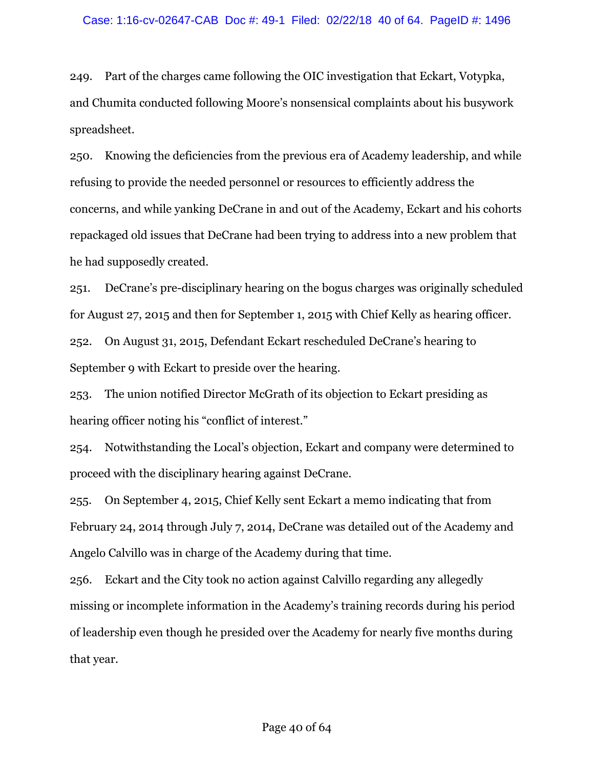249. Part of the charges came following the OIC investigation that Eckart, Votypka, and Chumita conducted following Moore's nonsensical complaints about his busywork spreadsheet.

250. Knowing the deficiencies from the previous era of Academy leadership, and while refusing to provide the needed personnel or resources to efficiently address the concerns, and while yanking DeCrane in and out of the Academy, Eckart and his cohorts repackaged old issues that DeCrane had been trying to address into a new problem that he had supposedly created.

251. DeCrane's pre-disciplinary hearing on the bogus charges was originally scheduled for August 27, 2015 and then for September 1, 2015 with Chief Kelly as hearing officer.

252. On August 31, 2015, Defendant Eckart rescheduled DeCrane's hearing to September 9 with Eckart to preside over the hearing.

253. The union notified Director McGrath of its objection to Eckart presiding as hearing officer noting his "conflict of interest."

254. Notwithstanding the Local's objection, Eckart and company were determined to proceed with the disciplinary hearing against DeCrane.

255. On September 4, 2015, Chief Kelly sent Eckart a memo indicating that from February 24, 2014 through July 7, 2014, DeCrane was detailed out of the Academy and Angelo Calvillo was in charge of the Academy during that time.

256. Eckart and the City took no action against Calvillo regarding any allegedly missing or incomplete information in the Academy's training records during his period of leadership even though he presided over the Academy for nearly five months during that year.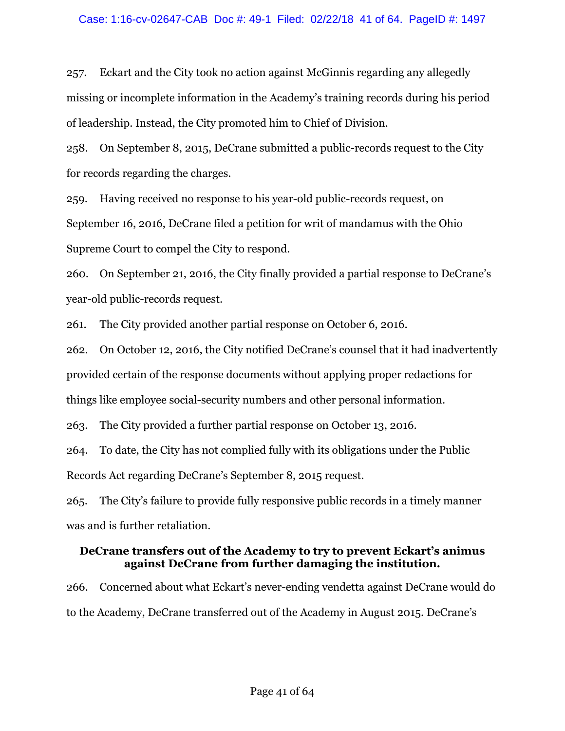257. Eckart and the City took no action against McGinnis regarding any allegedly missing or incomplete information in the Academy's training records during his period of leadership. Instead, the City promoted him to Chief of Division.

258. On September 8, 2015, DeCrane submitted a public-records request to the City for records regarding the charges.

259. Having received no response to his year-old public-records request, on September 16, 2016, DeCrane filed a petition for writ of mandamus with the Ohio Supreme Court to compel the City to respond.

260. On September 21, 2016, the City finally provided a partial response to DeCrane's year-old public-records request.

261. The City provided another partial response on October 6, 2016.

262. On October 12, 2016, the City notified DeCrane's counsel that it had inadvertently provided certain of the response documents without applying proper redactions for things like employee social-security numbers and other personal information.

263. The City provided a further partial response on October 13, 2016.

264. To date, the City has not complied fully with its obligations under the Public Records Act regarding DeCrane's September 8, 2015 request.

265. The City's failure to provide fully responsive public records in a timely manner was and is further retaliation.

**DeCrane transfers out of the Academy to try to prevent Eckart's animus against DeCrane from further damaging the institution.**

266. Concerned about what Eckart's never-ending vendetta against DeCrane would do to the Academy, DeCrane transferred out of the Academy in August 2015. DeCrane's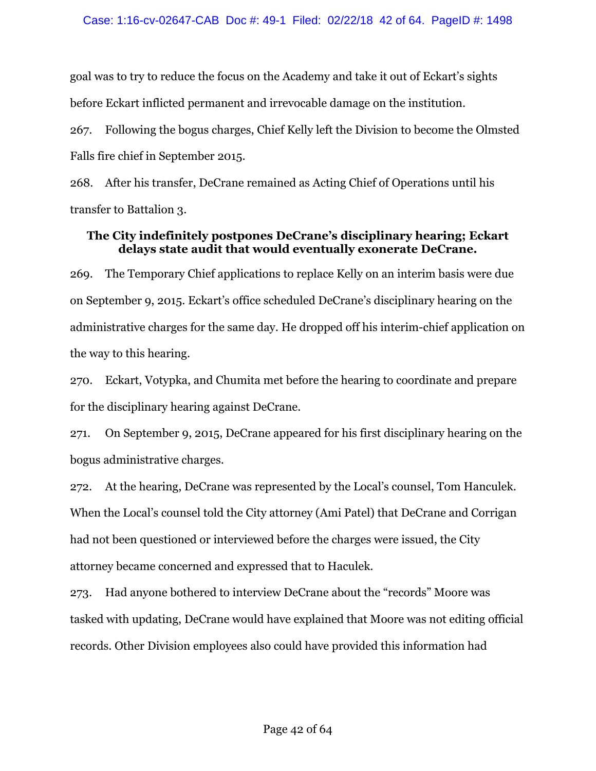goal was to try to reduce the focus on the Academy and take it out of Eckart's sights before Eckart inflicted permanent and irrevocable damage on the institution.

267. Following the bogus charges, Chief Kelly left the Division to become the Olmsted Falls fire chief in September 2015.

268. After his transfer, DeCrane remained as Acting Chief of Operations until his transfer to Battalion 3.

**The City indefinitely postpones DeCrane's disciplinary hearing; Eckart delays state audit that would eventually exonerate DeCrane.**

269. The Temporary Chief applications to replace Kelly on an interim basis were due on September 9, 2015. Eckart's office scheduled DeCrane's disciplinary hearing on the administrative charges for the same day. He dropped off his interim-chief application on the way to this hearing.

270. Eckart, Votypka, and Chumita met before the hearing to coordinate and prepare for the disciplinary hearing against DeCrane.

271. On September 9, 2015, DeCrane appeared for his first disciplinary hearing on the bogus administrative charges.

272. At the hearing, DeCrane was represented by the Local's counsel, Tom Hanculek. When the Local's counsel told the City attorney (Ami Patel) that DeCrane and Corrigan had not been questioned or interviewed before the charges were issued, the City attorney became concerned and expressed that to Haculek.

273. Had anyone bothered to interview DeCrane about the "records" Moore was tasked with updating, DeCrane would have explained that Moore was not editing official records. Other Division employees also could have provided this information had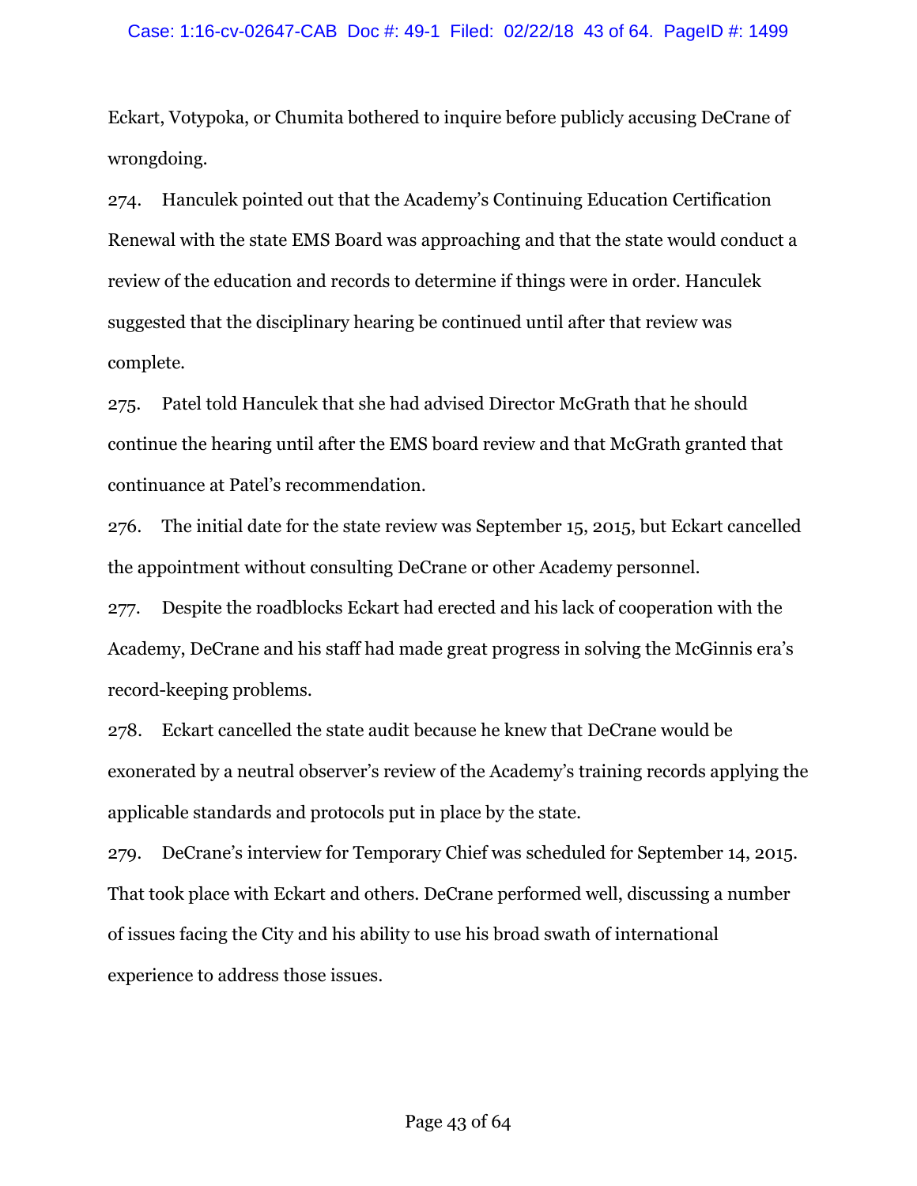Eckart, Votypoka, or Chumita bothered to inquire before publicly accusing DeCrane of wrongdoing.

274. Hanculek pointed out that the Academy's Continuing Education Certification Renewal with the state EMS Board was approaching and that the state would conduct a review of the education and records to determine if things were in order. Hanculek suggested that the disciplinary hearing be continued until after that review was complete.

275. Patel told Hanculek that she had advised Director McGrath that he should continue the hearing until after the EMS board review and that McGrath granted that continuance at Patel's recommendation.

276. The initial date for the state review was September 15, 2015, but Eckart cancelled the appointment without consulting DeCrane or other Academy personnel.

277. Despite the roadblocks Eckart had erected and his lack of cooperation with the Academy, DeCrane and his staff had made great progress in solving the McGinnis era's record-keeping problems.

278. Eckart cancelled the state audit because he knew that DeCrane would be exonerated by a neutral observer's review of the Academy's training records applying the applicable standards and protocols put in place by the state.

279. DeCrane's interview for Temporary Chief was scheduled for September 14, 2015. That took place with Eckart and others. DeCrane performed well, discussing a number of issues facing the City and his ability to use his broad swath of international experience to address those issues.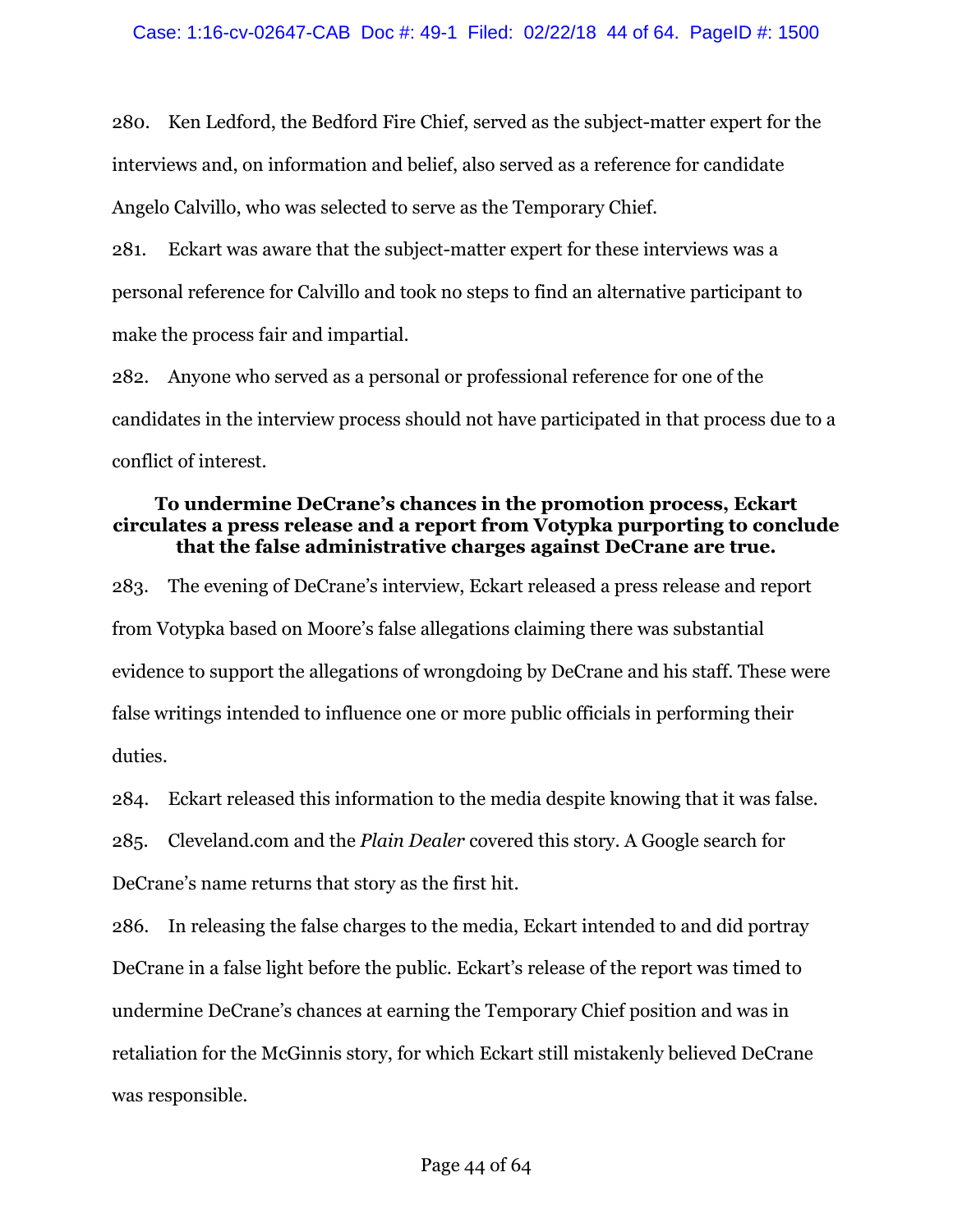280. Ken Ledford, the Bedford Fire Chief, served as the subject-matter expert for the interviews and, on information and belief, also served as a reference for candidate Angelo Calvillo, who was selected to serve as the Temporary Chief.

281. Eckart was aware that the subject-matter expert for these interviews was a personal reference for Calvillo and took no steps to find an alternative participant to make the process fair and impartial.

282. Anyone who served as a personal or professional reference for one of the candidates in the interview process should not have participated in that process due to a conflict of interest.

**To undermine DeCrane's chances in the promotion process, Eckart circulates a press release and a report from Votypka purporting to conclude that the false administrative charges against DeCrane are true.**

283. The evening of DeCrane's interview, Eckart released a press release and report from Votypka based on Moore's false allegations claiming there was substantial evidence to support the allegations of wrongdoing by DeCrane and his staff. These were false writings intended to influence one or more public officials in performing their duties.

284. Eckart released this information to the media despite knowing that it was false.

285. Cleveland.com and the *Plain Dealer* covered this story. A Google search for DeCrane's name returns that story as the first hit.

286. In releasing the false charges to the media, Eckart intended to and did portray DeCrane in a false light before the public. Eckart's release of the report was timed to undermine DeCrane's chances at earning the Temporary Chief position and was in retaliation for the McGinnis story, for which Eckart still mistakenly believed DeCrane was responsible.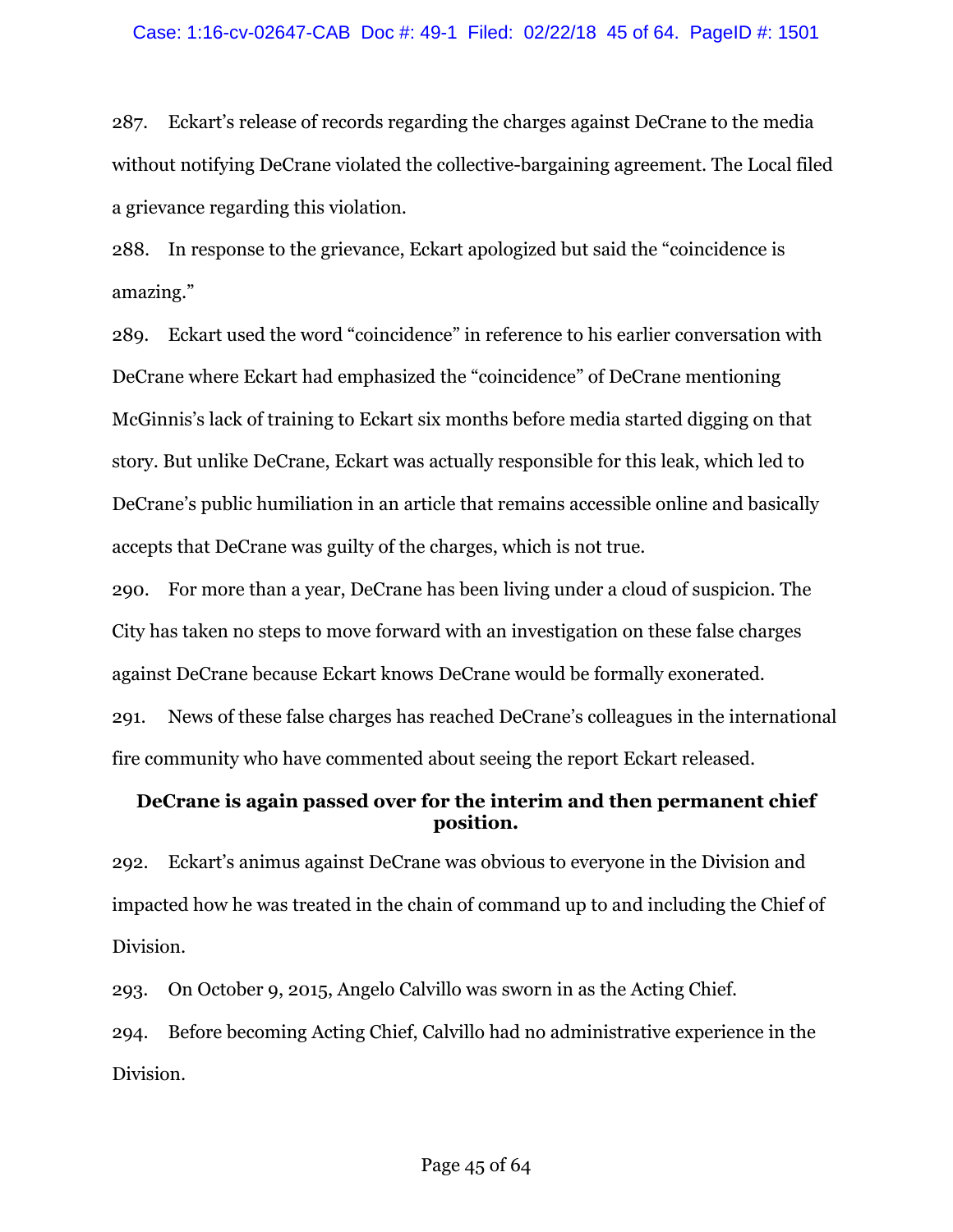287. Eckart's release of records regarding the charges against DeCrane to the media without notifying DeCrane violated the collective-bargaining agreement. The Local filed a grievance regarding this violation.

288. In response to the grievance, Eckart apologized but said the "coincidence is amazing."

289. Eckart used the word "coincidence" in reference to his earlier conversation with DeCrane where Eckart had emphasized the "coincidence" of DeCrane mentioning McGinnis's lack of training to Eckart six months before media started digging on that story. But unlike DeCrane, Eckart was actually responsible for this leak, which led to DeCrane's public humiliation in an article that remains accessible online and basically accepts that DeCrane was guilty of the charges, which is not true.

290. For more than a year, DeCrane has been living under a cloud of suspicion. The City has taken no steps to move forward with an investigation on these false charges against DeCrane because Eckart knows DeCrane would be formally exonerated.

291. News of these false charges has reached DeCrane's colleagues in the international fire community who have commented about seeing the report Eckart released.

**DeCrane is again passed over for the interim and then permanent chief position.**

292. Eckart's animus against DeCrane was obvious to everyone in the Division and impacted how he was treated in the chain of command up to and including the Chief of Division.

293. On October 9, 2015, Angelo Calvillo was sworn in as the Acting Chief.

294. Before becoming Acting Chief, Calvillo had no administrative experience in the Division.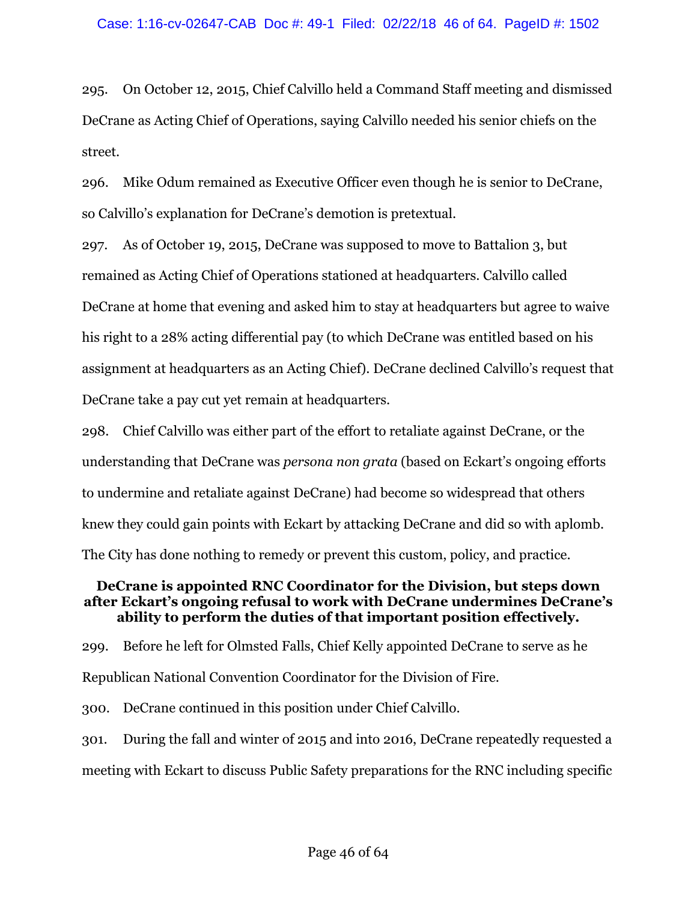295. On October 12, 2015, Chief Calvillo held a Command Staff meeting and dismissed DeCrane as Acting Chief of Operations, saying Calvillo needed his senior chiefs on the street.

296. Mike Odum remained as Executive Officer even though he is senior to DeCrane, so Calvillo's explanation for DeCrane's demotion is pretextual.

297. As of October 19, 2015, DeCrane was supposed to move to Battalion 3, but remained as Acting Chief of Operations stationed at headquarters. Calvillo called DeCrane at home that evening and asked him to stay at headquarters but agree to waive his right to a 28% acting differential pay (to which DeCrane was entitled based on his assignment at headquarters as an Acting Chief). DeCrane declined Calvillo's request that DeCrane take a pay cut yet remain at headquarters.

298. Chief Calvillo was either part of the effort to retaliate against DeCrane, or the understanding that DeCrane was *persona non grata* (based on Eckart's ongoing efforts to undermine and retaliate against DeCrane) had become so widespread that others knew they could gain points with Eckart by attacking DeCrane and did so with aplomb. The City has done nothing to remedy or prevent this custom, policy, and practice.

**DeCrane is appointed RNC Coordinator for the Division, but steps down after Eckart's ongoing refusal to work with DeCrane undermines DeCrane's ability to perform the duties of that important position effectively.**

299. Before he left for Olmsted Falls, Chief Kelly appointed DeCrane to serve as he Republican National Convention Coordinator for the Division of Fire.

300. DeCrane continued in this position under Chief Calvillo.

301. During the fall and winter of 2015 and into 2016, DeCrane repeatedly requested a meeting with Eckart to discuss Public Safety preparations for the RNC including specific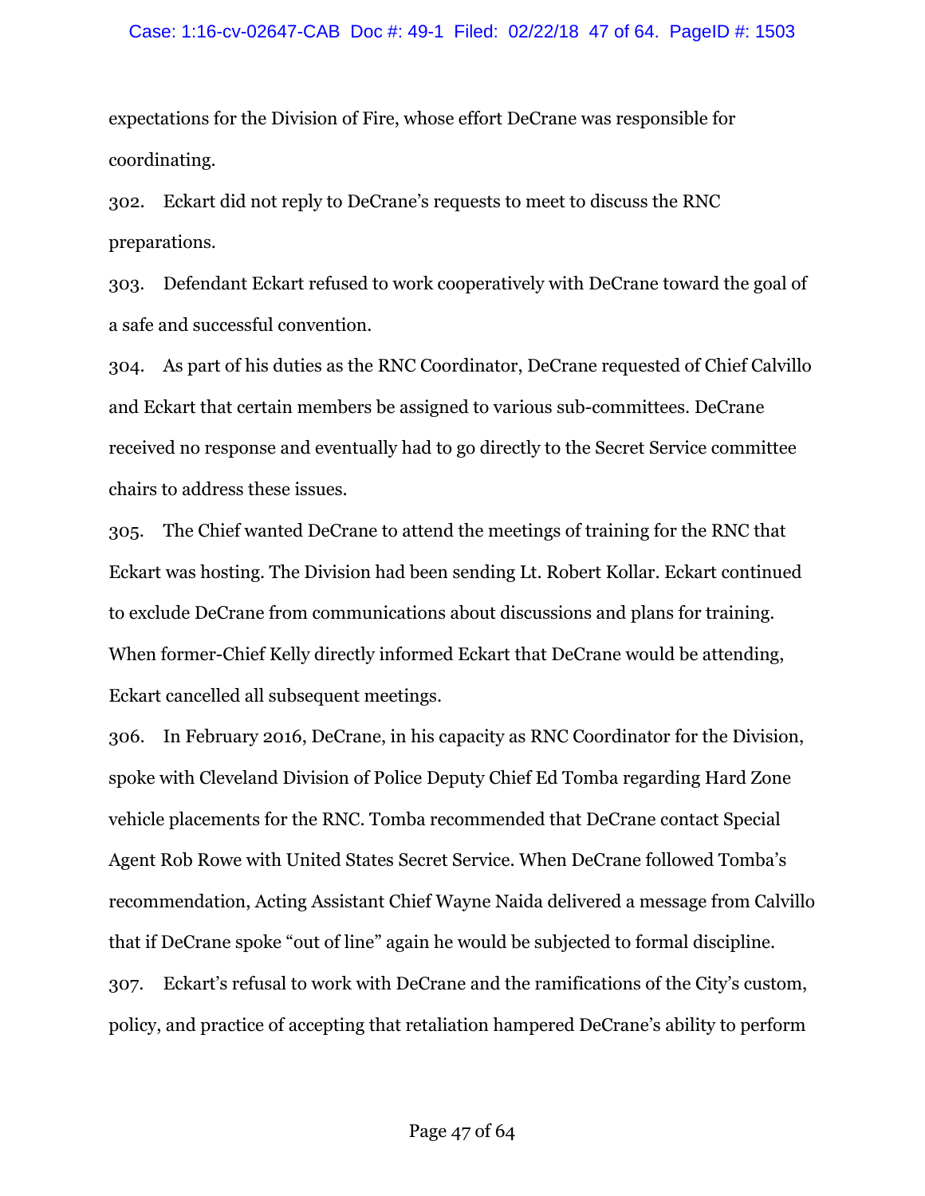expectations for the Division of Fire, whose effort DeCrane was responsible for coordinating.

302. Eckart did not reply to DeCrane's requests to meet to discuss the RNC preparations.

303. Defendant Eckart refused to work cooperatively with DeCrane toward the goal of a safe and successful convention.

304. As part of his duties as the RNC Coordinator, DeCrane requested of Chief Calvillo and Eckart that certain members be assigned to various sub-committees. DeCrane received no response and eventually had to go directly to the Secret Service committee chairs to address these issues.

305. The Chief wanted DeCrane to attend the meetings of training for the RNC that Eckart was hosting. The Division had been sending Lt. Robert Kollar. Eckart continued to exclude DeCrane from communications about discussions and plans for training. When former-Chief Kelly directly informed Eckart that DeCrane would be attending, Eckart cancelled all subsequent meetings.

306. In February 2016, DeCrane, in his capacity as RNC Coordinator for the Division, spoke with Cleveland Division of Police Deputy Chief Ed Tomba regarding Hard Zone vehicle placements for the RNC. Tomba recommended that DeCrane contact Special Agent Rob Rowe with United States Secret Service. When DeCrane followed Tomba's recommendation, Acting Assistant Chief Wayne Naida delivered a message from Calvillo that if DeCrane spoke "out of line" again he would be subjected to formal discipline.

307. Eckart's refusal to work with DeCrane and the ramifications of the City's custom, policy, and practice of accepting that retaliation hampered DeCrane's ability to perform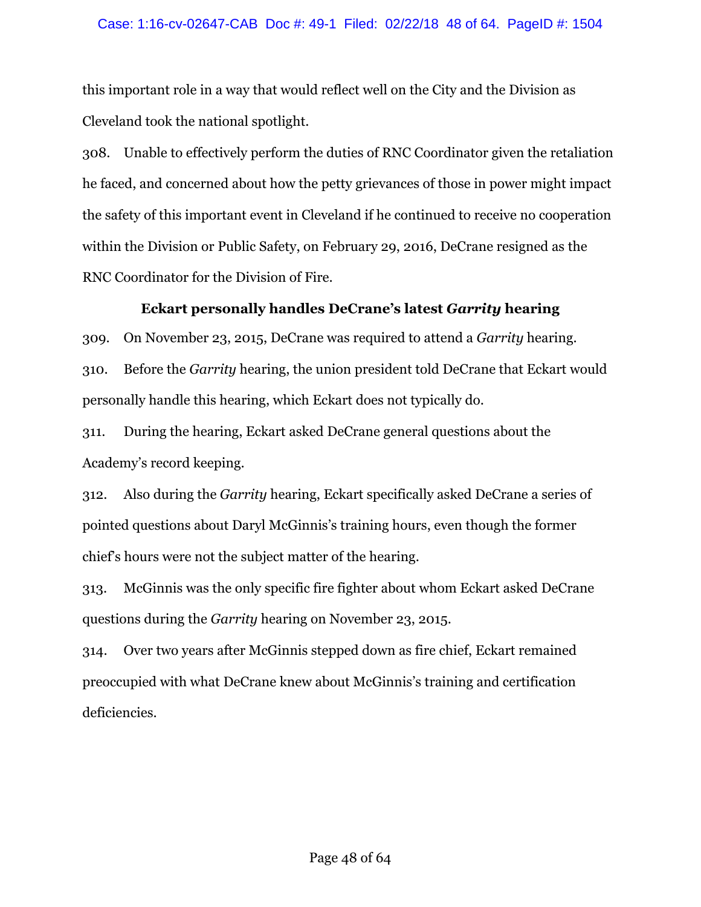this important role in a way that would reflect well on the City and the Division as Cleveland took the national spotlight.

308. Unable to effectively perform the duties of RNC Coordinator given the retaliation he faced, and concerned about how the petty grievances of those in power might impact the safety of this important event in Cleveland if he continued to receive no cooperation within the Division or Public Safety, on February 29, 2016, DeCrane resigned as the RNC Coordinator for the Division of Fire.

### Eckart personally handles DeCrane's latest *Garrity* hearing

309. On November 23, 2015, DeCrane was required to attend a *Garrity* hearing.

310. Before the *Garrity* hearing, the union president told DeCrane that Eckart would personally handle this hearing, which Eckart does not typically do.

311. During the hearing, Eckart asked DeCrane general questions about the Academy's record keeping.

312. Also during the *Garrity* hearing, Eckart specifically asked DeCrane a series of pointed questions about Daryl McGinnis's training hours, even though the former chief's hours were not the subject matter of the hearing.

313. McGinnis was the only specific fire fighter about whom Eckart asked DeCrane questions during the *Garrity* hearing on November 23, 2015.

314. Over two years after McGinnis stepped down as fire chief, Eckart remained preoccupied with what DeCrane knew about McGinnis's training and certification deficiencies.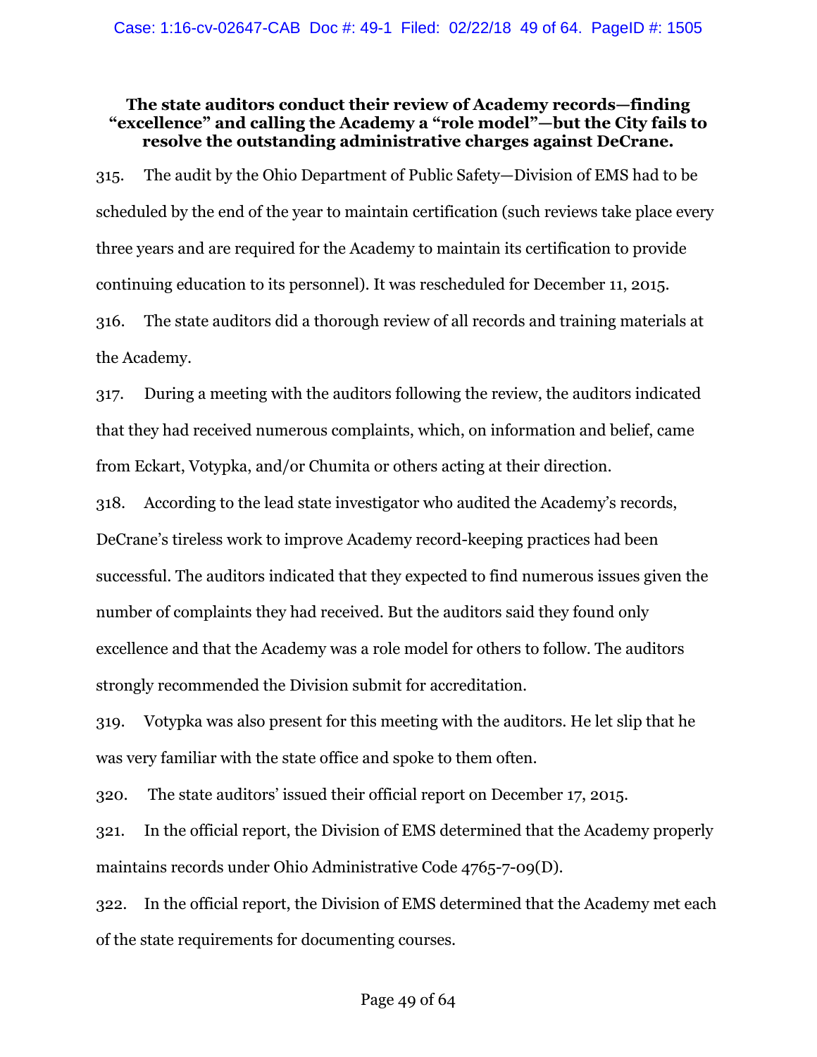**The state auditors conduct their review of Academy records—finding "excellence" and calling the Academy a "role model"—but the City fails to resolve the outstanding administrative charges against DeCrane.**

315. The audit by the Ohio Department of Public Safety—Division of EMS had to be scheduled by the end of the year to maintain certification (such reviews take place every three years and are required for the Academy to maintain its certification to provide continuing education to its personnel). It was rescheduled for December 11, 2015.

316. The state auditors did a thorough review of all records and training materials at the Academy.

317. During a meeting with the auditors following the review, the auditors indicated that they had received numerous complaints, which, on information and belief, came from Eckart, Votypka, and/or Chumita or others acting at their direction.

318. According to the lead state investigator who audited the Academy's records, DeCrane's tireless work to improve Academy record-keeping practices had been successful. The auditors indicated that they expected to find numerous issues given the number of complaints they had received. But the auditors said they found only excellence and that the Academy was a role model for others to follow. The auditors strongly recommended the Division submit for accreditation.

319. Votypka was also present for this meeting with the auditors. He let slip that he was very familiar with the state office and spoke to them often.

320. The state auditors' issued their official report on December 17, 2015.

321. In the official report, the Division of EMS determined that the Academy properly maintains records under Ohio Administrative Code 4765-7-09(D).

322. In the official report, the Division of EMS determined that the Academy met each of the state requirements for documenting courses.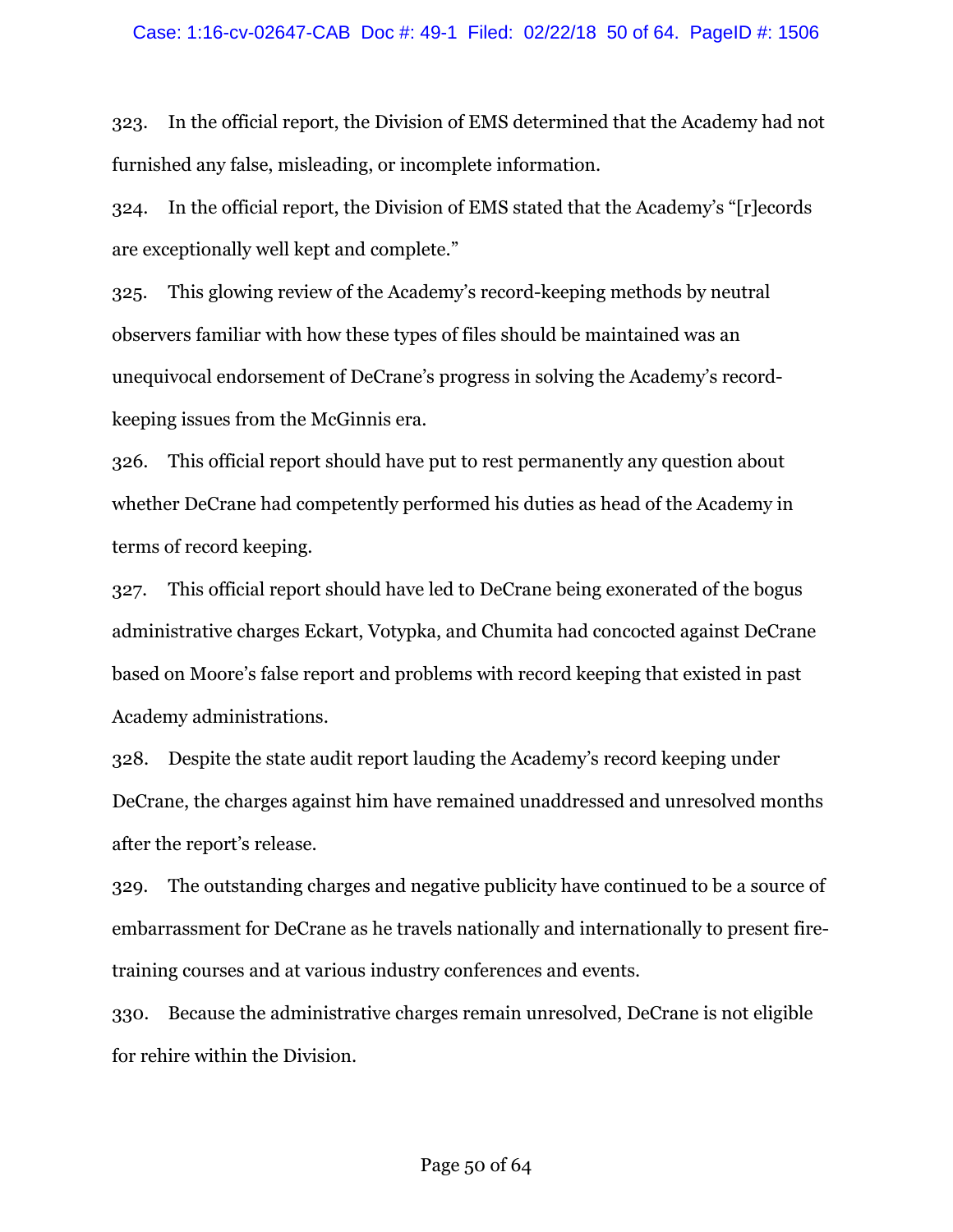323. In the official report, the Division of EMS determined that the Academy had not furnished any false, misleading, or incomplete information.

324. In the official report, the Division of EMS stated that the Academy's "[r]ecords are exceptionally well kept and complete."

325. This glowing review of the Academy's record-keeping methods by neutral observers familiar with how these types of files should be maintained was an unequivocal endorsement of DeCrane's progress in solving the Academy's record-keeping issues from the McGinnis era.

326. This official report should have put to rest permanently any question about whether DeCrane had competently performed his duties as head of the Academy in terms of record keeping.

327. This official report should have led to DeCrane being exonerated of the bogus administrative charges Eckart, Votypka, and Chumita had concocted against DeCrane based on Moore's false report and problems with record keeping that existed in past Academy administrations.

328. Despite the state audit report lauding the Academy's record keeping under DeCrane, the charges against him have remained unaddressed and unresolved months after the report's release.

329. The outstanding charges and negative publicity have continued to be a source of embarrassment for DeCrane as he travels nationally and internationally to present fire-training courses and at various industry conferences and events.

330. Because the administrative charges remain unresolved, DeCrane is not eligible for rehire within the Division.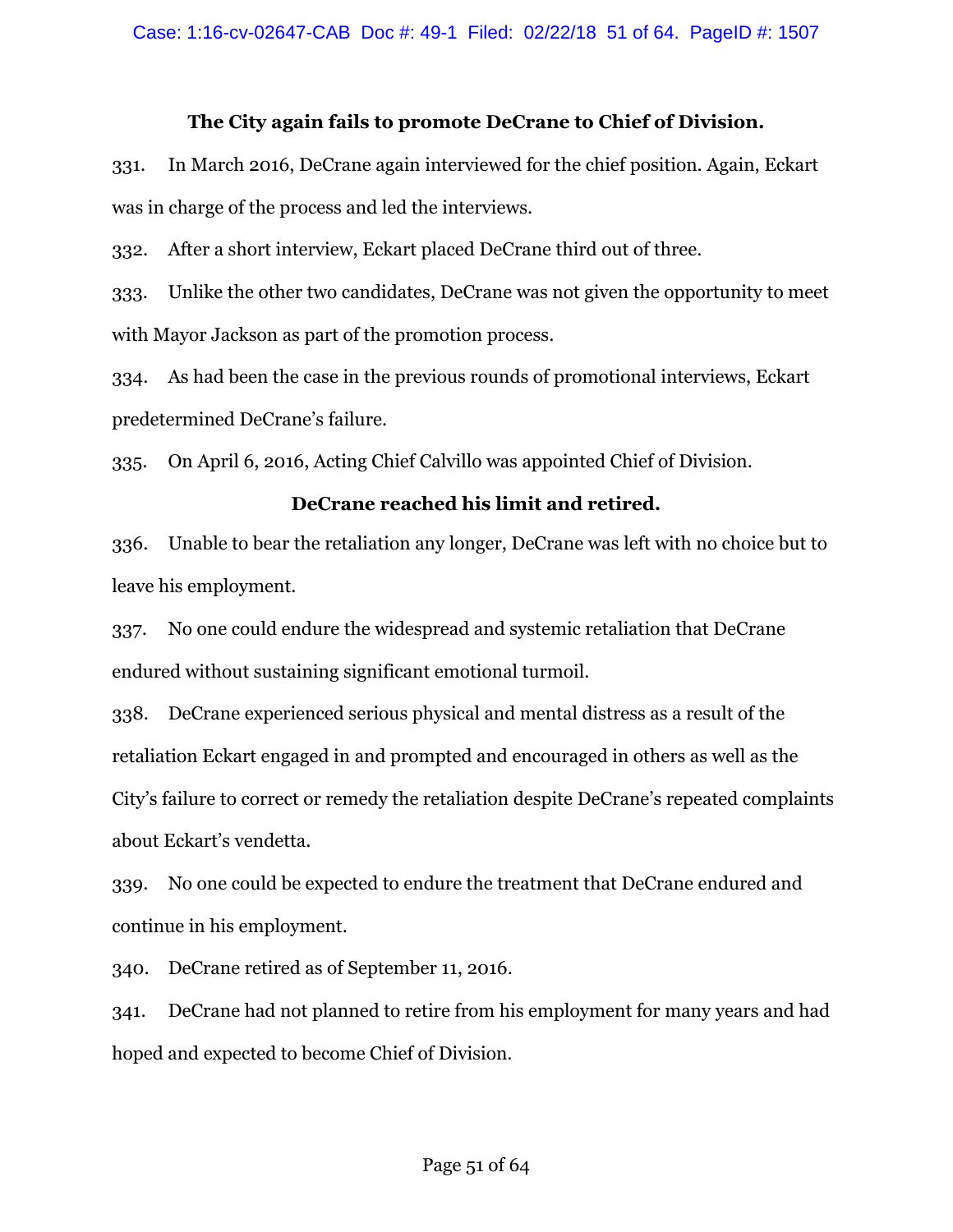### The City again fails to promote DeCrane to Chief of Division.

331. In March 2016, DeCrane again interviewed for the chief position. Again, Eckart was in charge of the process and led the interviews.

332. After a short interview, Eckart placed DeCrane third out of three.

333. Unlike the other two candidates, DeCrane was not given the opportunity to meet with Mayor Jackson as part of the promotion process.

334. As had been the case in the previous rounds of promotional interviews, Eckart predetermined DeCrane's failure.

335. On April 6, 2016, Acting Chief Calvillo was appointed Chief of Division.

### DeCrane reached his limit and retired.

336. Unable to bear the retaliation any longer, DeCrane was left with no choice but to leave his employment.

337. No one could endure the widespread and systemic retaliation that DeCrane endured without sustaining significant emotional turmoil.

338. DeCrane experienced serious physical and mental distress as a result of the retaliation Eckart engaged in and prompted and encouraged in others as well as the City's failure to correct or remedy the retaliation despite DeCrane's repeated complaints about Eckart's vendetta.

339. No one could be expected to endure the treatment that DeCrane endured and continue in his employment.

340. DeCrane retired as of September 11, 2016.

341. DeCrane had not planned to retire from his employment for many years and had hoped and expected to become Chief of Division.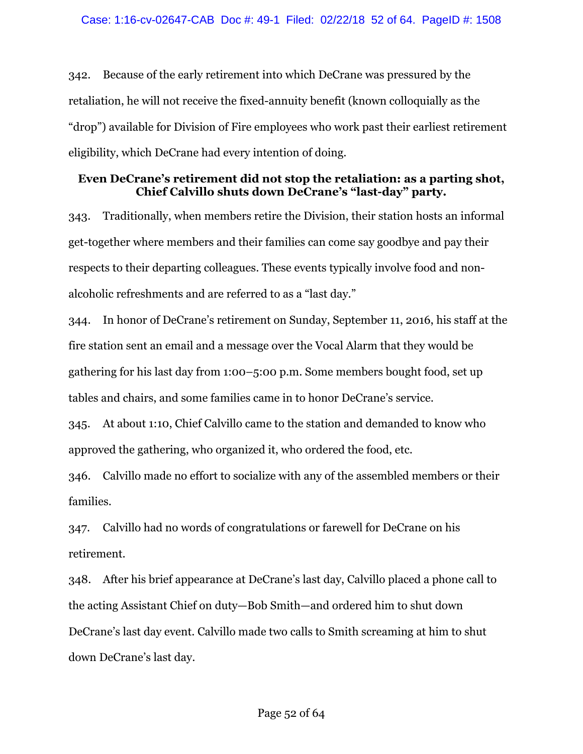342. Because of the early retirement into which DeCrane was pressured by the retaliation, he will not receive the fixed-annuity benefit (known colloquially as the "drop") available for Division of Fire employees who work past their earliest retirement eligibility, which DeCrane had every intention of doing.

**Even DeCrane's retirement did not stop the retaliation: as a parting shot, Chief Calvillo shuts down DeCrane's "last-day" party.**

343. Traditionally, when members retire the Division, their station hosts an informal get-together where members and their families can come say goodbye and pay their respects to their departing colleagues. These events typically involve food and non-alcoholic refreshments and are referred to as a "last day."

344. In honor of DeCrane's retirement on Sunday, September 11, 2016, his staff at the fire station sent an email and a message over the Vocal Alarm that they would be gathering for his last day from 1:00–5:00 p.m. Some members bought food, set up tables and chairs, and some families came in to honor DeCrane's service.

345. At about 1:10, Chief Calvillo came to the station and demanded to know who approved the gathering, who organized it, who ordered the food, etc.

346. Calvillo made no effort to socialize with any of the assembled members or their families.

347. Calvillo had no words of congratulations or farewell for DeCrane on his retirement.

348. After his brief appearance at DeCrane's last day, Calvillo placed a phone call to the acting Assistant Chief on duty—Bob Smith—and ordered him to shut down DeCrane's last day event. Calvillo made two calls to Smith screaming at him to shut down DeCrane's last day.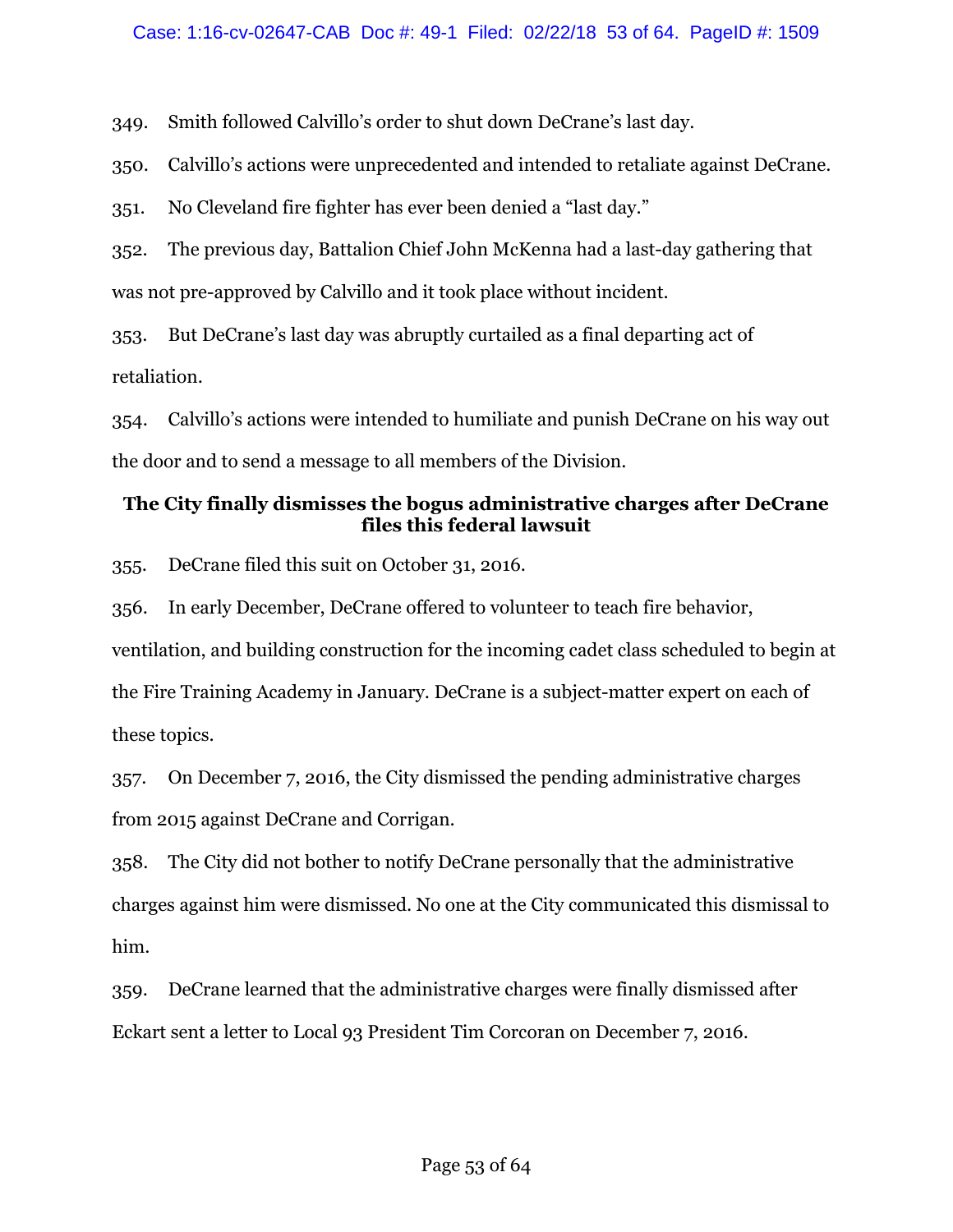349. Smith followed Calvillo's order to shut down DeCrane's last day.

350. Calvillo's actions were unprecedented and intended to retaliate against DeCrane.

351. No Cleveland fire fighter has ever been denied a "last day."

352. The previous day, Battalion Chief John McKenna had a last-day gathering that was not pre-approved by Calvillo and it took place without incident.

353. But DeCrane's last day was abruptly curtailed as a final departing act of retaliation.

354. Calvillo's actions were intended to humiliate and punish DeCrane on his way out the door and to send a message to all members of the Division.

**The City finally dismisses the bogus administrative charges after DeCrane files this federal lawsuit**

355. DeCrane filed this suit on October 31, 2016.

356. In early December, DeCrane offered to volunteer to teach fire behavior, ventilation, and building construction for the incoming cadet class scheduled to begin at the Fire Training Academy in January. DeCrane is a subject-matter expert on each of these topics.

357. On December 7, 2016, the City dismissed the pending administrative charges from 2015 against DeCrane and Corrigan.

358. The City did not bother to notify DeCrane personally that the administrative charges against him were dismissed. No one at the City communicated this dismissal to him.

359. DeCrane learned that the administrative charges were finally dismissed after Eckart sent a letter to Local 93 President Tim Corcoran on December 7, 2016.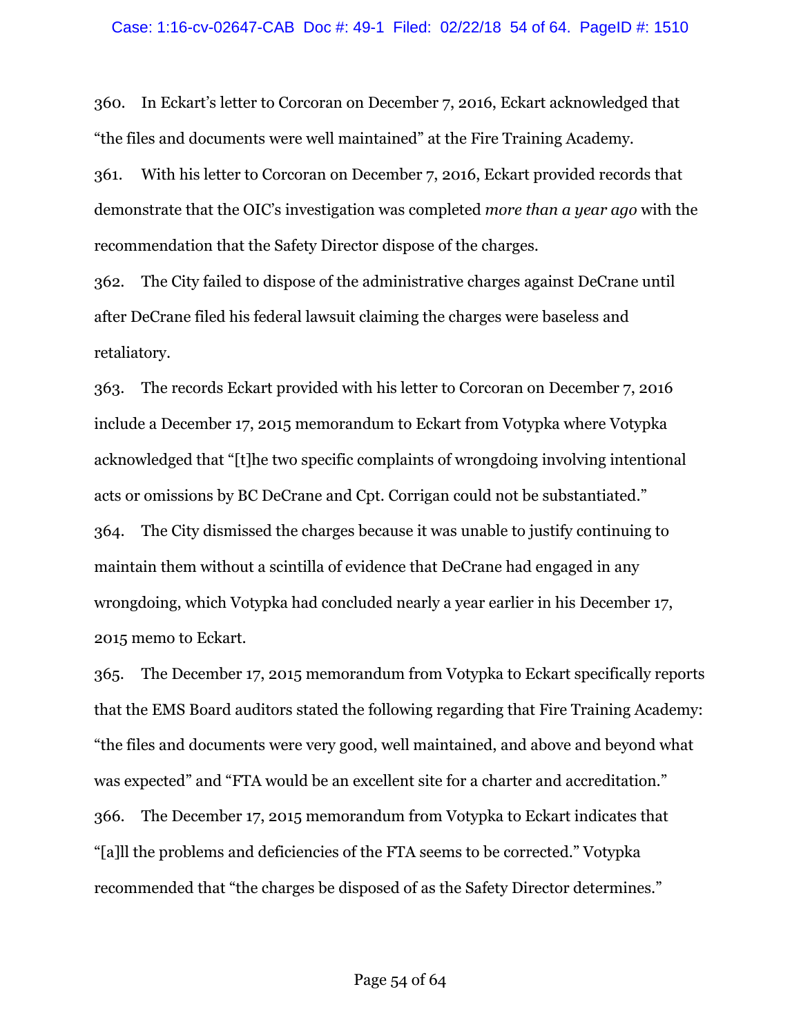360. In Eckart's letter to Corcoran on December 7, 2016, Eckart acknowledged that "the files and documents were well maintained" at the Fire Training Academy.

361. With his letter to Corcoran on December 7, 2016, Eckart provided records that demonstrate that the OIC's investigation was completed *more than a year ago* with the recommendation that the Safety Director dispose of the charges.

362. The City failed to dispose of the administrative charges against DeCrane until after DeCrane filed his federal lawsuit claiming the charges were baseless and retaliatory.

363. The records Eckart provided with his letter to Corcoran on December 7, 2016 include a December 17, 2015 memorandum to Eckart from Votypka where Votypka acknowledged that "[t]he two specific complaints of wrongdoing involving intentional acts or omissions by BC DeCrane and Cpt. Corrigan could not be substantiated."

364. The City dismissed the charges because it was unable to justify continuing to maintain them without a scintilla of evidence that DeCrane had engaged in any wrongdoing, which Votypka had concluded nearly a year earlier in his December 17, 2015 memo to Eckart.

365. The December 17, 2015 memorandum from Votypka to Eckart specifically reports that the EMS Board auditors stated the following regarding that Fire Training Academy: "the files and documents were very good, well maintained, and above and beyond what was expected" and "FTA would be an excellent site for a charter and accreditation."

366. The December 17, 2015 memorandum from Votypka to Eckart indicates that "[a]ll the problems and deficiencies of the FTA seems to be corrected." Votypka recommended that "the charges be disposed of as the Safety Director determines."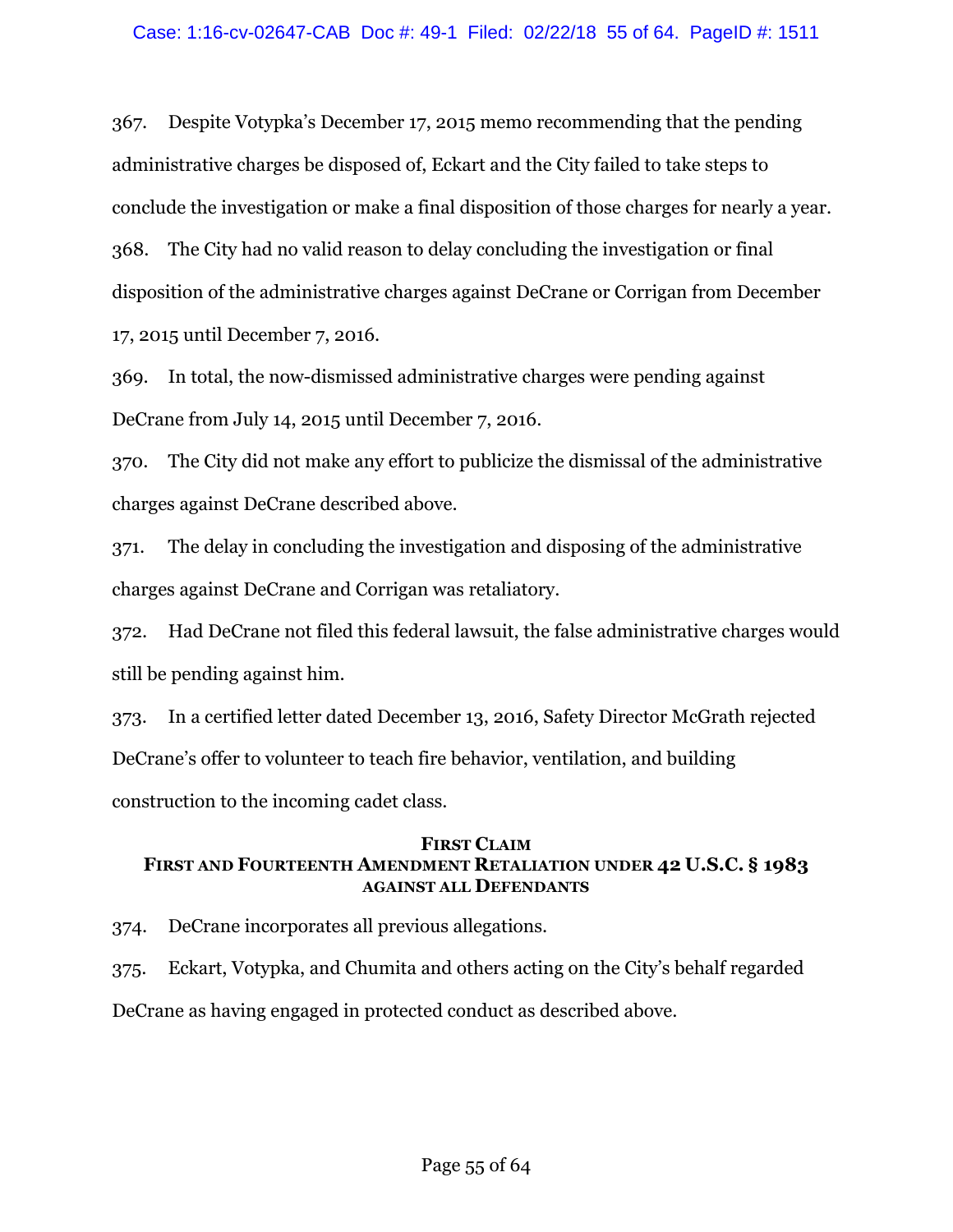367. Despite Votypka's December 17, 2015 memo recommending that the pending administrative charges be disposed of, Eckart and the City failed to take steps to conclude the investigation or make a final disposition of those charges for nearly a year.

368. The City had no valid reason to delay concluding the investigation or final disposition of the administrative charges against DeCrane or Corrigan from December 17, 2015 until December 7, 2016.

369. In total, the now-dismissed administrative charges were pending against DeCrane from July 14, 2015 until December 7, 2016.

370. The City did not make any effort to publicize the dismissal of the administrative charges against DeCrane described above.

371. The delay in concluding the investigation and disposing of the administrative charges against DeCrane and Corrigan was retaliatory.

372. Had DeCrane not filed this federal lawsuit, the false administrative charges would still be pending against him.

373. In a certified letter dated December 13, 2016, Safety Director McGrath rejected DeCrane's offer to volunteer to teach fire behavior, ventilation, and building construction to the incoming cadet class.

## FIRST CLAIM
## FIRST AND FOURTEENTH AMENDMENT RETALIATION UNDER 42 U.S.C. § 1983 AGAINST ALL DEFENDANTS

374. DeCrane incorporates all previous allegations.

375. Eckart, Votypka, and Chumita and others acting on the City's behalf regarded DeCrane as having engaged in protected conduct as described above.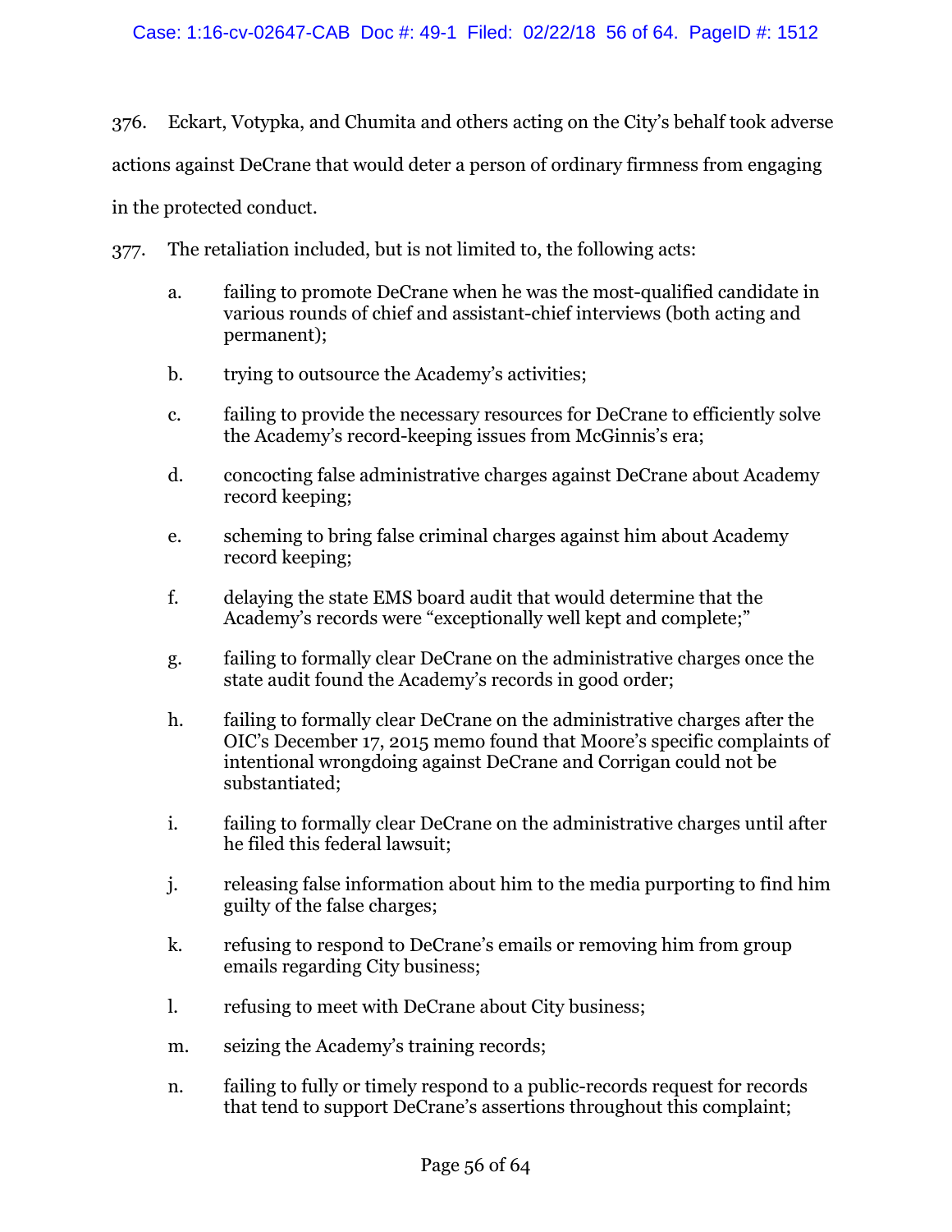376. Eckart, Votypka, and Chumita and others acting on the City's behalf took adverse actions against DeCrane that would deter a person of ordinary firmness from engaging in the protected conduct.

377. The retaliation included, but is not limited to, the following acts:

a. failing to promote DeCrane when he was the most-qualified candidate in various rounds of chief and assistant-chief interviews (both acting and permanent);

b. trying to outsource the Academy's activities;

c. failing to provide the necessary resources for DeCrane to efficiently solve the Academy's record-keeping issues from McGinnis's era;

d. concocting false administrative charges against DeCrane about Academy record keeping;

e. scheming to bring false criminal charges against him about Academy record keeping;

f. delaying the state EMS board audit that would determine that the Academy's records were "exceptionally well kept and complete;"

g. failing to formally clear DeCrane on the administrative charges once the state audit found the Academy's records in good order;

h. failing to formally clear DeCrane on the administrative charges after the OIC's December 17, 2015 memo found that Moore's specific complaints of intentional wrongdoing against DeCrane and Corrigan could not be substantiated;

i. failing to formally clear DeCrane on the administrative charges until after he filed this federal lawsuit;

j. releasing false information about him to the media purporting to find him guilty of the false charges;

k. refusing to respond to DeCrane's emails or removing him from group emails regarding City business;

l. refusing to meet with DeCrane about City business;

m. seizing the Academy's training records;

n. failing to fully or timely respond to a public-records request for records that tend to support DeCrane's assertions throughout this complaint;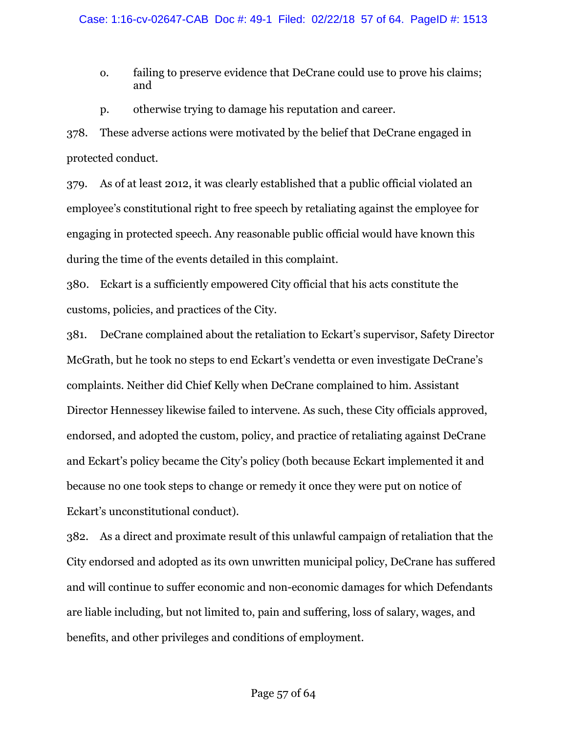o. failing to preserve evidence that DeCrane could use to prove his claims; and

p. otherwise trying to damage his reputation and career.

378. These adverse actions were motivated by the belief that DeCrane engaged in protected conduct.

379. As of at least 2012, it was clearly established that a public official violated an employee's constitutional right to free speech by retaliating against the employee for engaging in protected speech. Any reasonable public official would have known this during the time of the events detailed in this complaint.

380. Eckart is a sufficiently empowered City official that his acts constitute the customs, policies, and practices of the City.

381. DeCrane complained about the retaliation to Eckart's supervisor, Safety Director McGrath, but he took no steps to end Eckart's vendetta or even investigate DeCrane's complaints. Neither did Chief Kelly when DeCrane complained to him. Assistant Director Hennessey likewise failed to intervene. As such, these City officials approved, endorsed, and adopted the custom, policy, and practice of retaliating against DeCrane and Eckart's policy became the City's policy (both because Eckart implemented it and because no one took steps to change or remedy it once they were put on notice of Eckart's unconstitutional conduct).

382. As a direct and proximate result of this unlawful campaign of retaliation that the City endorsed and adopted as its own unwritten municipal policy, DeCrane has suffered and will continue to suffer economic and non-economic damages for which Defendants are liable including, but not limited to, pain and suffering, loss of salary, wages, and benefits, and other privileges and conditions of employment.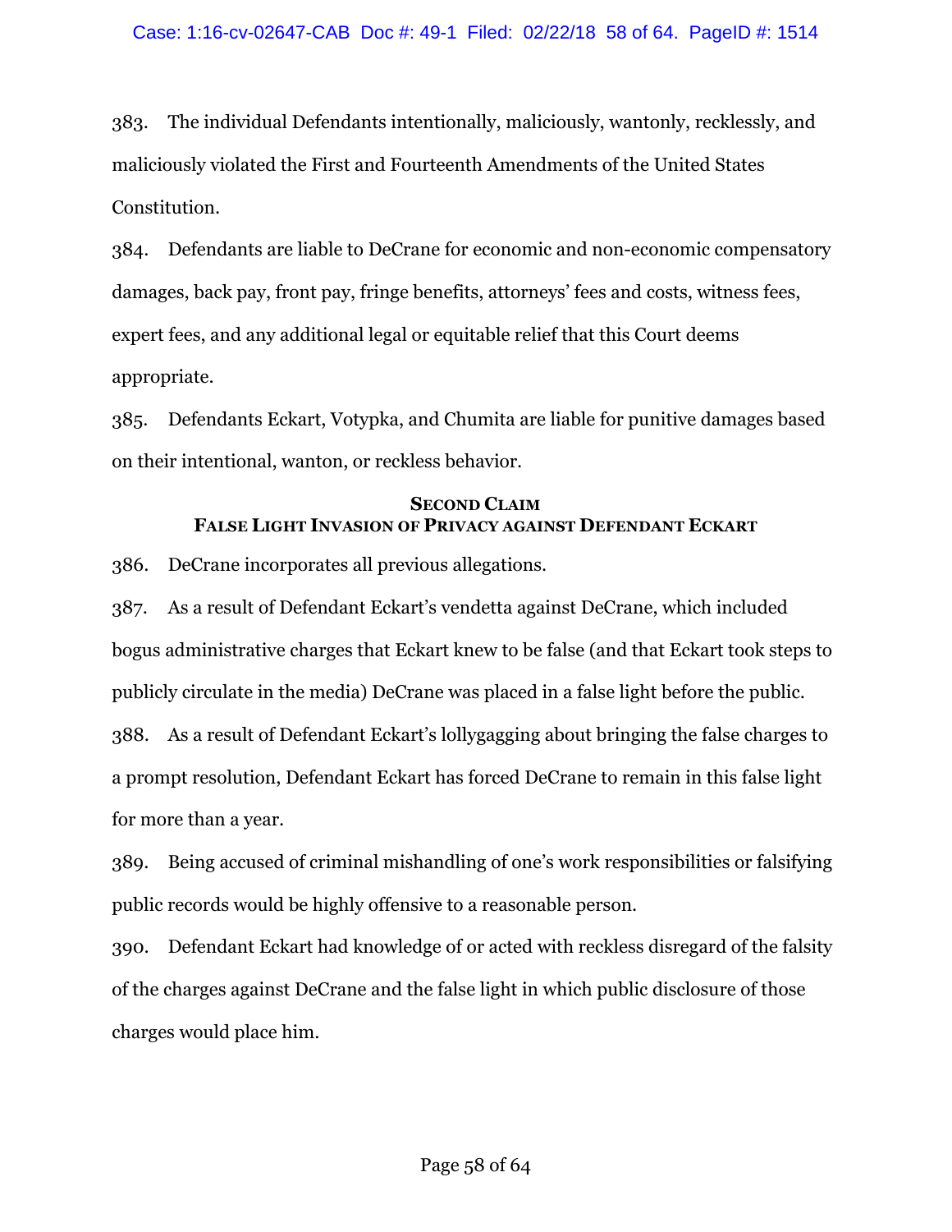383. The individual Defendants intentionally, maliciously, wantonly, recklessly, and maliciously violated the First and Fourteenth Amendments of the United States Constitution.

384. Defendants are liable to DeCrane for economic and non-economic compensatory damages, back pay, front pay, fringe benefits, attorneys' fees and costs, witness fees, expert fees, and any additional legal or equitable relief that this Court deems appropriate.

385. Defendants Eckart, Votypka, and Chumita are liable for punitive damages based on their intentional, wanton, or reckless behavior.

## SECOND CLAIM
## FALSE LIGHT INVASION OF PRIVACY AGAINST DEFENDANT ECKART

386. DeCrane incorporates all previous allegations.

387. As a result of Defendant Eckart's vendetta against DeCrane, which included bogus administrative charges that Eckart knew to be false (and that Eckart took steps to publicly circulate in the media) DeCrane was placed in a false light before the public.

388. As a result of Defendant Eckart's lollygagging about bringing the false charges to a prompt resolution, Defendant Eckart has forced DeCrane to remain in this false light for more than a year.

389. Being accused of criminal mishandling of one's work responsibilities or falsifying public records would be highly offensive to a reasonable person.

390. Defendant Eckart had knowledge of or acted with reckless disregard of the falsity of the charges against DeCrane and the false light in which public disclosure of those charges would place him.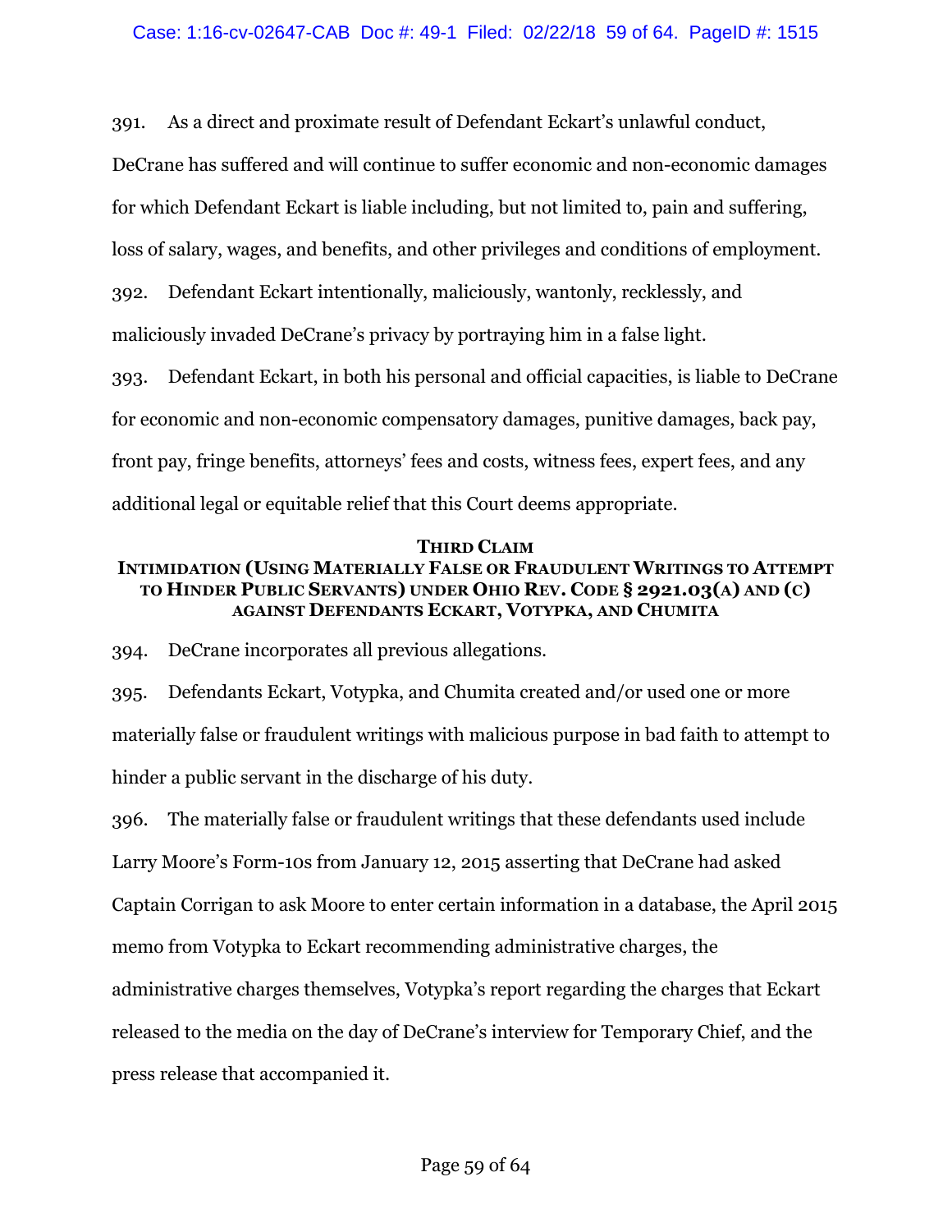391. As a direct and proximate result of Defendant Eckart's unlawful conduct, DeCrane has suffered and will continue to suffer economic and non-economic damages for which Defendant Eckart is liable including, but not limited to, pain and suffering, loss of salary, wages, and benefits, and other privileges and conditions of employment.

392. Defendant Eckart intentionally, maliciously, wantonly, recklessly, and maliciously invaded DeCrane's privacy by portraying him in a false light.

393. Defendant Eckart, in both his personal and official capacities, is liable to DeCrane for economic and non-economic compensatory damages, punitive damages, back pay, front pay, fringe benefits, attorneys' fees and costs, witness fees, expert fees, and any additional legal or equitable relief that this Court deems appropriate.

## THIRD CLAIM
## INTIMIDATION (USING MATERIALLY FALSE OR FRAUDULENT WRITINGS TO ATTEMPT TO HINDER PUBLIC SERVANTS) UNDER OHIO REV. CODE § 2921.03(A) AND (C) AGAINST DEFENDANTS ECKART, VOTYPKA, AND CHUMITA

394. DeCrane incorporates all previous allegations.

395. Defendants Eckart, Votypka, and Chumita created and/or used one or more materially false or fraudulent writings with malicious purpose in bad faith to attempt to hinder a public servant in the discharge of his duty.

396. The materially false or fraudulent writings that these defendants used include Larry Moore's Form-10s from January 12, 2015 asserting that DeCrane had asked Captain Corrigan to ask Moore to enter certain information in a database, the April 2015 memo from Votypka to Eckart recommending administrative charges, the administrative charges themselves, Votypka's report regarding the charges that Eckart released to the media on the day of DeCrane's interview for Temporary Chief, and the press release that accompanied it.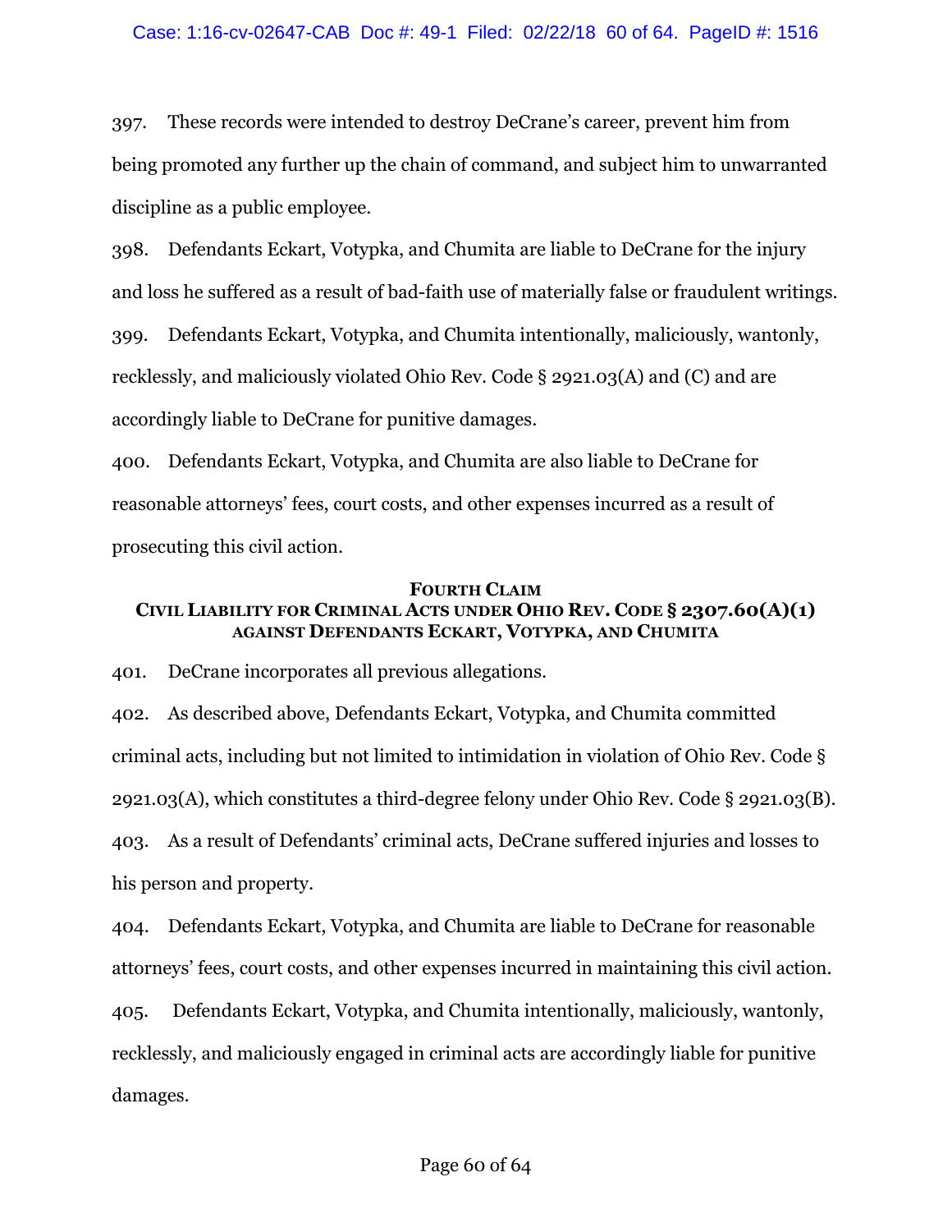397. These records were intended to destroy DeCrane's career, prevent him from being promoted any further up the chain of command, and subject him to unwarranted discipline as a public employee.

398. Defendants Eckart, Votypka, and Chumita are liable to DeCrane for the injury and loss he suffered as a result of bad-faith use of materially false or fraudulent writings.

399. Defendants Eckart, Votypka, and Chumita intentionally, maliciously, wantonly, recklessly, and maliciously violated Ohio Rev. Code § 2921.03(A) and (C) and are accordingly liable to DeCrane for punitive damages.

400. Defendants Eckart, Votypka, and Chumita are also liable to DeCrane for reasonable attorneys' fees, court costs, and other expenses incurred as a result of prosecuting this civil action.

## FOURTH CLAIM
## CIVIL LIABILITY FOR CRIMINAL ACTS UNDER OHIO REV. CODE § 2307.60(A)(1) AGAINST DEFENDANTS ECKART, VOTYPKA, AND CHUMITA

401. DeCrane incorporates all previous allegations.

402. As described above, Defendants Eckart, Votypka, and Chumita committed criminal acts, including but not limited to intimidation in violation of Ohio Rev. Code § 2921.03(A), which constitutes a third-degree felony under Ohio Rev. Code § 2921.03(B).

403. As a result of Defendants' criminal acts, DeCrane suffered injuries and losses to his person and property.

404. Defendants Eckart, Votypka, and Chumita are liable to DeCrane for reasonable attorneys' fees, court costs, and other expenses incurred in maintaining this civil action.

405. Defendants Eckart, Votypka, and Chumita intentionally, maliciously, wantonly, recklessly, and maliciously engaged in criminal acts are accordingly liable for punitive damages.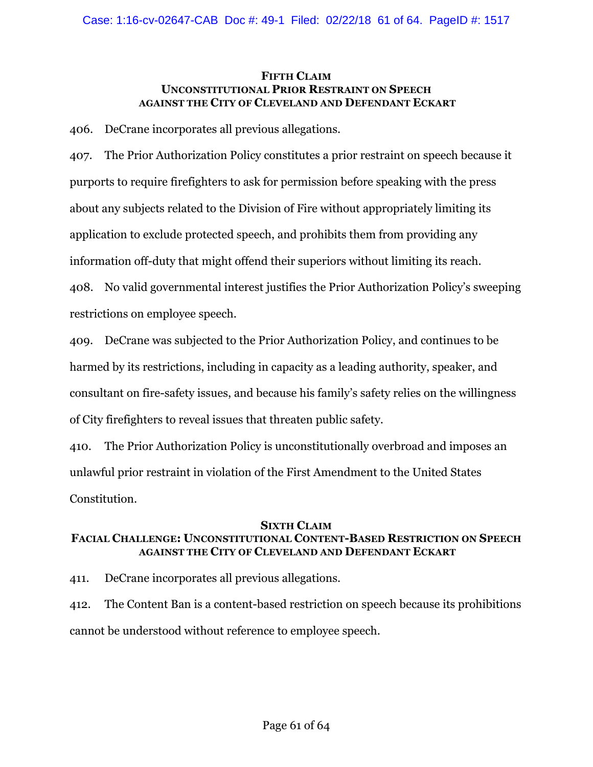### FIFTH CLAIM
### UNCONSTITUTIONAL PRIOR RESTRAINT ON SPEECH
### AGAINST THE CITY OF CLEVELAND AND DEFENDANT ECKART

406. DeCrane incorporates all previous allegations.

407. The Prior Authorization Policy constitutes a prior restraint on speech because it purports to require firefighters to ask for permission before speaking with the press about any subjects related to the Division of Fire without appropriately limiting its application to exclude protected speech, and prohibits them from providing any information off-duty that might offend their superiors without limiting its reach.

408. No valid governmental interest justifies the Prior Authorization Policy's sweeping restrictions on employee speech.

409. DeCrane was subjected to the Prior Authorization Policy, and continues to be harmed by its restrictions, including in capacity as a leading authority, speaker, and consultant on fire-safety issues, and because his family's safety relies on the willingness of City firefighters to reveal issues that threaten public safety.

410. The Prior Authorization Policy is unconstitutionally overbroad and imposes an unlawful prior restraint in violation of the First Amendment to the United States Constitution.

### SIXTH CLAIM
### FACIAL CHALLENGE: UNCONSTITUTIONAL CONTENT-BASED RESTRICTION ON SPEECH
### AGAINST THE CITY OF CLEVELAND AND DEFENDANT ECKART

411. DeCrane incorporates all previous allegations.

412. The Content Ban is a content-based restriction on speech because its prohibitions cannot be understood without reference to employee speech.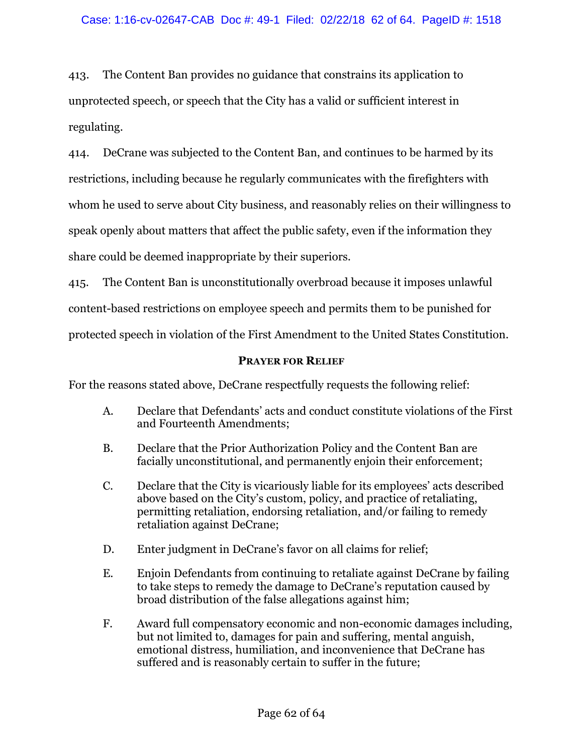413. The Content Ban provides no guidance that constrains its application to unprotected speech, or speech that the City has a valid or sufficient interest in regulating.

414. DeCrane was subjected to the Content Ban, and continues to be harmed by its restrictions, including because he regularly communicates with the firefighters with whom he used to serve about City business, and reasonably relies on their willingness to speak openly about matters that affect the public safety, even if the information they share could be deemed inappropriate by their superiors.

415. The Content Ban is unconstitutionally overbroad because it imposes unlawful content-based restrictions on employee speech and permits them to be punished for protected speech in violation of the First Amendment to the United States Constitution.

## PRAYER FOR RELIEF

For the reasons stated above, DeCrane respectfully requests the following relief:

A. Declare that Defendants' acts and conduct constitute violations of the First and Fourteenth Amendments;

B. Declare that the Prior Authorization Policy and the Content Ban are facially unconstitutional, and permanently enjoin their enforcement;

C. Declare that the City is vicariously liable for its employees' acts described above based on the City's custom, policy, and practice of retaliating, permitting retaliation, endorsing retaliation, and/or failing to remedy retaliation against DeCrane;

D. Enter judgment in DeCrane's favor on all claims for relief;

E. Enjoin Defendants from continuing to retaliate against DeCrane by failing to take steps to remedy the damage to DeCrane's reputation caused by broad distribution of the false allegations against him;

F. Award full compensatory economic and non-economic damages including, but not limited to, damages for pain and suffering, mental anguish, emotional distress, humiliation, and inconvenience that DeCrane has suffered and is reasonably certain to suffer in the future;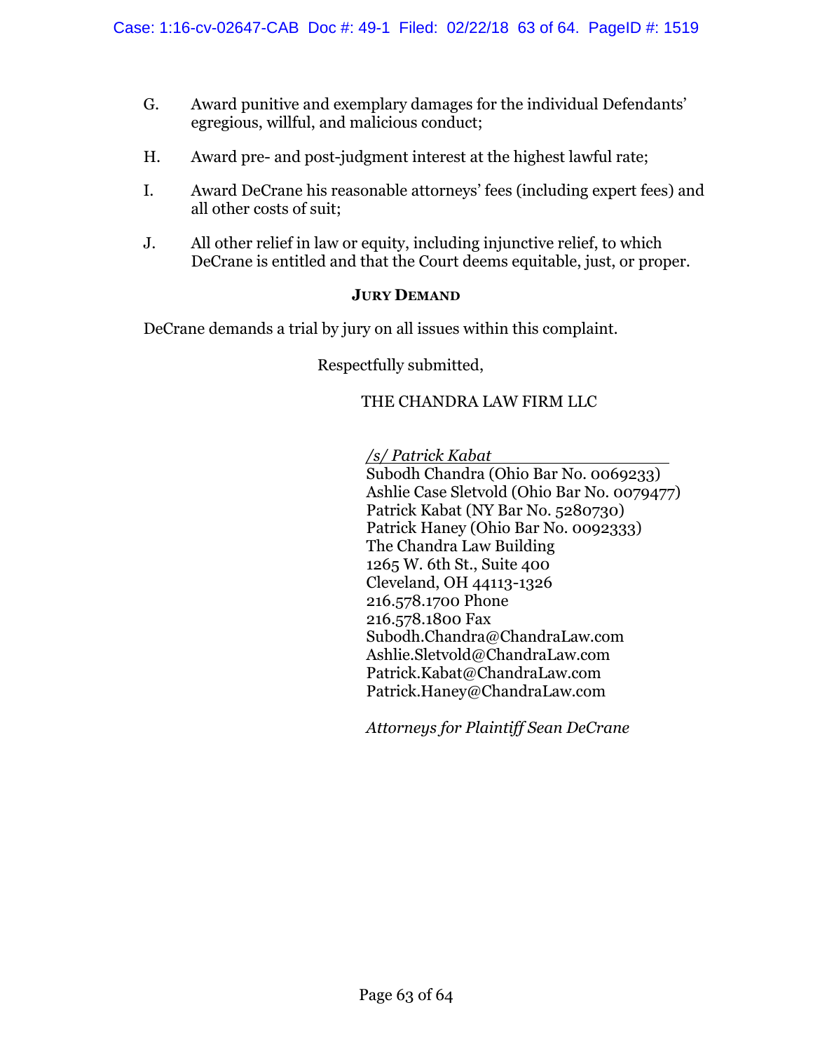G. Award punitive and exemplary damages for the individual Defendants' egregious, willful, and malicious conduct;

H. Award pre- and post-judgment interest at the highest lawful rate;

I. Award DeCrane his reasonable attorneys' fees (including expert fees) and all other costs of suit;

J. All other relief in law or equity, including injunctive relief, to which DeCrane is entitled and that the Court deems equitable, just, or proper.

**JURY DEMAND**

DeCrane demands a trial by jury on all issues within this complaint.

Respectfully submitted,

THE CHANDRA LAW FIRM LLC

*/s/ Patrick Kabat*
Subodh Chandra (Ohio Bar No. 0069233)
Ashlie Case Sletvold (Ohio Bar No. 0079477)
Patrick Kabat (NY Bar No. 5280730)
Patrick Haney (Ohio Bar No. 0092333)
The Chandra Law Building
1265 W. 6th St., Suite 400
Cleveland, OH 44113-1326
216.578.1700 Phone
216.578.1800 Fax
Subodh.Chandra@ChandraLaw.com
Ashlie.Sletvold@ChandraLaw.com
Patrick.Kabat@ChandraLaw.com
Patrick.Haney@ChandraLaw.com

*Attorneys for Plaintiff Sean DeCrane*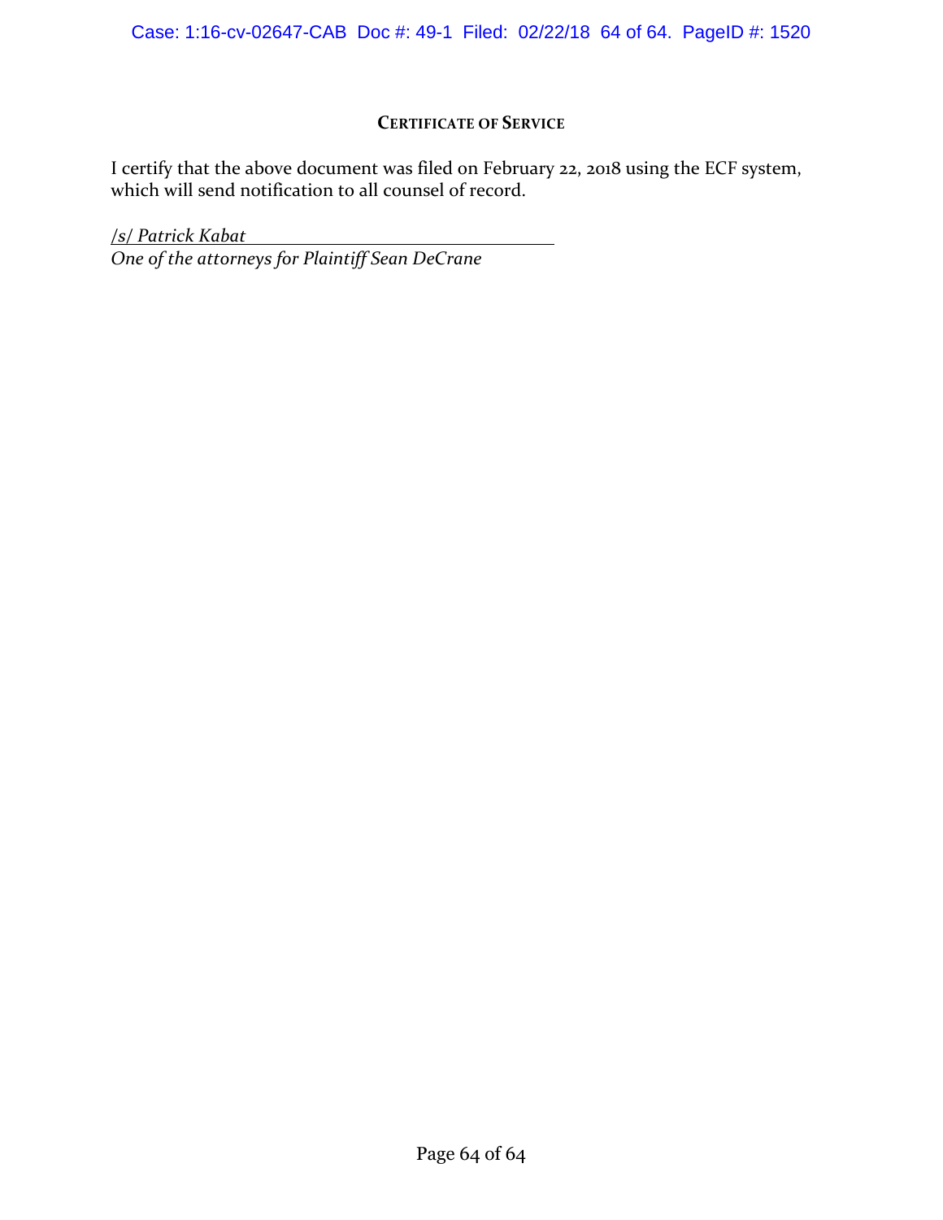**CERTIFICATE OF SERVICE**

I certify that the above document was filed on February 22, 2018 using the ECF system, which will send notification to all counsel of record.

*/s/ Patrick Kabat*
*One of the attorneys for Plaintiff Sean DeCrane*